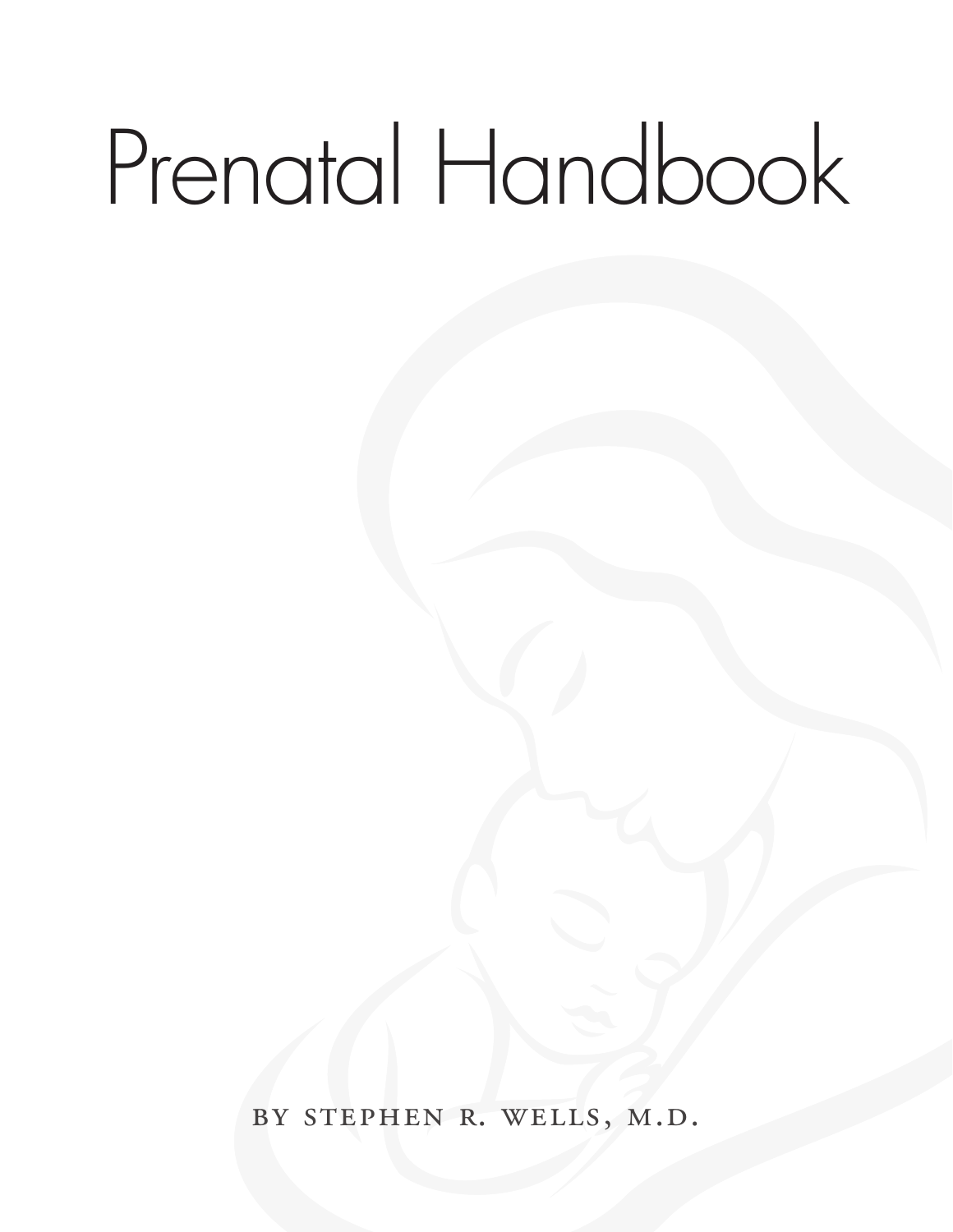# Prenatal Handbook

BY STEPHEN R. WELLS, M.D.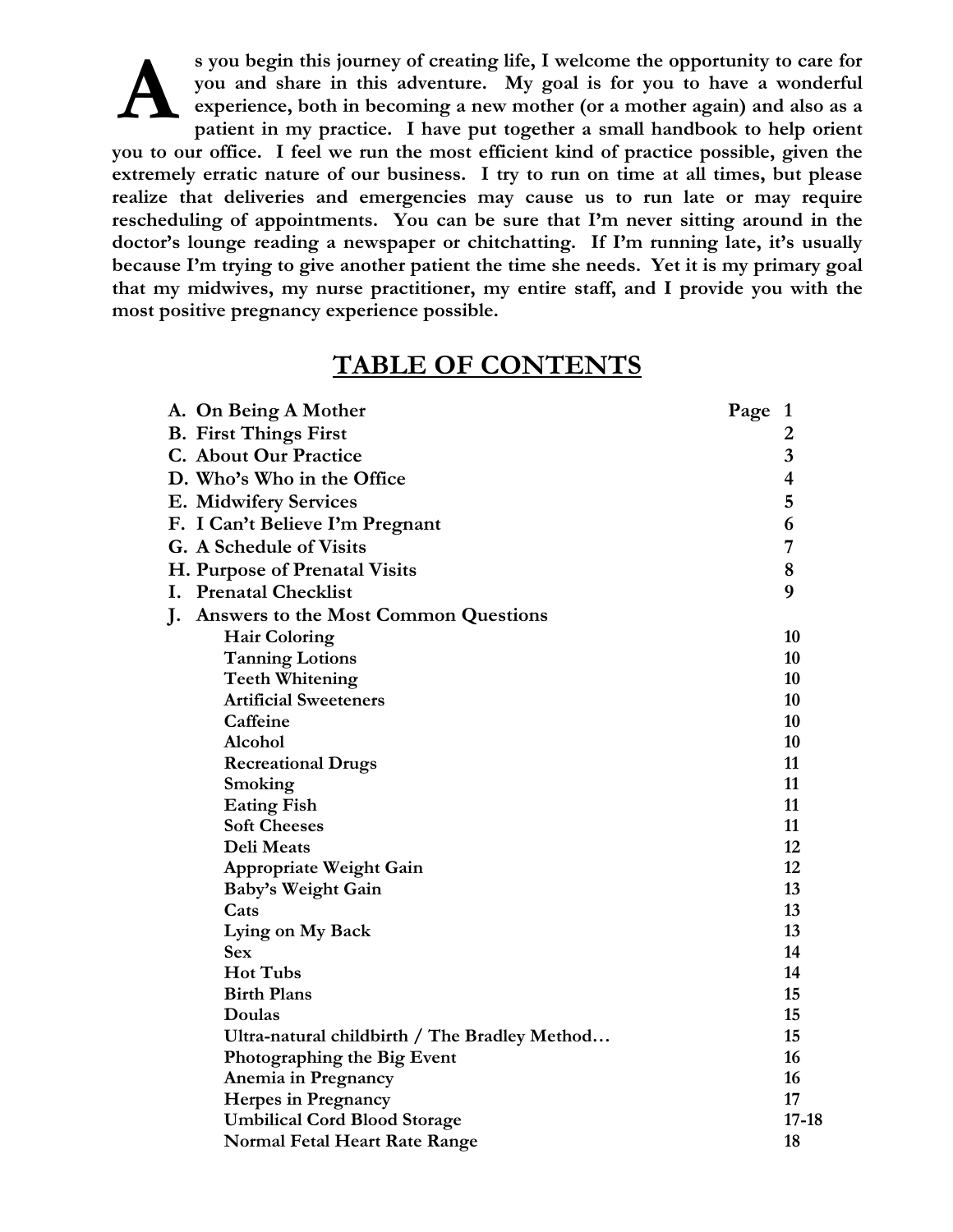**As you begin this journey of creating life, I welcome the opportunity to care for you and share in this adventure. My goal is for you to have a wonderful experience, both in becoming a new mother (or a mother again) and also as a patient in my practice. I have put together a small handbook to help orient you to our office. I feel we run the most efficient kind of practice possible, given the extremely erratic nature of our business. I try to run on time at all times, but please realize that deliveries and emergencies may cause us to run late or may require rescheduling of appointments. You can be sure that I'm never sitting around in the doctor's lounge reading a newspaper or chitchatting. If I'm running late, it's usually because I'm trying to give another patient the time she needs. Yet it is my primary goal that my midwives, my nurse practitioner, my entire staff, and I provide you with the most positive pregnancy experience possible.**

## TABLE OF CONTENTS

| | Page |
|---|---|
| **A. On Being A Mother** | 1 |
| **B. First Things First** | 2 |
| **C. About Our Practice** | 3 |
| **D. Who's Who in the Office** | 4 |
| **E. Midwifery Services** | 5 |
| **F. I Can't Believe I'm Pregnant** | 6 |
| **G. A Schedule of Visits** | 7 |
| **H. Purpose of Prenatal Visits** | 8 |
| **I. Prenatal Checklist** | 9 |
| **J. Answers to the Most Common Questions** | |
| Hair Coloring | 10 |
| Tanning Lotions | 10 |
| Teeth Whitening | 10 |
| Artificial Sweeteners | 10 |
| Caffeine | 10 |
| Alcohol | 10 |
| Recreational Drugs | 11 |
| Smoking | 11 |
| Eating Fish | 11 |
| Soft Cheeses | 11 |
| Deli Meats | 12 |
| Appropriate Weight Gain | 12 |
| Baby's Weight Gain | 13 |
| Cats | 13 |
| Lying on My Back | 13 |
| Sex | 14 |
| Hot Tubs | 14 |
| Birth Plans | 15 |
| Doulas | 15 |
| Ultra-natural childbirth / The Bradley Method… | 15 |
| Photographing the Big Event | 16 |
| Anemia in Pregnancy | 16 |
| Herpes in Pregnancy | 17 |
| Umbilical Cord Blood Storage | 17-18 |
| Normal Fetal Heart Rate Range | 18 |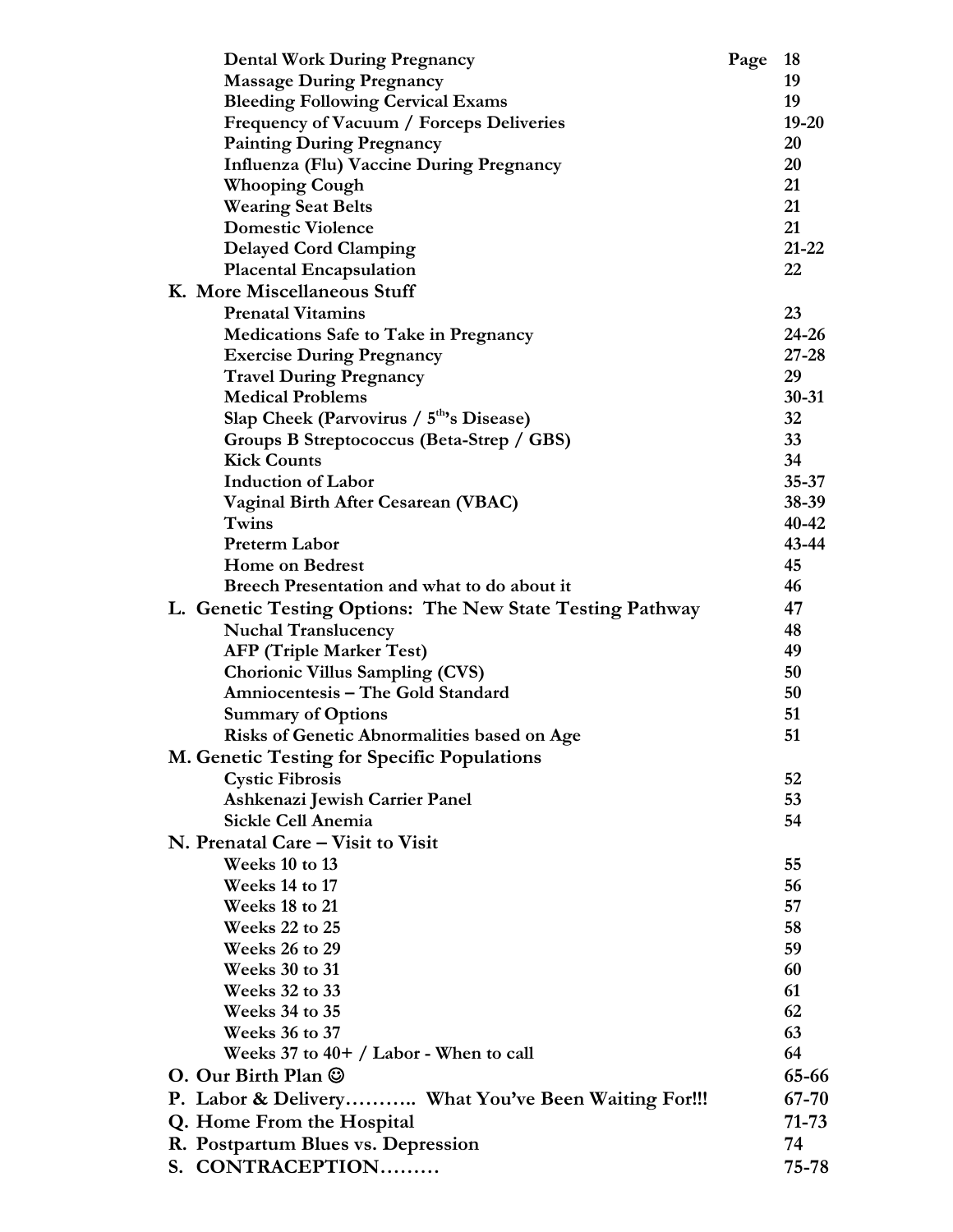| | Page |
|---|---|
| **Dental Work During Pregnancy** | **18** |
| **Massage During Pregnancy** | **19** |
| **Bleeding Following Cervical Exams** | **19** |
| **Frequency of Vacuum / Forceps Deliveries** | **19-20** |
| **Painting During Pregnancy** | **20** |
| **Influenza (Flu) Vaccine During Pregnancy** | **20** |
| **Whooping Cough** | **21** |
| **Wearing Seat Belts** | **21** |
| **Domestic Violence** | **21** |
| **Delayed Cord Clamping** | **21-22** |
| **Placental Encapsulation** | **22** |
| **K. More Miscellaneous Stuff** | |
| **Prenatal Vitamins** | **23** |
| **Medications Safe to Take in Pregnancy** | **24-26** |
| **Exercise During Pregnancy** | **27-28** |
| **Travel During Pregnancy** | **29** |
| **Medical Problems** | **30-31** |
| **Slap Cheek (Parvovirus / 5th's Disease)** | **32** |
| **Groups B Streptococcus (Beta-Strep / GBS)** | **33** |
| **Kick Counts** | **34** |
| **Induction of Labor** | **35-37** |
| **Vaginal Birth After Cesarean (VBAC)** | **38-39** |
| **Twins** | **40-42** |
| **Preterm Labor** | **43-44** |
| **Home on Bedrest** | **45** |
| **Breech Presentation and what to do about it** | **46** |
| **L. Genetic Testing Options: The New State Testing Pathway** | **47** |
| **Nuchal Translucency** | **48** |
| **AFP (Triple Marker Test)** | **49** |
| **Chorionic Villus Sampling (CVS)** | **50** |
| **Amniocentesis – The Gold Standard** | **50** |
| **Summary of Options** | **51** |
| **Risks of Genetic Abnormalities based on Age** | **51** |
| **M. Genetic Testing for Specific Populations** | |
| **Cystic Fibrosis** | **52** |
| **Ashkenazi Jewish Carrier Panel** | **53** |
| **Sickle Cell Anemia** | **54** |
| **N. Prenatal Care – Visit to Visit** | |
| **Weeks 10 to 13** | **55** |
| **Weeks 14 to 17** | **56** |
| **Weeks 18 to 21** | **57** |
| **Weeks 22 to 25** | **58** |
| **Weeks 26 to 29** | **59** |
| **Weeks 30 to 31** | **60** |
| **Weeks 32 to 33** | **61** |
| **Weeks 34 to 35** | **62** |
| **Weeks 36 to 37** | **63** |
| **Weeks 37 to 40+ / Labor - When to call** | **64** |
| **O. Our Birth Plan ☺** | **65-66** |
| **P. Labor & Delivery……….. What You've Been Waiting For!!!** | **67-70** |
| **Q. Home From the Hospital** | **71-73** |
| **R. Postpartum Blues vs. Depression** | **74** |
| **S. CONTRACEPTION………** | **75-78** |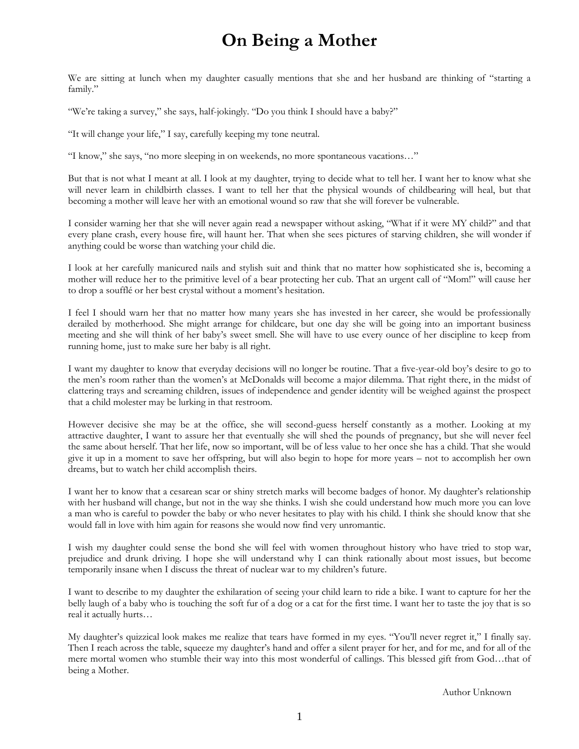# On Being a Mother

We are sitting at lunch when my daughter casually mentions that she and her husband are thinking of "starting a family."

"We're taking a survey," she says, half-jokingly. "Do you think I should have a baby?"

"It will change your life," I say, carefully keeping my tone neutral.

"I know," she says, "no more sleeping in on weekends, no more spontaneous vacations…"

But that is not what I meant at all. I look at my daughter, trying to decide what to tell her. I want her to know what she will never learn in childbirth classes. I want to tell her that the physical wounds of childbearing will heal, but that becoming a mother will leave her with an emotional wound so raw that she will forever be vulnerable.

I consider warning her that she will never again read a newspaper without asking, "What if it were MY child?" and that every plane crash, every house fire, will haunt her. That when she sees pictures of starving children, she will wonder if anything could be worse than watching your child die.

I look at her carefully manicured nails and stylish suit and think that no matter how sophisticated she is, becoming a mother will reduce her to the primitive level of a bear protecting her cub. That an urgent call of "Mom!" will cause her to drop a soufflé or her best crystal without a moment's hesitation.

I feel I should warn her that no matter how many years she has invested in her career, she would be professionally derailed by motherhood. She might arrange for childcare, but one day she will be going into an important business meeting and she will think of her baby's sweet smell. She will have to use every ounce of her discipline to keep from running home, just to make sure her baby is all right.

I want my daughter to know that everyday decisions will no longer be routine. That a five-year-old boy's desire to go to the men's room rather than the women's at McDonalds will become a major dilemma. That right there, in the midst of clattering trays and screaming children, issues of independence and gender identity will be weighed against the prospect that a child molester may be lurking in that restroom.

However decisive she may be at the office, she will second-guess herself constantly as a mother. Looking at my attractive daughter, I want to assure her that eventually she will shed the pounds of pregnancy, but she will never feel the same about herself. That her life, now so important, will be of less value to her once she has a child. That she would give it up in a moment to save her offspring, but will also begin to hope for more years – not to accomplish her own dreams, but to watch her child accomplish theirs.

I want her to know that a cesarean scar or shiny stretch marks will become badges of honor. My daughter's relationship with her husband will change, but not in the way she thinks. I wish she could understand how much more you can love a man who is careful to powder the baby or who never hesitates to play with his child. I think she should know that she would fall in love with him again for reasons she would now find very unromantic.

I wish my daughter could sense the bond she will feel with women throughout history who have tried to stop war, prejudice and drunk driving. I hope she will understand why I can think rationally about most issues, but become temporarily insane when I discuss the threat of nuclear war to my children's future.

I want to describe to my daughter the exhilaration of seeing your child learn to ride a bike. I want to capture for her the belly laugh of a baby who is touching the soft fur of a dog or a cat for the first time. I want her to taste the joy that is so real it actually hurts…

My daughter's quizzical look makes me realize that tears have formed in my eyes. "You'll never regret it," I finally say. Then I reach across the table, squeeze my daughter's hand and offer a silent prayer for her, and for me, and for all of the mere mortal women who stumble their way into this most wonderful of callings. This blessed gift from God…that of being a Mother.

Author Unknown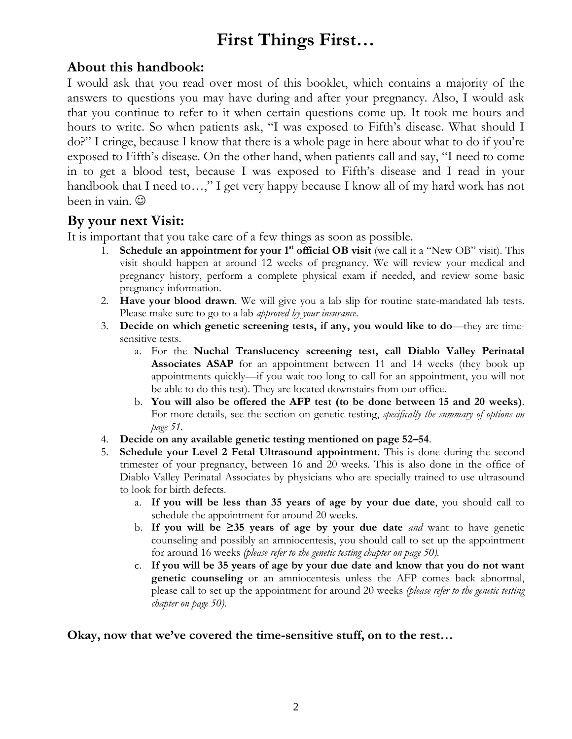# First Things First…

## About this handbook:

I would ask that you read over most of this booklet, which contains a majority of the answers to questions you may have during and after your pregnancy. Also, I would ask that you continue to refer to it when certain questions come up. It took me hours and hours to write. So when patients ask, "I was exposed to Fifth's disease. What should I do?" I cringe, because I know that there is a whole page in here about what to do if you're exposed to Fifth's disease. On the other hand, when patients call and say, "I need to come in to get a blood test, because I was exposed to Fifth's disease and I read in your handbook that I need to…," I get very happy because I know all of my hard work has not been in vain. ☺

## By your next Visit:

It is important that you take care of a few things as soon as possible.

1. **Schedule an appointment for your 1st official OB visit** (we call it a "New OB" visit). This visit should happen at around 12 weeks of pregnancy. We will review your medical and pregnancy history, perform a complete physical exam if needed, and review some basic pregnancy information.
2. **Have your blood drawn**. We will give you a lab slip for routine state-mandated lab tests. Please make sure to go to a lab *approved by your insurance*.
3. **Decide on which genetic screening tests, if any, you would like to do**—they are time-sensitive tests.
   a. For the **Nuchal Translucency screening test, call Diablo Valley Perinatal Associates ASAP** for an appointment between 11 and 14 weeks (they book up appointments quickly—if you wait too long to call for an appointment, you will not be able to do this test). They are located downstairs from our office.
   b. **You will also be offered the AFP test (to be done between 15 and 20 weeks)**. For more details, see the section on genetic testing, *specifically the summary of options on page 51*.
4. **Decide on any available genetic testing mentioned on page 52–54**.
5. **Schedule your Level 2 Fetal Ultrasound appointment**. This is done during the second trimester of your pregnancy, between 16 and 20 weeks. This is also done in the office of Diablo Valley Perinatal Associates by physicians who are specially trained to use ultrasound to look for birth defects.
   a. **If you will be less than 35 years of age by your due date**, you should call to schedule the appointment for around 20 weeks.
   b. **If you will be ≥35 years of age by your due date** *and* want to have genetic counseling and possibly an amniocentesis, you should call to set up the appointment for around 16 weeks *(please refer to the genetic testing chapter on page 50)*.
   c. **If you will be 35 years of age by your due date and know that you do not want genetic counseling** or an amniocentesis unless the AFP comes back abnormal, please call to set up the appointment for around 20 weeks *(please refer to the genetic testing chapter on page 50)*.

**Okay, now that we've covered the time-sensitive stuff, on to the rest…**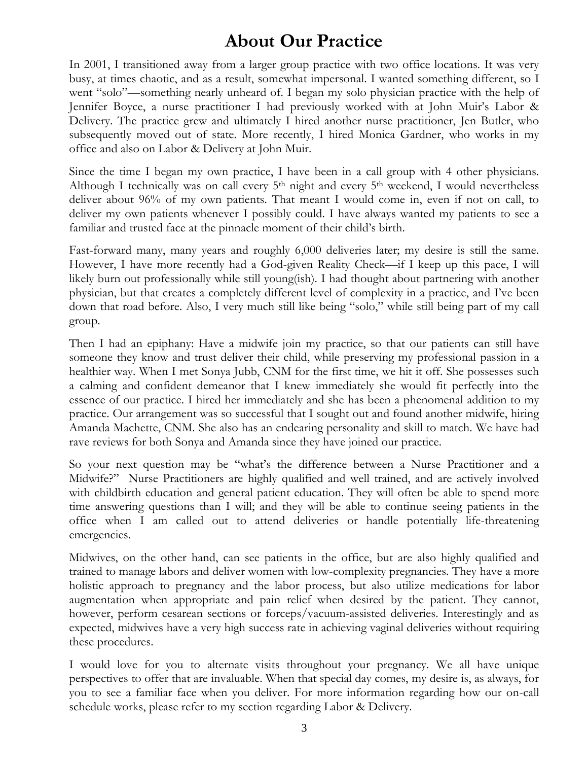# About Our Practice

In 2001, I transitioned away from a larger group practice with two office locations. It was very busy, at times chaotic, and as a result, somewhat impersonal. I wanted something different, so I went "solo"—something nearly unheard of. I began my solo physician practice with the help of Jennifer Boyce, a nurse practitioner I had previously worked with at John Muir's Labor & Delivery. The practice grew and ultimately I hired another nurse practitioner, Jen Butler, who subsequently moved out of state. More recently, I hired Monica Gardner, who works in my office and also on Labor & Delivery at John Muir.

Since the time I began my own practice, I have been in a call group with 4 other physicians. Although I technically was on call every 5th night and every 5th weekend, I would nevertheless deliver about 96% of my own patients. That meant I would come in, even if not on call, to deliver my own patients whenever I possibly could. I have always wanted my patients to see a familiar and trusted face at the pinnacle moment of their child's birth.

Fast-forward many, many years and roughly 6,000 deliveries later; my desire is still the same. However, I have more recently had a God-given Reality Check—if I keep up this pace, I will likely burn out professionally while still young(ish). I had thought about partnering with another physician, but that creates a completely different level of complexity in a practice, and I've been down that road before. Also, I very much still like being "solo," while still being part of my call group.

Then I had an epiphany: Have a midwife join my practice, so that our patients can still have someone they know and trust deliver their child, while preserving my professional passion in a healthier way. When I met Sonya Jubb, CNM for the first time, we hit it off. She possesses such a calming and confident demeanor that I knew immediately she would fit perfectly into the essence of our practice. I hired her immediately and she has been a phenomenal addition to my practice. Our arrangement was so successful that I sought out and found another midwife, hiring Amanda Machette, CNM. She also has an endearing personality and skill to match. We have had rave reviews for both Sonya and Amanda since they have joined our practice.

So your next question may be "what's the difference between a Nurse Practitioner and a Midwife?" Nurse Practitioners are highly qualified and well trained, and are actively involved with childbirth education and general patient education. They will often be able to spend more time answering questions than I will; and they will be able to continue seeing patients in the office when I am called out to attend deliveries or handle potentially life-threatening emergencies.

Midwives, on the other hand, can see patients in the office, but are also highly qualified and trained to manage labors and deliver women with low-complexity pregnancies. They have a more holistic approach to pregnancy and the labor process, but also utilize medications for labor augmentation when appropriate and pain relief when desired by the patient. They cannot, however, perform cesarean sections or forceps/vacuum-assisted deliveries. Interestingly and as expected, midwives have a very high success rate in achieving vaginal deliveries without requiring these procedures.

I would love for you to alternate visits throughout your pregnancy. We all have unique perspectives to offer that are invaluable. When that special day comes, my desire is, as always, for you to see a familiar face when you deliver. For more information regarding how our on-call schedule works, please refer to my section regarding Labor & Delivery.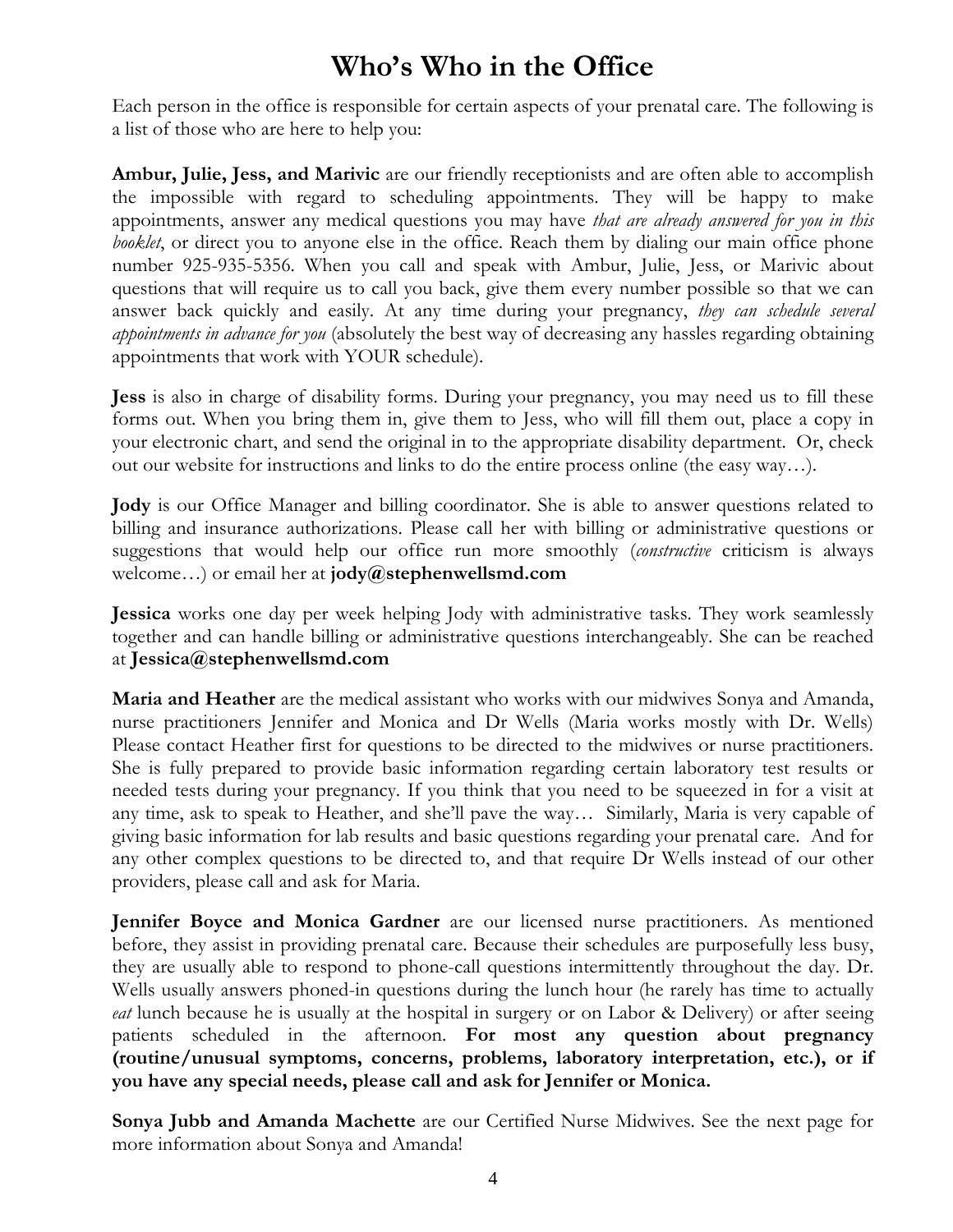# Who's Who in the Office

Each person in the office is responsible for certain aspects of your prenatal care. The following is a list of those who are here to help you:

**Ambur, Julie, Jess, and Marivic** are our friendly receptionists and are often able to accomplish the impossible with regard to scheduling appointments. They will be happy to make appointments, answer any medical questions you may have *that are already answered for you in this booklet*, or direct you to anyone else in the office. Reach them by dialing our main office phone number 925-935-5356. When you call and speak with Ambur, Julie, Jess, or Marivic about questions that will require us to call you back, give them every number possible so that we can answer back quickly and easily. At any time during your pregnancy, *they can schedule several appointments in advance for you* (absolutely the best way of decreasing any hassles regarding obtaining appointments that work with YOUR schedule).

**Jess** is also in charge of disability forms. During your pregnancy, you may need us to fill these forms out. When you bring them in, give them to Jess, who will fill them out, place a copy in your electronic chart, and send the original in to the appropriate disability department. Or, check out our website for instructions and links to do the entire process online (the easy way…).

**Jody** is our Office Manager and billing coordinator. She is able to answer questions related to billing and insurance authorizations. Please call her with billing or administrative questions or suggestions that would help our office run more smoothly (*constructive* criticism is always welcome…) or email her at **jody@stephenwellsmd.com**

**Jessica** works one day per week helping Jody with administrative tasks. They work seamlessly together and can handle billing or administrative questions interchangeably. She can be reached at **Jessica@stephenwellsmd.com**

**Maria and Heather** are the medical assistant who works with our midwives Sonya and Amanda, nurse practitioners Jennifer and Monica and Dr Wells (Maria works mostly with Dr. Wells) Please contact Heather first for questions to be directed to the midwives or nurse practitioners. She is fully prepared to provide basic information regarding certain laboratory test results or needed tests during your pregnancy. If you think that you need to be squeezed in for a visit at any time, ask to speak to Heather, and she'll pave the way… Similarly, Maria is very capable of giving basic information for lab results and basic questions regarding your prenatal care. And for any other complex questions to be directed to, and that require Dr Wells instead of our other providers, please call and ask for Maria.

**Jennifer Boyce and Monica Gardner** are our licensed nurse practitioners. As mentioned before, they assist in providing prenatal care. Because their schedules are purposefully less busy, they are usually able to respond to phone-call questions intermittently throughout the day. Dr. Wells usually answers phoned-in questions during the lunch hour (he rarely has time to actually *eat* lunch because he is usually at the hospital in surgery or on Labor & Delivery) or after seeing patients scheduled in the afternoon. **For most any question about pregnancy (routine/unusual symptoms, concerns, problems, laboratory interpretation, etc.), or if you have any special needs, please call and ask for Jennifer or Monica.**

**Sonya Jubb and Amanda Machette** are our Certified Nurse Midwives. See the next page for more information about Sonya and Amanda!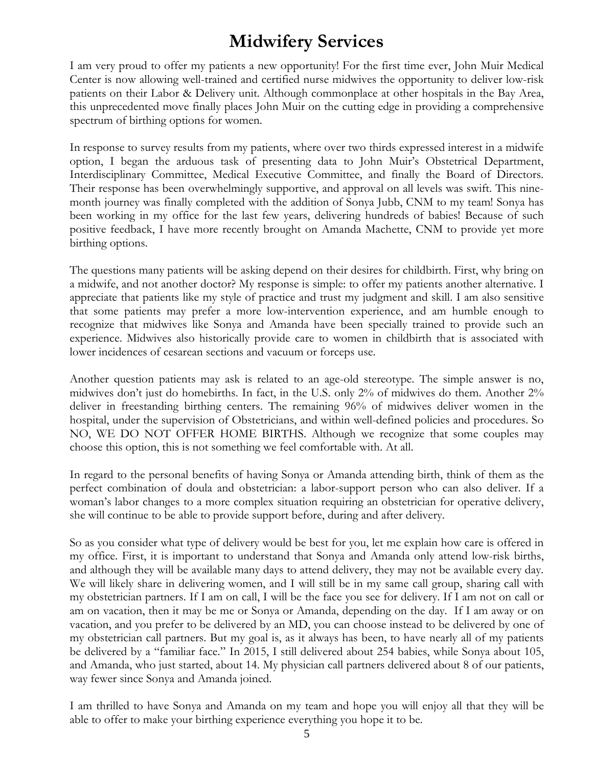# Midwifery Services

I am very proud to offer my patients a new opportunity! For the first time ever, John Muir Medical Center is now allowing well-trained and certified nurse midwives the opportunity to deliver low-risk patients on their Labor & Delivery unit. Although commonplace at other hospitals in the Bay Area, this unprecedented move finally places John Muir on the cutting edge in providing a comprehensive spectrum of birthing options for women.

In response to survey results from my patients, where over two thirds expressed interest in a midwife option, I began the arduous task of presenting data to John Muir's Obstetrical Department, Interdisciplinary Committee, Medical Executive Committee, and finally the Board of Directors. Their response has been overwhelmingly supportive, and approval on all levels was swift. This nine-month journey was finally completed with the addition of Sonya Jubb, CNM to my team! Sonya has been working in my office for the last few years, delivering hundreds of babies! Because of such positive feedback, I have more recently brought on Amanda Machette, CNM to provide yet more birthing options.

The questions many patients will be asking depend on their desires for childbirth. First, why bring on a midwife, and not another doctor? My response is simple: to offer my patients another alternative. I appreciate that patients like my style of practice and trust my judgment and skill. I am also sensitive that some patients may prefer a more low-intervention experience, and am humble enough to recognize that midwives like Sonya and Amanda have been specially trained to provide such an experience. Midwives also historically provide care to women in childbirth that is associated with lower incidences of cesarean sections and vacuum or forceps use.

Another question patients may ask is related to an age-old stereotype. The simple answer is no, midwives don't just do homebirths. In fact, in the U.S. only 2% of midwives do them. Another 2% deliver in freestanding birthing centers. The remaining 96% of midwives deliver women in the hospital, under the supervision of Obstetricians, and within well-defined policies and procedures. So NO, WE DO NOT OFFER HOME BIRTHS. Although we recognize that some couples may choose this option, this is not something we feel comfortable with. At all.

In regard to the personal benefits of having Sonya or Amanda attending birth, think of them as the perfect combination of doula and obstetrician: a labor-support person who can also deliver. If a woman's labor changes to a more complex situation requiring an obstetrician for operative delivery, she will continue to be able to provide support before, during and after delivery.

So as you consider what type of delivery would be best for you, let me explain how care is offered in my office. First, it is important to understand that Sonya and Amanda only attend low-risk births, and although they will be available many days to attend delivery, they may not be available every day. We will likely share in delivering women, and I will still be in my same call group, sharing call with my obstetrician partners. If I am on call, I will be the face you see for delivery. If I am not on call or am on vacation, then it may be me or Sonya or Amanda, depending on the day. If I am away or on vacation, and you prefer to be delivered by an MD, you can choose instead to be delivered by one of my obstetrician call partners. But my goal is, as it always has been, to have nearly all of my patients be delivered by a "familiar face." In 2015, I still delivered about 254 babies, while Sonya about 105, and Amanda, who just started, about 14. My physician call partners delivered about 8 of our patients, way fewer since Sonya and Amanda joined.

I am thrilled to have Sonya and Amanda on my team and hope you will enjoy all that they will be able to offer to make your birthing experience everything you hope it to be.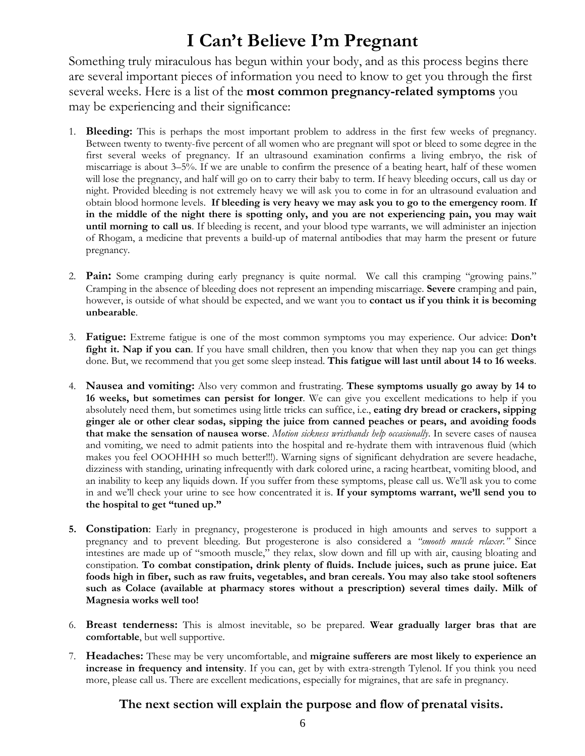# I Can't Believe I'm Pregnant

Something truly miraculous has begun within your body, and as this process begins there are several important pieces of information you need to know to get you through the first several weeks. Here is a list of the **most common pregnancy-related symptoms** you may be experiencing and their significance:

1. **Bleeding:** This is perhaps the most important problem to address in the first few weeks of pregnancy. Between twenty to twenty-five percent of all women who are pregnant will spot or bleed to some degree in the first several weeks of pregnancy. If an ultrasound examination confirms a living embryo, the risk of miscarriage is about 3–5%. If we are unable to confirm the presence of a beating heart, half of these women will lose the pregnancy, and half will go on to carry their baby to term. If heavy bleeding occurs, call us day or night. Provided bleeding is not extremely heavy we will ask you to come in for an ultrasound evaluation and obtain blood hormone levels. **If bleeding is very heavy we may ask you to go to the emergency room**. **If in the middle of the night there is spotting only, and you are not experiencing pain, you may wait until morning to call us**. If bleeding is recent, and your blood type warrants, we will administer an injection of Rhogam, a medicine that prevents a build-up of maternal antibodies that may harm the present or future pregnancy.

2. **Pain:** Some cramping during early pregnancy is quite normal. We call this cramping "growing pains." Cramping in the absence of bleeding does not represent an impending miscarriage. **Severe** cramping and pain, however, is outside of what should be expected, and we want you to **contact us if you think it is becoming unbearable**.

3. **Fatigue:** Extreme fatigue is one of the most common symptoms you may experience. Our advice: **Don't fight it. Nap if you can**. If you have small children, then you know that when they nap you can get things done. But, we recommend that you get some sleep instead. **This fatigue will last until about 14 to 16 weeks**.

4. **Nausea and vomiting:** Also very common and frustrating. **These symptoms usually go away by 14 to 16 weeks, but sometimes can persist for longer**. We can give you excellent medications to help if you absolutely need them, but sometimes using little tricks can suffice, i.e., **eating dry bread or crackers, sipping ginger ale or other clear sodas, sipping the juice from canned peaches or pears, and avoiding foods that make the sensation of nausea worse**. *Motion sickness wristbands help occasionally*. In severe cases of nausea and vomiting, we need to admit patients into the hospital and re-hydrate them with intravenous fluid (which makes you feel OOOHHH so much better!!!). Warning signs of significant dehydration are severe headache, dizziness with standing, urinating infrequently with dark colored urine, a racing heartbeat, vomiting blood, and an inability to keep any liquids down. If you suffer from these symptoms, please call us. We'll ask you to come in and we'll check your urine to see how concentrated it is. **If your symptoms warrant, we'll send you to the hospital to get "tuned up."**

5. **Constipation**: Early in pregnancy, progesterone is produced in high amounts and serves to support a pregnancy and to prevent bleeding. But progesterone is also considered a *"smooth muscle relaxer."* Since intestines are made up of "smooth muscle," they relax, slow down and fill up with air, causing bloating and constipation. **To combat constipation, drink plenty of fluids. Include juices, such as prune juice. Eat foods high in fiber, such as raw fruits, vegetables, and bran cereals. You may also take stool softeners such as Colace (available at pharmacy stores without a prescription) several times daily. Milk of Magnesia works well too!**

6. **Breast tenderness:** This is almost inevitable, so be prepared. **Wear gradually larger bras that are comfortable**, but well supportive.

7. **Headaches:** These may be very uncomfortable, and **migraine sufferers are most likely to experience an increase in frequency and intensity**. If you can, get by with extra-strength Tylenol. If you think you need more, please call us. There are excellent medications, especially for migraines, that are safe in pregnancy.

**The next section will explain the purpose and flow of prenatal visits.**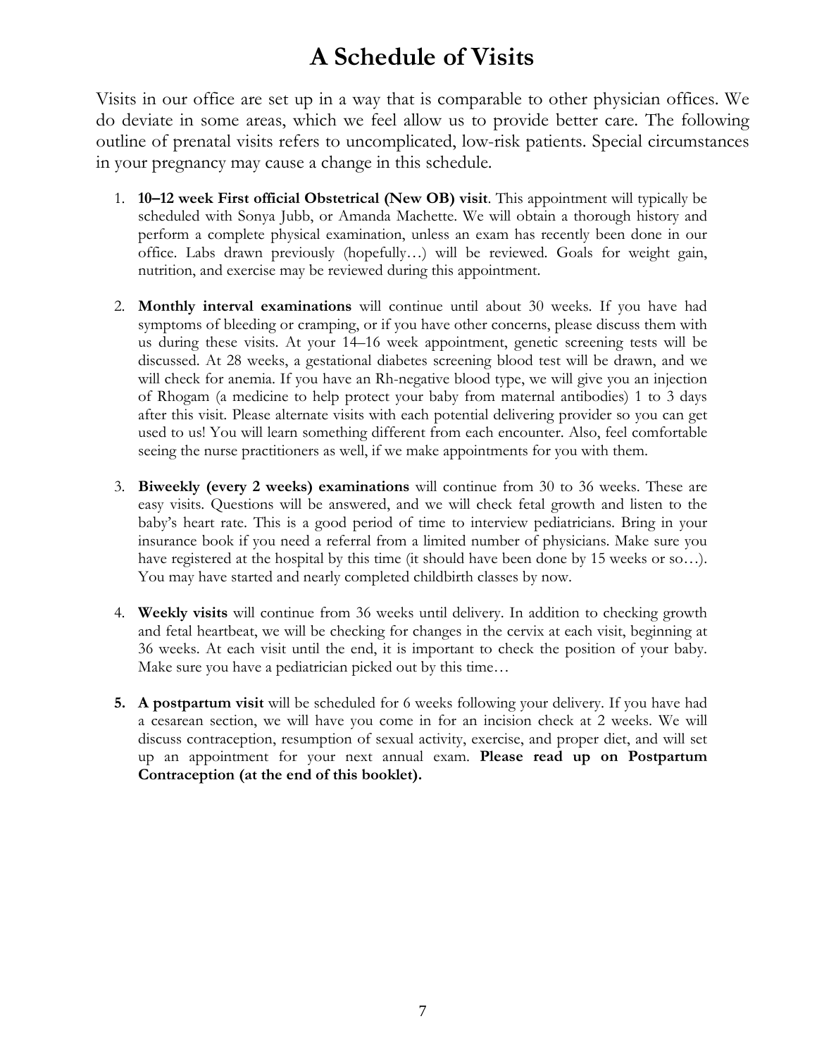# A Schedule of Visits

Visits in our office are set up in a way that is comparable to other physician offices. We do deviate in some areas, which we feel allow us to provide better care. The following outline of prenatal visits refers to uncomplicated, low-risk patients. Special circumstances in your pregnancy may cause a change in this schedule.

1. **10–12 week First official Obstetrical (New OB) visit**. This appointment will typically be scheduled with Sonya Jubb, or Amanda Machette. We will obtain a thorough history and perform a complete physical examination, unless an exam has recently been done in our office. Labs drawn previously (hopefully…) will be reviewed. Goals for weight gain, nutrition, and exercise may be reviewed during this appointment.

2. **Monthly interval examinations** will continue until about 30 weeks. If you have had symptoms of bleeding or cramping, or if you have other concerns, please discuss them with us during these visits. At your 14–16 week appointment, genetic screening tests will be discussed. At 28 weeks, a gestational diabetes screening blood test will be drawn, and we will check for anemia. If you have an Rh-negative blood type, we will give you an injection of Rhogam (a medicine to help protect your baby from maternal antibodies) 1 to 3 days after this visit. Please alternate visits with each potential delivering provider so you can get used to us! You will learn something different from each encounter. Also, feel comfortable seeing the nurse practitioners as well, if we make appointments for you with them.

3. **Biweekly (every 2 weeks) examinations** will continue from 30 to 36 weeks. These are easy visits. Questions will be answered, and we will check fetal growth and listen to the baby's heart rate. This is a good period of time to interview pediatricians. Bring in your insurance book if you need a referral from a limited number of physicians. Make sure you have registered at the hospital by this time (it should have been done by 15 weeks or so…). You may have started and nearly completed childbirth classes by now.

4. **Weekly visits** will continue from 36 weeks until delivery. In addition to checking growth and fetal heartbeat, we will be checking for changes in the cervix at each visit, beginning at 36 weeks. At each visit until the end, it is important to check the position of your baby. Make sure you have a pediatrician picked out by this time…

5. **A postpartum visit** will be scheduled for 6 weeks following your delivery. If you have had a cesarean section, we will have you come in for an incision check at 2 weeks. We will discuss contraception, resumption of sexual activity, exercise, and proper diet, and will set up an appointment for your next annual exam. **Please read up on Postpartum Contraception (at the end of this booklet).**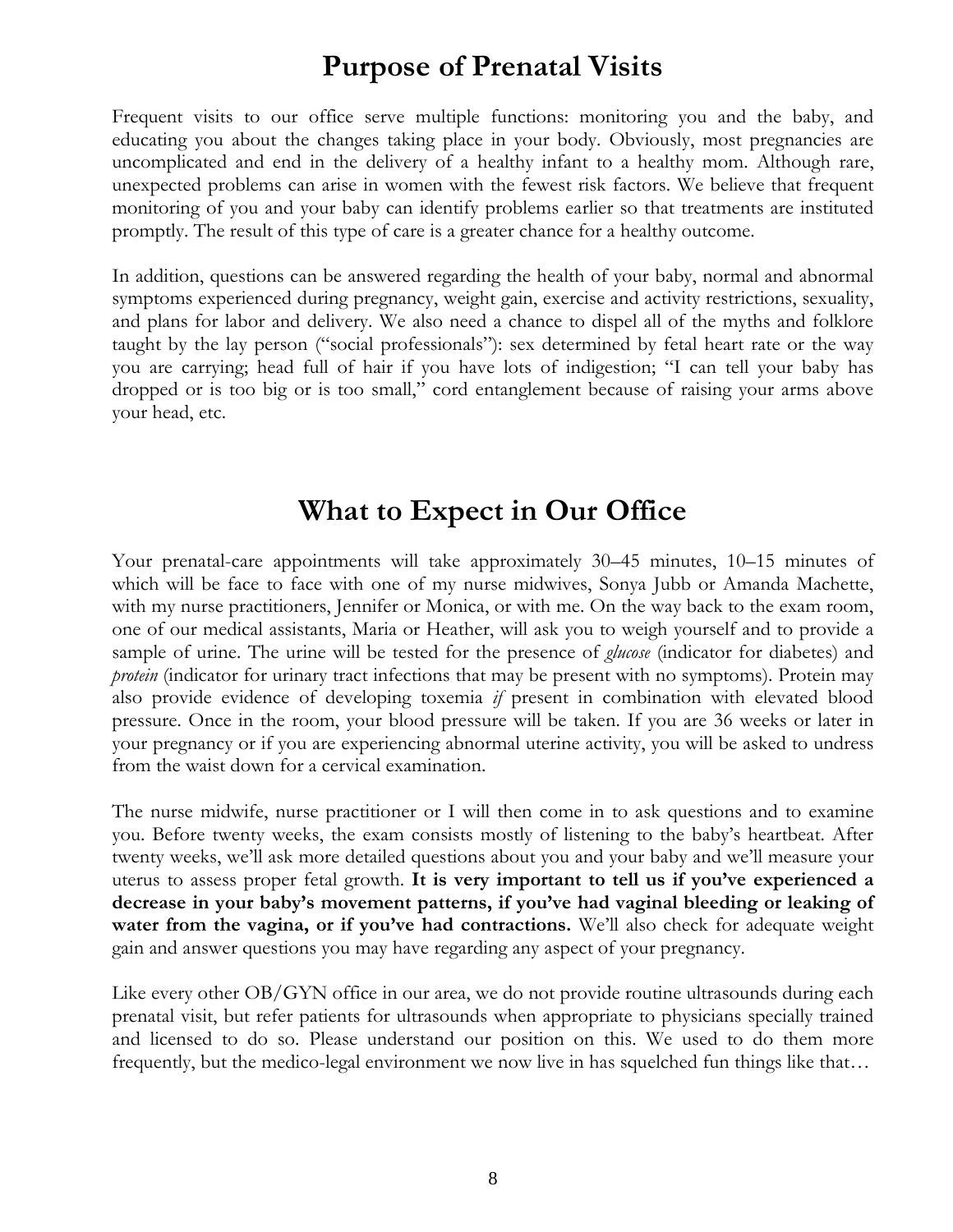# Purpose of Prenatal Visits

Frequent visits to our office serve multiple functions: monitoring you and the baby, and educating you about the changes taking place in your body. Obviously, most pregnancies are uncomplicated and end in the delivery of a healthy infant to a healthy mom. Although rare, unexpected problems can arise in women with the fewest risk factors. We believe that frequent monitoring of you and your baby can identify problems earlier so that treatments are instituted promptly. The result of this type of care is a greater chance for a healthy outcome.

In addition, questions can be answered regarding the health of your baby, normal and abnormal symptoms experienced during pregnancy, weight gain, exercise and activity restrictions, sexuality, and plans for labor and delivery. We also need a chance to dispel all of the myths and folklore taught by the lay person ("social professionals"): sex determined by fetal heart rate or the way you are carrying; head full of hair if you have lots of indigestion; "I can tell your baby has dropped or is too big or is too small," cord entanglement because of raising your arms above your head, etc.

# What to Expect in Our Office

Your prenatal-care appointments will take approximately 30–45 minutes, 10–15 minutes of which will be face to face with one of my nurse midwives, Sonya Jubb or Amanda Machette, with my nurse practitioners, Jennifer or Monica, or with me. On the way back to the exam room, one of our medical assistants, Maria or Heather, will ask you to weigh yourself and to provide a sample of urine. The urine will be tested for the presence of *glucose* (indicator for diabetes) and *protein* (indicator for urinary tract infections that may be present with no symptoms). Protein may also provide evidence of developing toxemia *if* present in combination with elevated blood pressure. Once in the room, your blood pressure will be taken. If you are 36 weeks or later in your pregnancy or if you are experiencing abnormal uterine activity, you will be asked to undress from the waist down for a cervical examination.

The nurse midwife, nurse practitioner or I will then come in to ask questions and to examine you. Before twenty weeks, the exam consists mostly of listening to the baby's heartbeat. After twenty weeks, we'll ask more detailed questions about you and your baby and we'll measure your uterus to assess proper fetal growth. **It is very important to tell us if you've experienced a decrease in your baby's movement patterns, if you've had vaginal bleeding or leaking of water from the vagina, or if you've had contractions.** We'll also check for adequate weight gain and answer questions you may have regarding any aspect of your pregnancy.

Like every other OB/GYN office in our area, we do not provide routine ultrasounds during each prenatal visit, but refer patients for ultrasounds when appropriate to physicians specially trained and licensed to do so. Please understand our position on this. We used to do them more frequently, but the medico-legal environment we now live in has squelched fun things like that…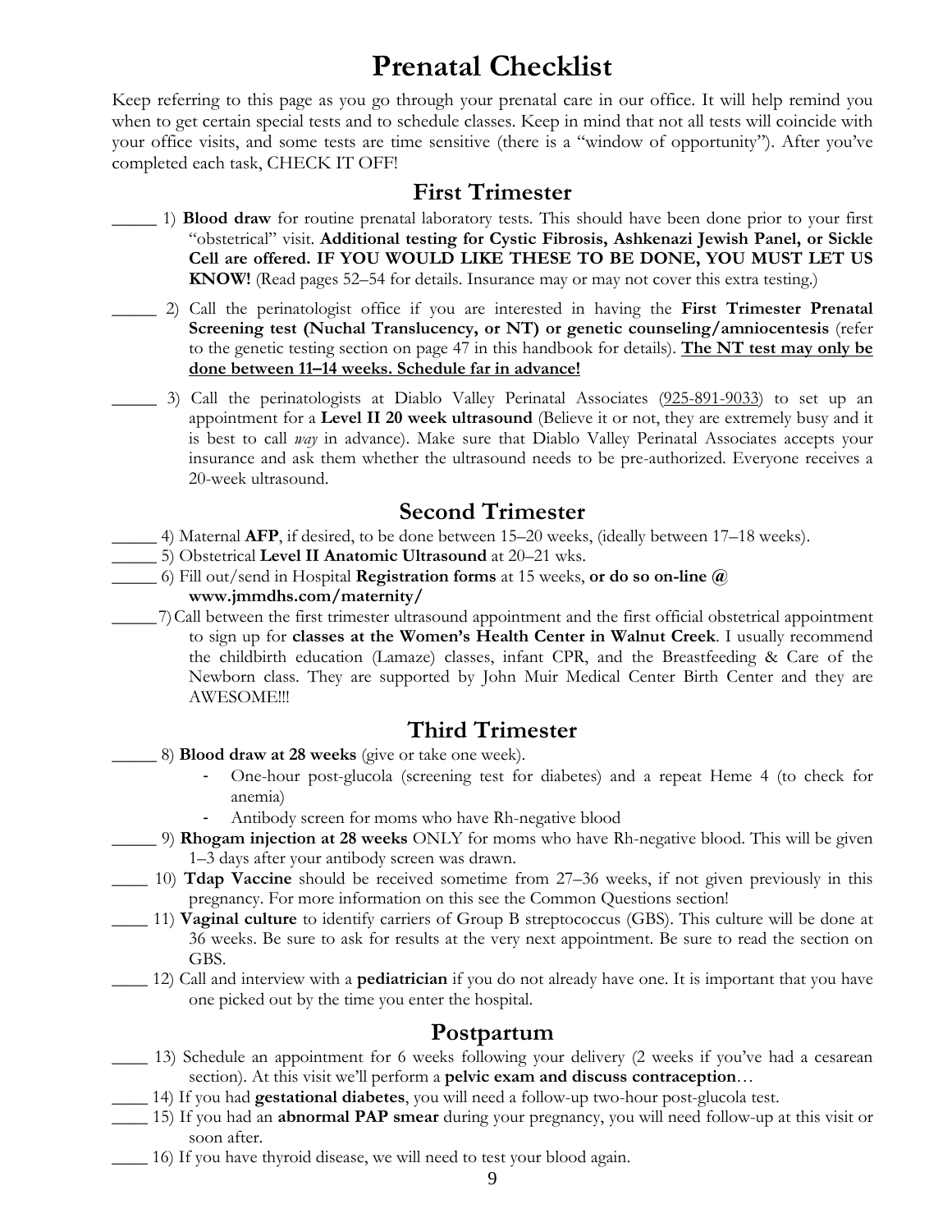# Prenatal Checklist

Keep referring to this page as you go through your prenatal care in our office. It will help remind you when to get certain special tests and to schedule classes. Keep in mind that not all tests will coincide with your office visits, and some tests are time sensitive (there is a "window of opportunity"). After you've completed each task, CHECK IT OFF!

## First Trimester

_____ 1) **Blood draw** for routine prenatal laboratory tests. This should have been done prior to your first "obstetrical" visit. **Additional testing for Cystic Fibrosis, Ashkenazi Jewish Panel, or Sickle Cell are offered. IF YOU WOULD LIKE THESE TO BE DONE, YOU MUST LET US KNOW!** (Read pages 52–54 for details. Insurance may or may not cover this extra testing.)

_____ 2) Call the perinatologist office if you are interested in having the **First Trimester Prenatal Screening test (Nuchal Translucency, or NT) or genetic counseling/amniocentesis** (refer to the genetic testing section on page 47 in this handbook for details). **The NT test may only be done between 11–14 weeks. Schedule far in advance!**

_____ 3) Call the perinatologists at Diablo Valley Perinatal Associates (925-891-9033) to set up an appointment for a **Level II 20 week ultrasound** (Believe it or not, they are extremely busy and it is best to call *way* in advance). Make sure that Diablo Valley Perinatal Associates accepts your insurance and ask them whether the ultrasound needs to be pre-authorized. Everyone receives a 20-week ultrasound.

## Second Trimester

_____ 4) Maternal **AFP**, if desired, to be done between 15–20 weeks, (ideally between 17–18 weeks).

_____ 5) Obstetrical **Level II Anatomic Ultrasound** at 20–21 wks.

_____ 6) Fill out/send in Hospital **Registration forms** at 15 weeks, **or do so on-line @ www.jmmdhs.com/maternity/**

_____ 7) Call between the first trimester ultrasound appointment and the first official obstetrical appointment to sign up for **classes at the Women's Health Center in Walnut Creek**. I usually recommend the childbirth education (Lamaze) classes, infant CPR, and the Breastfeeding & Care of the Newborn class. They are supported by John Muir Medical Center Birth Center and they are AWESOME!!!

## Third Trimester

_____ 8) **Blood draw at 28 weeks** (give or take one week).

- One-hour post-glucola (screening test for diabetes) and a repeat Heme 4 (to check for anemia)
- Antibody screen for moms who have Rh-negative blood

_____ 9) **Rhogam injection at 28 weeks** ONLY for moms who have Rh-negative blood. This will be given 1–3 days after your antibody screen was drawn.

____ 10) **Tdap Vaccine** should be received sometime from 27–36 weeks, if not given previously in this pregnancy. For more information on this see the Common Questions section!

____ 11) **Vaginal culture** to identify carriers of Group B streptococcus (GBS). This culture will be done at 36 weeks. Be sure to ask for results at the very next appointment. Be sure to read the section on GBS.

____ 12) Call and interview with a **pediatrician** if you do not already have one. It is important that you have one picked out by the time you enter the hospital.

## Postpartum

____ 13) Schedule an appointment for 6 weeks following your delivery (2 weeks if you've had a cesarean section). At this visit we'll perform a **pelvic exam and discuss contraception**…

____ 14) If you had **gestational diabetes**, you will need a follow-up two-hour post-glucola test.

____ 15) If you had an **abnormal PAP smear** during your pregnancy, you will need follow-up at this visit or soon after.

____ 16) If you have thyroid disease, we will need to test your blood again.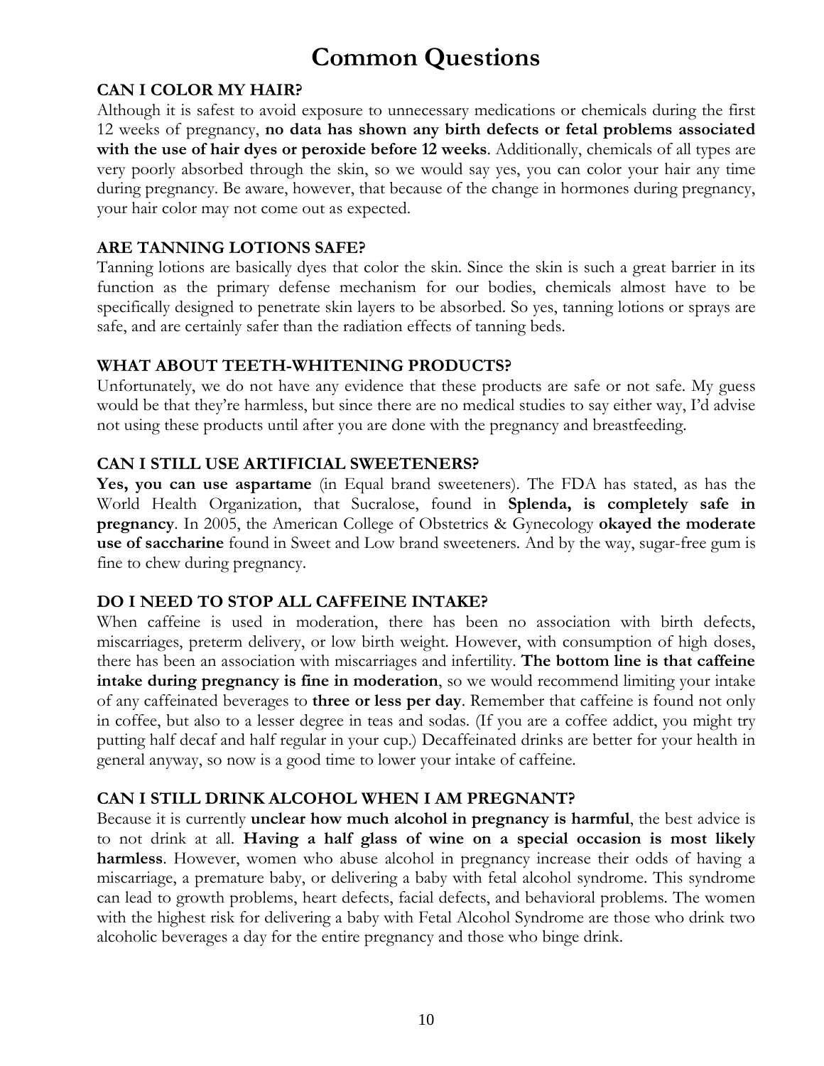# Common Questions

### CAN I COLOR MY HAIR?

Although it is safest to avoid exposure to unnecessary medications or chemicals during the first 12 weeks of pregnancy, **no data has shown any birth defects or fetal problems associated with the use of hair dyes or peroxide before 12 weeks**. Additionally, chemicals of all types are very poorly absorbed through the skin, so we would say yes, you can color your hair any time during pregnancy. Be aware, however, that because of the change in hormones during pregnancy, your hair color may not come out as expected.

### ARE TANNING LOTIONS SAFE?

Tanning lotions are basically dyes that color the skin. Since the skin is such a great barrier in its function as the primary defense mechanism for our bodies, chemicals almost have to be specifically designed to penetrate skin layers to be absorbed. So yes, tanning lotions or sprays are safe, and are certainly safer than the radiation effects of tanning beds.

### WHAT ABOUT TEETH-WHITENING PRODUCTS?

Unfortunately, we do not have any evidence that these products are safe or not safe. My guess would be that they're harmless, but since there are no medical studies to say either way, I'd advise not using these products until after you are done with the pregnancy and breastfeeding.

### CAN I STILL USE ARTIFICIAL SWEETENERS?

**Yes, you can use aspartame** (in Equal brand sweeteners). The FDA has stated, as has the World Health Organization, that Sucralose, found in **Splenda, is completely safe in pregnancy**. In 2005, the American College of Obstetrics & Gynecology **okayed the moderate use of saccharine** found in Sweet and Low brand sweeteners. And by the way, sugar-free gum is fine to chew during pregnancy.

### DO I NEED TO STOP ALL CAFFEINE INTAKE?

When caffeine is used in moderation, there has been no association with birth defects, miscarriages, preterm delivery, or low birth weight. However, with consumption of high doses, there has been an association with miscarriages and infertility. **The bottom line is that caffeine intake during pregnancy is fine in moderation**, so we would recommend limiting your intake of any caffeinated beverages to **three or less per day**. Remember that caffeine is found not only in coffee, but also to a lesser degree in teas and sodas. (If you are a coffee addict, you might try putting half decaf and half regular in your cup.) Decaffeinated drinks are better for your health in general anyway, so now is a good time to lower your intake of caffeine.

### CAN I STILL DRINK ALCOHOL WHEN I AM PREGNANT?

Because it is currently **unclear how much alcohol in pregnancy is harmful**, the best advice is to not drink at all. **Having a half glass of wine on a special occasion is most likely harmless**. However, women who abuse alcohol in pregnancy increase their odds of having a miscarriage, a premature baby, or delivering a baby with fetal alcohol syndrome. This syndrome can lead to growth problems, heart defects, facial defects, and behavioral problems. The women with the highest risk for delivering a baby with Fetal Alcohol Syndrome are those who drink two alcoholic beverages a day for the entire pregnancy and those who binge drink.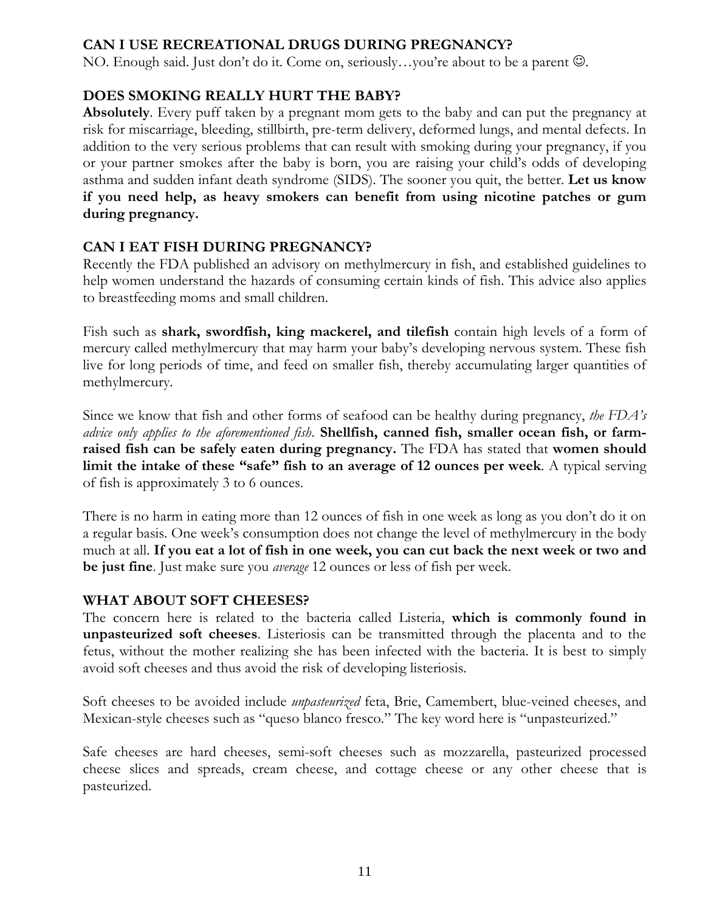## CAN I USE RECREATIONAL DRUGS DURING PREGNANCY?

NO. Enough said. Just don't do it. Come on, seriously…you're about to be a parent ☺.

## DOES SMOKING REALLY HURT THE BABY?

**Absolutely**. Every puff taken by a pregnant mom gets to the baby and can put the pregnancy at risk for miscarriage, bleeding, stillbirth, pre-term delivery, deformed lungs, and mental defects. In addition to the very serious problems that can result with smoking during your pregnancy, if you or your partner smokes after the baby is born, you are raising your child's odds of developing asthma and sudden infant death syndrome (SIDS). The sooner you quit, the better. **Let us know if you need help, as heavy smokers can benefit from using nicotine patches or gum during pregnancy.**

## CAN I EAT FISH DURING PREGNANCY?

Recently the FDA published an advisory on methylmercury in fish, and established guidelines to help women understand the hazards of consuming certain kinds of fish. This advice also applies to breastfeeding moms and small children.

Fish such as **shark, swordfish, king mackerel, and tilefish** contain high levels of a form of mercury called methylmercury that may harm your baby's developing nervous system. These fish live for long periods of time, and feed on smaller fish, thereby accumulating larger quantities of methylmercury.

Since we know that fish and other forms of seafood can be healthy during pregnancy, *the FDA's advice only applies to the aforementioned fish*. **Shellfish, canned fish, smaller ocean fish, or farm-raised fish can be safely eaten during pregnancy.** The FDA has stated that **women should limit the intake of these "safe" fish to an average of 12 ounces per week**. A typical serving of fish is approximately 3 to 6 ounces.

There is no harm in eating more than 12 ounces of fish in one week as long as you don't do it on a regular basis. One week's consumption does not change the level of methylmercury in the body much at all. **If you eat a lot of fish in one week, you can cut back the next week or two and be just fine**. Just make sure you *average* 12 ounces or less of fish per week.

## WHAT ABOUT SOFT CHEESES?

The concern here is related to the bacteria called Listeria, **which is commonly found in unpasteurized soft cheeses**. Listeriosis can be transmitted through the placenta and to the fetus, without the mother realizing she has been infected with the bacteria. It is best to simply avoid soft cheeses and thus avoid the risk of developing listeriosis.

Soft cheeses to be avoided include *unpasteurized* feta, Brie, Camembert, blue-veined cheeses, and Mexican-style cheeses such as "queso blanco fresco." The key word here is "unpasteurized."

Safe cheeses are hard cheeses, semi-soft cheeses such as mozzarella, pasteurized processed cheese slices and spreads, cream cheese, and cottage cheese or any other cheese that is pasteurized.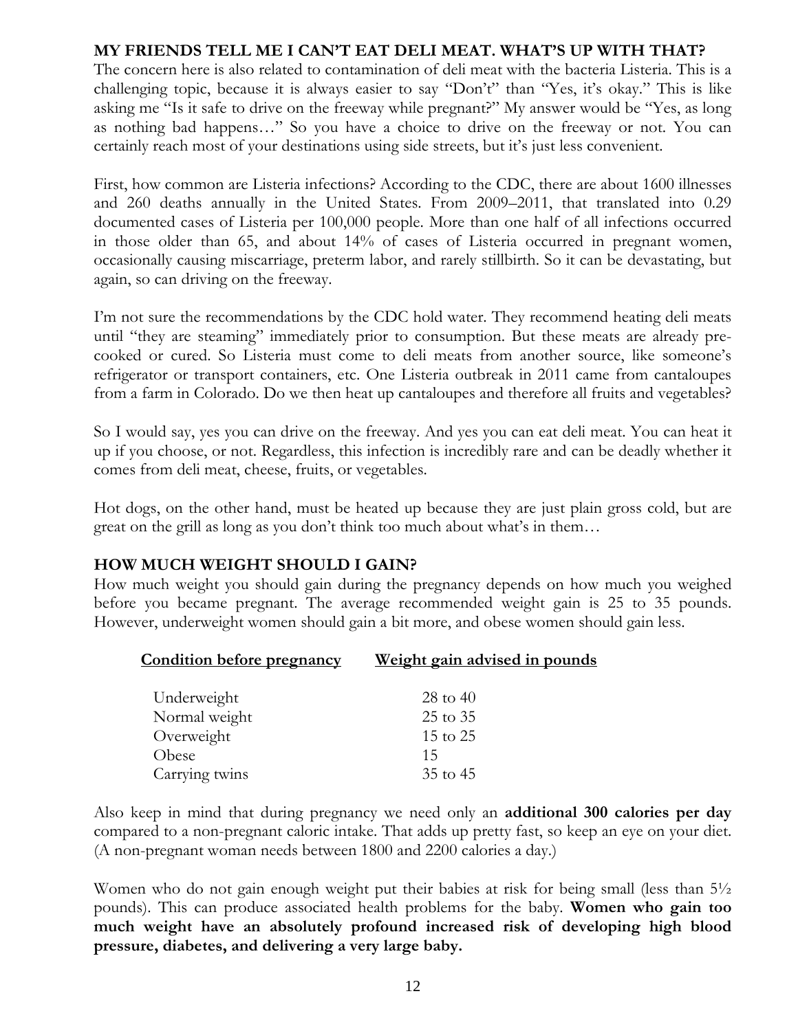## MY FRIENDS TELL ME I CAN'T EAT DELI MEAT. WHAT'S UP WITH THAT?

The concern here is also related to contamination of deli meat with the bacteria Listeria. This is a challenging topic, because it is always easier to say "Don't" than "Yes, it's okay." This is like asking me "Is it safe to drive on the freeway while pregnant?" My answer would be "Yes, as long as nothing bad happens…" So you have a choice to drive on the freeway or not. You can certainly reach most of your destinations using side streets, but it's just less convenient.

First, how common are Listeria infections? According to the CDC, there are about 1600 illnesses and 260 deaths annually in the United States. From 2009–2011, that translated into 0.29 documented cases of Listeria per 100,000 people. More than one half of all infections occurred in those older than 65, and about 14% of cases of Listeria occurred in pregnant women, occasionally causing miscarriage, preterm labor, and rarely stillbirth. So it can be devastating, but again, so can driving on the freeway.

I'm not sure the recommendations by the CDC hold water. They recommend heating deli meats until "they are steaming" immediately prior to consumption. But these meats are already pre-cooked or cured. So Listeria must come to deli meats from another source, like someone's refrigerator or transport containers, etc. One Listeria outbreak in 2011 came from cantaloupes from a farm in Colorado. Do we then heat up cantaloupes and therefore all fruits and vegetables?

So I would say, yes you can drive on the freeway. And yes you can eat deli meat. You can heat it up if you choose, or not. Regardless, this infection is incredibly rare and can be deadly whether it comes from deli meat, cheese, fruits, or vegetables.

Hot dogs, on the other hand, must be heated up because they are just plain gross cold, but are great on the grill as long as you don't think too much about what's in them…

## HOW MUCH WEIGHT SHOULD I GAIN?

How much weight you should gain during the pregnancy depends on how much you weighed before you became pregnant. The average recommended weight gain is 25 to 35 pounds. However, underweight women should gain a bit more, and obese women should gain less.

| Condition before pregnancy | Weight gain advised in pounds |
|---|---|
| Underweight | 28 to 40 |
| Normal weight | 25 to 35 |
| Overweight | 15 to 25 |
| Obese | 15 |
| Carrying twins | 35 to 45 |

Also keep in mind that during pregnancy we need only an **additional 300 calories per day** compared to a non-pregnant caloric intake. That adds up pretty fast, so keep an eye on your diet. (A non-pregnant woman needs between 1800 and 2200 calories a day.)

Women who do not gain enough weight put their babies at risk for being small (less than 5½ pounds). This can produce associated health problems for the baby. **Women who gain too much weight have an absolutely profound increased risk of developing high blood pressure, diabetes, and delivering a very large baby.**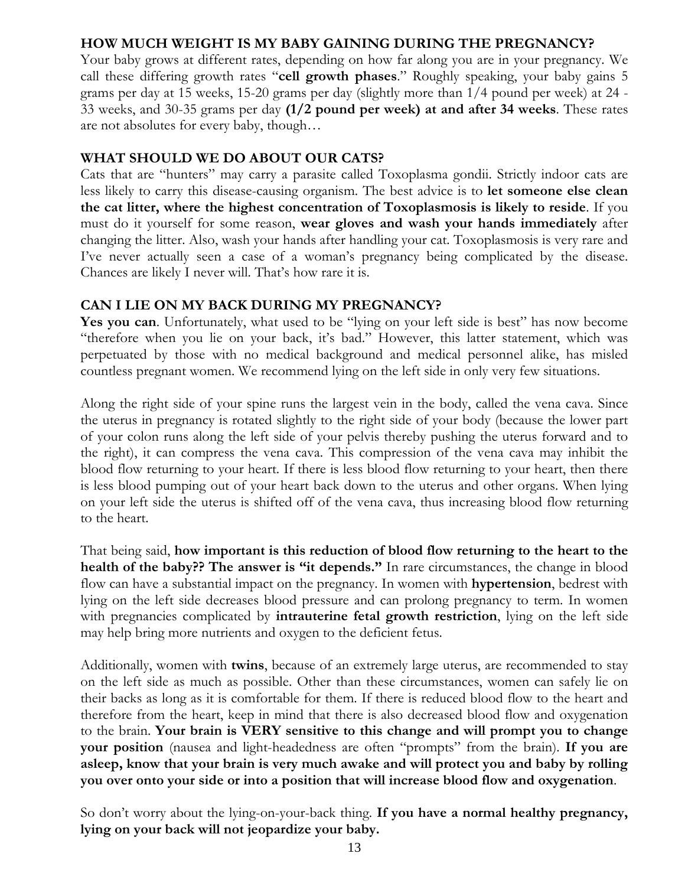## HOW MUCH WEIGHT IS MY BABY GAINING DURING THE PREGNANCY?

Your baby grows at different rates, depending on how far along you are in your pregnancy. We call these differing growth rates "**cell growth phases**." Roughly speaking, your baby gains 5 grams per day at 15 weeks, 15-20 grams per day (slightly more than 1/4 pound per week) at 24 - 33 weeks, and 30-35 grams per day **(1/2 pound per week) at and after 34 weeks**. These rates are not absolutes for every baby, though…

## WHAT SHOULD WE DO ABOUT OUR CATS?

Cats that are "hunters" may carry a parasite called Toxoplasma gondii. Strictly indoor cats are less likely to carry this disease-causing organism. The best advice is to **let someone else clean the cat litter, where the highest concentration of Toxoplasmosis is likely to reside**. If you must do it yourself for some reason, **wear gloves and wash your hands immediately** after changing the litter. Also, wash your hands after handling your cat. Toxoplasmosis is very rare and I've never actually seen a case of a woman's pregnancy being complicated by the disease. Chances are likely I never will. That's how rare it is.

## CAN I LIE ON MY BACK DURING MY PREGNANCY?

**Yes you can**. Unfortunately, what used to be "lying on your left side is best" has now become "therefore when you lie on your back, it's bad." However, this latter statement, which was perpetuated by those with no medical background and medical personnel alike, has misled countless pregnant women. We recommend lying on the left side in only very few situations.

Along the right side of your spine runs the largest vein in the body, called the vena cava. Since the uterus in pregnancy is rotated slightly to the right side of your body (because the lower part of your colon runs along the left side of your pelvis thereby pushing the uterus forward and to the right), it can compress the vena cava. This compression of the vena cava may inhibit the blood flow returning to your heart. If there is less blood flow returning to your heart, then there is less blood pumping out of your heart back down to the uterus and other organs. When lying on your left side the uterus is shifted off of the vena cava, thus increasing blood flow returning to the heart.

That being said, **how important is this reduction of blood flow returning to the heart to the health of the baby?? The answer is "it depends."** In rare circumstances, the change in blood flow can have a substantial impact on the pregnancy. In women with **hypertension**, bedrest with lying on the left side decreases blood pressure and can prolong pregnancy to term. In women with pregnancies complicated by **intrauterine fetal growth restriction**, lying on the left side may help bring more nutrients and oxygen to the deficient fetus.

Additionally, women with **twins**, because of an extremely large uterus, are recommended to stay on the left side as much as possible. Other than these circumstances, women can safely lie on their backs as long as it is comfortable for them. If there is reduced blood flow to the heart and therefore from the heart, keep in mind that there is also decreased blood flow and oxygenation to the brain. **Your brain is VERY sensitive to this change and will prompt you to change your position** (nausea and light-headedness are often "prompts" from the brain). **If you are asleep, know that your brain is very much awake and will protect you and baby by rolling you over onto your side or into a position that will increase blood flow and oxygenation**.

So don't worry about the lying-on-your-back thing. **If you have a normal healthy pregnancy, lying on your back will not jeopardize your baby.**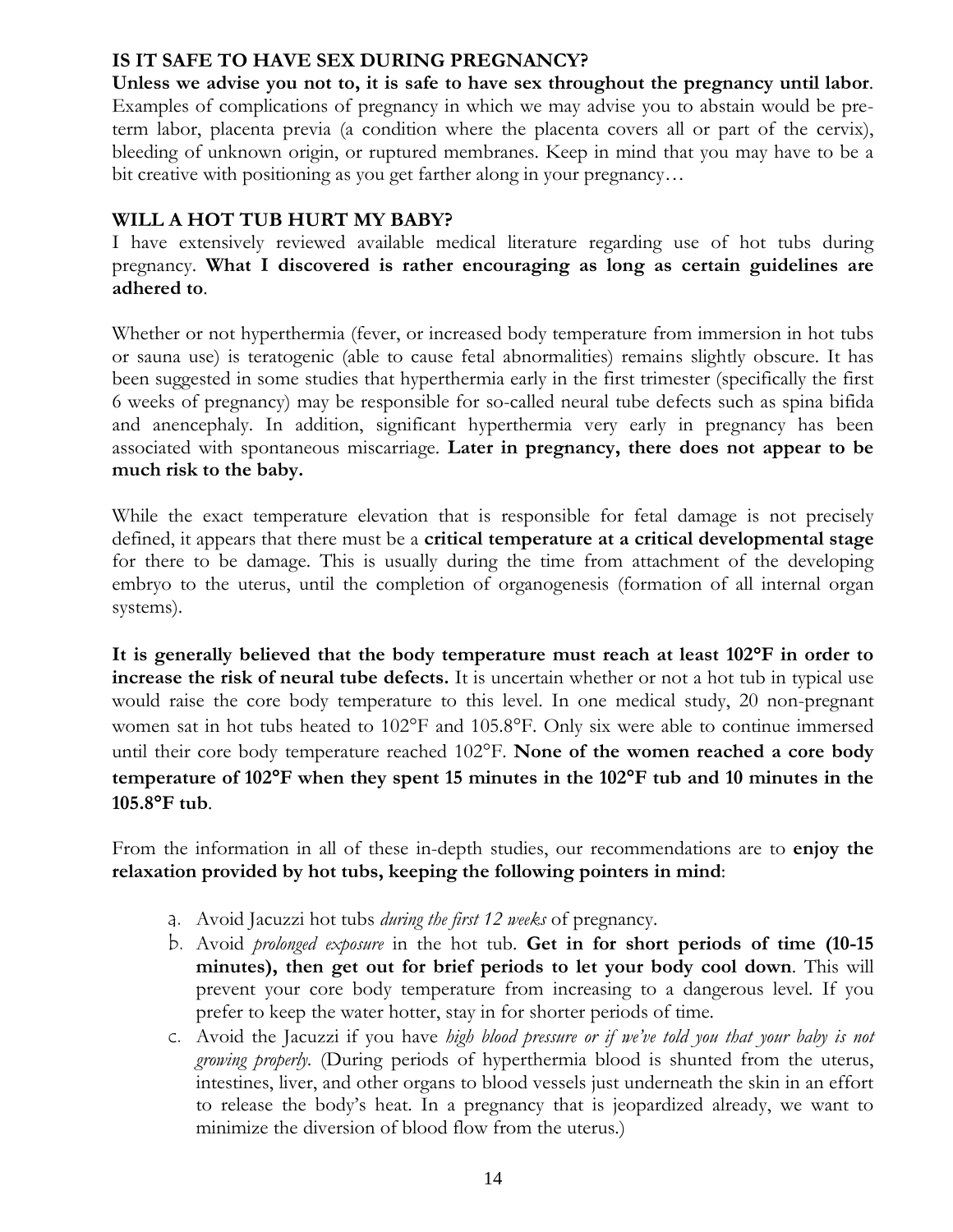## IS IT SAFE TO HAVE SEX DURING PREGNANCY?

**Unless we advise you not to, it is safe to have sex throughout the pregnancy until labor**. Examples of complications of pregnancy in which we may advise you to abstain would be pre-term labor, placenta previa (a condition where the placenta covers all or part of the cervix), bleeding of unknown origin, or ruptured membranes. Keep in mind that you may have to be a bit creative with positioning as you get farther along in your pregnancy…

## WILL A HOT TUB HURT MY BABY?

I have extensively reviewed available medical literature regarding use of hot tubs during pregnancy. **What I discovered is rather encouraging as long as certain guidelines are adhered to**.

Whether or not hyperthermia (fever, or increased body temperature from immersion in hot tubs or sauna use) is teratogenic (able to cause fetal abnormalities) remains slightly obscure. It has been suggested in some studies that hyperthermia early in the first trimester (specifically the first 6 weeks of pregnancy) may be responsible for so-called neural tube defects such as spina bifida and anencephaly. In addition, significant hyperthermia very early in pregnancy has been associated with spontaneous miscarriage. **Later in pregnancy, there does not appear to be much risk to the baby.**

While the exact temperature elevation that is responsible for fetal damage is not precisely defined, it appears that there must be a **critical temperature at a critical developmental stage** for there to be damage. This is usually during the time from attachment of the developing embryo to the uterus, until the completion of organogenesis (formation of all internal organ systems).

**It is generally believed that the body temperature must reach at least 102°F in order to increase the risk of neural tube defects.** It is uncertain whether or not a hot tub in typical use would raise the core body temperature to this level. In one medical study, 20 non-pregnant women sat in hot tubs heated to 102°F and 105.8°F. Only six were able to continue immersed until their core body temperature reached 102°F. **None of the women reached a core body temperature of 102°F when they spent 15 minutes in the 102°F tub and 10 minutes in the 105.8°F tub**.

From the information in all of these in-depth studies, our recommendations are to **enjoy the relaxation provided by hot tubs, keeping the following pointers in mind**:

a. Avoid Jacuzzi hot tubs *during the first 12 weeks* of pregnancy.
b. Avoid *prolonged exposure* in the hot tub. **Get in for short periods of time (10-15 minutes), then get out for brief periods to let your body cool down**. This will prevent your core body temperature from increasing to a dangerous level. If you prefer to keep the water hotter, stay in for shorter periods of time.
c. Avoid the Jacuzzi if you have *high blood pressure or if we've told you that your baby is not growing properly*. (During periods of hyperthermia blood is shunted from the uterus, intestines, liver, and other organs to blood vessels just underneath the skin in an effort to release the body's heat. In a pregnancy that is jeopardized already, we want to minimize the diversion of blood flow from the uterus.)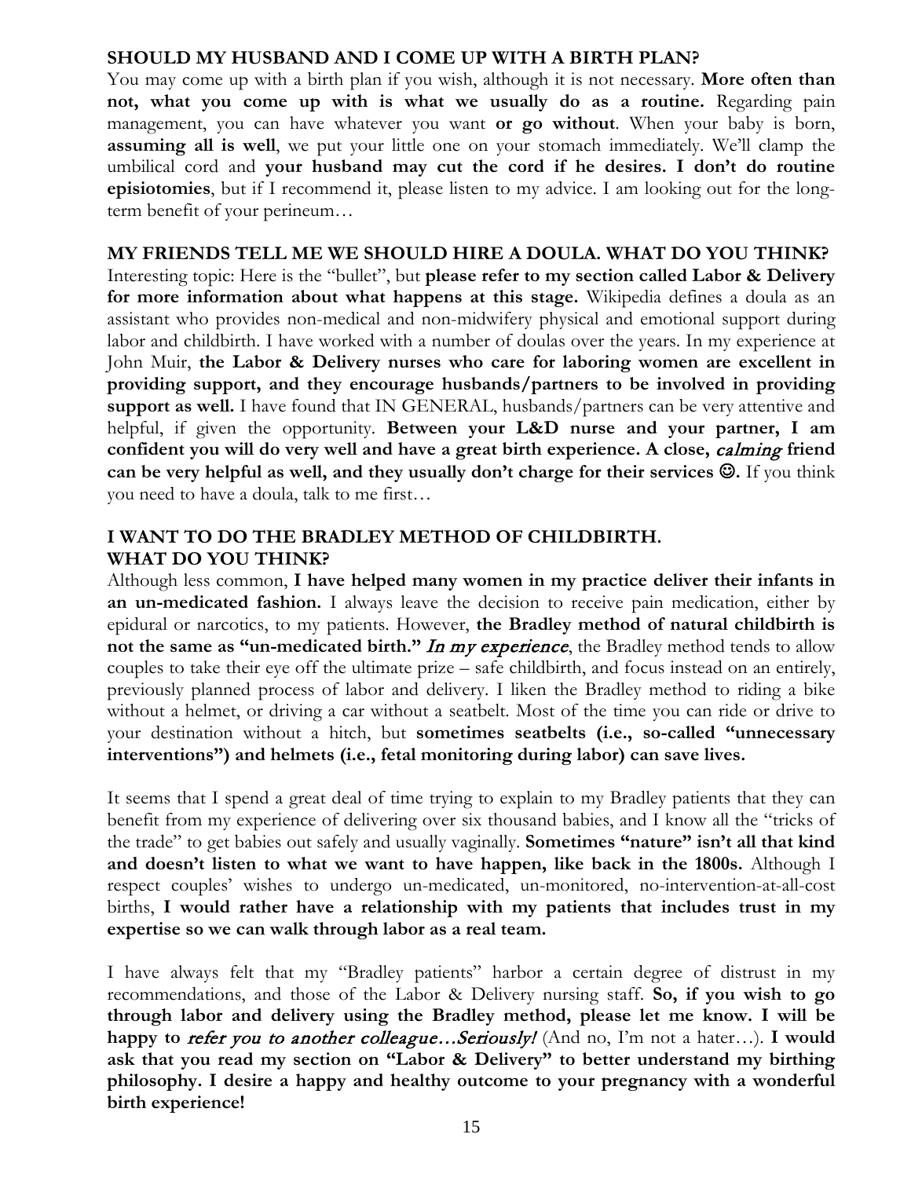## SHOULD MY HUSBAND AND I COME UP WITH A BIRTH PLAN?

You may come up with a birth plan if you wish, although it is not necessary. **More often than not, what you come up with is what we usually do as a routine.** Regarding pain management, you can have whatever you want **or go without**. When your baby is born, **assuming all is well**, we put your little one on your stomach immediately. We'll clamp the umbilical cord and **your husband may cut the cord if he desires. I don't do routine episiotomies**, but if I recommend it, please listen to my advice. I am looking out for the long-term benefit of your perineum…

## MY FRIENDS TELL ME WE SHOULD HIRE A DOULA. WHAT DO YOU THINK?

Interesting topic: Here is the "bullet", but **please refer to my section called Labor & Delivery for more information about what happens at this stage.** Wikipedia defines a doula as an assistant who provides non-medical and non-midwifery physical and emotional support during labor and childbirth. I have worked with a number of doulas over the years. In my experience at John Muir, **the Labor & Delivery nurses who care for laboring women are excellent in providing support, and they encourage husbands/partners to be involved in providing support as well.** I have found that IN GENERAL, husbands/partners can be very attentive and helpful, if given the opportunity. **Between your L&D nurse and your partner, I am confident you will do very well and have a great birth experience. A close, *calming* friend can be very helpful as well, and they usually don't charge for their services ☺.** If you think you need to have a doula, talk to me first…

## I WANT TO DO THE BRADLEY METHOD OF CHILDBIRTH. WHAT DO YOU THINK?

Although less common, **I have helped many women in my practice deliver their infants in an un-medicated fashion.** I always leave the decision to receive pain medication, either by epidural or narcotics, to my patients. However, **the Bradley method of natural childbirth is not the same as "un-medicated birth."** *In my experience*, the Bradley method tends to allow couples to take their eye off the ultimate prize – safe childbirth, and focus instead on an entirely, previously planned process of labor and delivery. I liken the Bradley method to riding a bike without a helmet, or driving a car without a seatbelt. Most of the time you can ride or drive to your destination without a hitch, but **sometimes seatbelts (i.e., so-called "unnecessary interventions") and helmets (i.e., fetal monitoring during labor) can save lives.**

It seems that I spend a great deal of time trying to explain to my Bradley patients that they can benefit from my experience of delivering over six thousand babies, and I know all the "tricks of the trade" to get babies out safely and usually vaginally. **Sometimes "nature" isn't all that kind and doesn't listen to what we want to have happen, like back in the 1800s.** Although I respect couples' wishes to undergo un-medicated, un-monitored, no-intervention-at-all-cost births, **I would rather have a relationship with my patients that includes trust in my expertise so we can walk through labor as a real team.**

I have always felt that my "Bradley patients" harbor a certain degree of distrust in my recommendations, and those of the Labor & Delivery nursing staff. **So, if you wish to go through labor and delivery using the Bradley method, please let me know. I will be happy to *refer you to another colleague…Seriously!*** (And no, I'm not a hater…). **I would ask that you read my section on "Labor & Delivery" to better understand my birthing philosophy. I desire a happy and healthy outcome to your pregnancy with a wonderful birth experience!**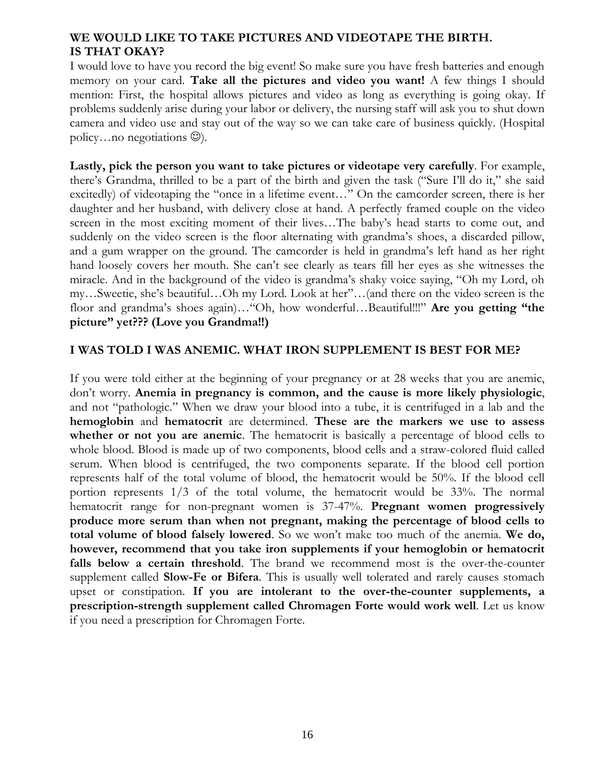## WE WOULD LIKE TO TAKE PICTURES AND VIDEOTAPE THE BIRTH. IS THAT OKAY?

I would love to have you record the big event! So make sure you have fresh batteries and enough memory on your card. **Take all the pictures and video you want!** A few things I should mention: First, the hospital allows pictures and video as long as everything is going okay. If problems suddenly arise during your labor or delivery, the nursing staff will ask you to shut down camera and video use and stay out of the way so we can take care of business quickly. (Hospital policy…no negotiations ☺).

**Lastly, pick the person you want to take pictures or videotape very carefully**. For example, there's Grandma, thrilled to be a part of the birth and given the task ("Sure I'll do it," she said excitedly) of videotaping the "once in a lifetime event…" On the camcorder screen, there is her daughter and her husband, with delivery close at hand. A perfectly framed couple on the video screen in the most exciting moment of their lives…The baby's head starts to come out, and suddenly on the video screen is the floor alternating with grandma's shoes, a discarded pillow, and a gum wrapper on the ground. The camcorder is held in grandma's left hand as her right hand loosely covers her mouth. She can't see clearly as tears fill her eyes as she witnesses the miracle. And in the background of the video is grandma's shaky voice saying, "Oh my Lord, oh my…Sweetie, she's beautiful…Oh my Lord. Look at her"…(and there on the video screen is the floor and grandma's shoes again)…"Oh, how wonderful…Beautiful!!!" **Are you getting "the picture" yet??? (Love you Grandma!!)**

## I WAS TOLD I WAS ANEMIC. WHAT IRON SUPPLEMENT IS BEST FOR ME?

If you were told either at the beginning of your pregnancy or at 28 weeks that you are anemic, don't worry. **Anemia in pregnancy is common, and the cause is more likely physiologic**, and not "pathologic." When we draw your blood into a tube, it is centrifuged in a lab and the **hemoglobin** and **hematocrit** are determined. **These are the markers we use to assess whether or not you are anemic**. The hematocrit is basically a percentage of blood cells to whole blood. Blood is made up of two components, blood cells and a straw-colored fluid called serum. When blood is centrifuged, the two components separate. If the blood cell portion represents half of the total volume of blood, the hematocrit would be 50%. If the blood cell portion represents 1/3 of the total volume, the hematocrit would be 33%. The normal hematocrit range for non-pregnant women is 37-47%. **Pregnant women progressively produce more serum than when not pregnant, making the percentage of blood cells to total volume of blood falsely lowered**. So we won't make too much of the anemia. **We do, however, recommend that you take iron supplements if your hemoglobin or hematocrit falls below a certain threshold**. The brand we recommend most is the over-the-counter supplement called **Slow-Fe or Bifera**. This is usually well tolerated and rarely causes stomach upset or constipation. **If you are intolerant to the over-the-counter supplements, a prescription-strength supplement called Chromagen Forte would work well**. Let us know if you need a prescription for Chromagen Forte.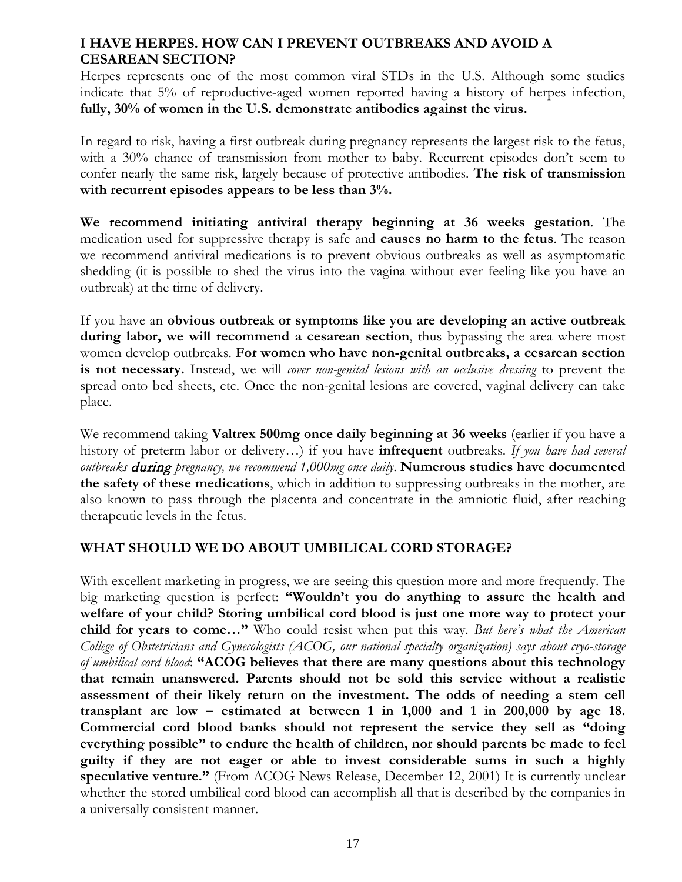## I HAVE HERPES. HOW CAN I PREVENT OUTBREAKS AND AVOID A CESAREAN SECTION?

Herpes represents one of the most common viral STDs in the U.S. Although some studies indicate that 5% of reproductive-aged women reported having a history of herpes infection, **fully, 30% of women in the U.S. demonstrate antibodies against the virus.**

In regard to risk, having a first outbreak during pregnancy represents the largest risk to the fetus, with a 30% chance of transmission from mother to baby. Recurrent episodes don't seem to confer nearly the same risk, largely because of protective antibodies. **The risk of transmission with recurrent episodes appears to be less than 3%.**

**We recommend initiating antiviral therapy beginning at 36 weeks gestation**. The medication used for suppressive therapy is safe and **causes no harm to the fetus**. The reason we recommend antiviral medications is to prevent obvious outbreaks as well as asymptomatic shedding (it is possible to shed the virus into the vagina without ever feeling like you have an outbreak) at the time of delivery.

If you have an **obvious outbreak or symptoms like you are developing an active outbreak during labor, we will recommend a cesarean section**, thus bypassing the area where most women develop outbreaks. **For women who have non-genital outbreaks, a cesarean section is not necessary.** Instead, we will *cover non-genital lesions with an occlusive dressing* to prevent the spread onto bed sheets, etc. Once the non-genital lesions are covered, vaginal delivery can take place.

We recommend taking **Valtrex 500mg once daily beginning at 36 weeks** (earlier if you have a history of preterm labor or delivery…) if you have **infrequent** outbreaks. *If you have had several outbreaks **during** pregnancy, we recommend 1,000mg once daily*. **Numerous studies have documented the safety of these medications**, which in addition to suppressing outbreaks in the mother, are also known to pass through the placenta and concentrate in the amniotic fluid, after reaching therapeutic levels in the fetus.

## WHAT SHOULD WE DO ABOUT UMBILICAL CORD STORAGE?

With excellent marketing in progress, we are seeing this question more and more frequently. The big marketing question is perfect: **"Wouldn't you do anything to assure the health and welfare of your child? Storing umbilical cord blood is just one more way to protect your child for years to come…"** Who could resist when put this way. *But here's what the American College of Obstetricians and Gynecologists (ACOG, our national specialty organization) says about cryo-storage of umbilical cord blood*: **"ACOG believes that there are many questions about this technology that remain unanswered. Parents should not be sold this service without a realistic assessment of their likely return on the investment. The odds of needing a stem cell transplant are low – estimated at between 1 in 1,000 and 1 in 200,000 by age 18. Commercial cord blood banks should not represent the service they sell as "doing everything possible" to endure the health of children, nor should parents be made to feel guilty if they are not eager or able to invest considerable sums in such a highly speculative venture."** (From ACOG News Release, December 12, 2001) It is currently unclear whether the stored umbilical cord blood can accomplish all that is described by the companies in a universally consistent manner.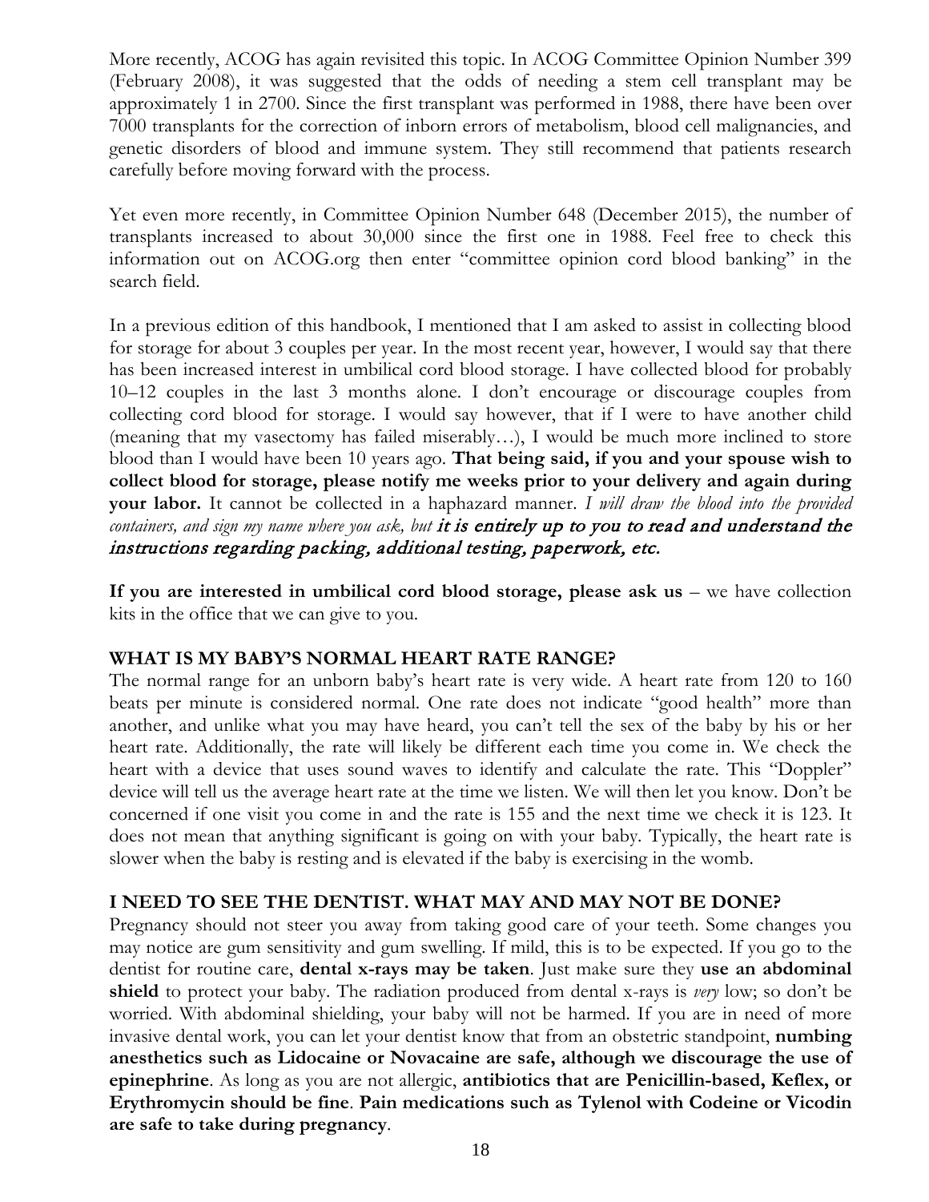More recently, ACOG has again revisited this topic. In ACOG Committee Opinion Number 399 (February 2008), it was suggested that the odds of needing a stem cell transplant may be approximately 1 in 2700. Since the first transplant was performed in 1988, there have been over 7000 transplants for the correction of inborn errors of metabolism, blood cell malignancies, and genetic disorders of blood and immune system. They still recommend that patients research carefully before moving forward with the process.

Yet even more recently, in Committee Opinion Number 648 (December 2015), the number of transplants increased to about 30,000 since the first one in 1988. Feel free to check this information out on ACOG.org then enter "committee opinion cord blood banking" in the search field.

In a previous edition of this handbook, I mentioned that I am asked to assist in collecting blood for storage for about 3 couples per year. In the most recent year, however, I would say that there has been increased interest in umbilical cord blood storage. I have collected blood for probably 10–12 couples in the last 3 months alone. I don't encourage or discourage couples from collecting cord blood for storage. I would say however, that if I were to have another child (meaning that my vasectomy has failed miserably…), I would be much more inclined to store blood than I would have been 10 years ago. **That being said, if you and your spouse wish to collect blood for storage, please notify me weeks prior to your delivery and again during your labor.** It cannot be collected in a haphazard manner. *I will draw the blood into the provided containers, and sign my name where you ask, but* ***it is entirely up to you to read and understand the instructions regarding packing, additional testing, paperwork, etc.***

**If you are interested in umbilical cord blood storage, please ask us** – we have collection kits in the office that we can give to you.

### WHAT IS MY BABY'S NORMAL HEART RATE RANGE?

The normal range for an unborn baby's heart rate is very wide. A heart rate from 120 to 160 beats per minute is considered normal. One rate does not indicate "good health" more than another, and unlike what you may have heard, you can't tell the sex of the baby by his or her heart rate. Additionally, the rate will likely be different each time you come in. We check the heart with a device that uses sound waves to identify and calculate the rate. This "Doppler" device will tell us the average heart rate at the time we listen. We will then let you know. Don't be concerned if one visit you come in and the rate is 155 and the next time we check it is 123. It does not mean that anything significant is going on with your baby. Typically, the heart rate is slower when the baby is resting and is elevated if the baby is exercising in the womb.

### I NEED TO SEE THE DENTIST. WHAT MAY AND MAY NOT BE DONE?

Pregnancy should not steer you away from taking good care of your teeth. Some changes you may notice are gum sensitivity and gum swelling. If mild, this is to be expected. If you go to the dentist for routine care, **dental x-rays may be taken**. Just make sure they **use an abdominal shield** to protect your baby. The radiation produced from dental x-rays is *very* low; so don't be worried. With abdominal shielding, your baby will not be harmed. If you are in need of more invasive dental work, you can let your dentist know that from an obstetric standpoint, **numbing anesthetics such as Lidocaine or Novacaine are safe, although we discourage the use of epinephrine**. As long as you are not allergic, **antibiotics that are Penicillin-based, Keflex, or Erythromycin should be fine**. **Pain medications such as Tylenol with Codeine or Vicodin are safe to take during pregnancy**.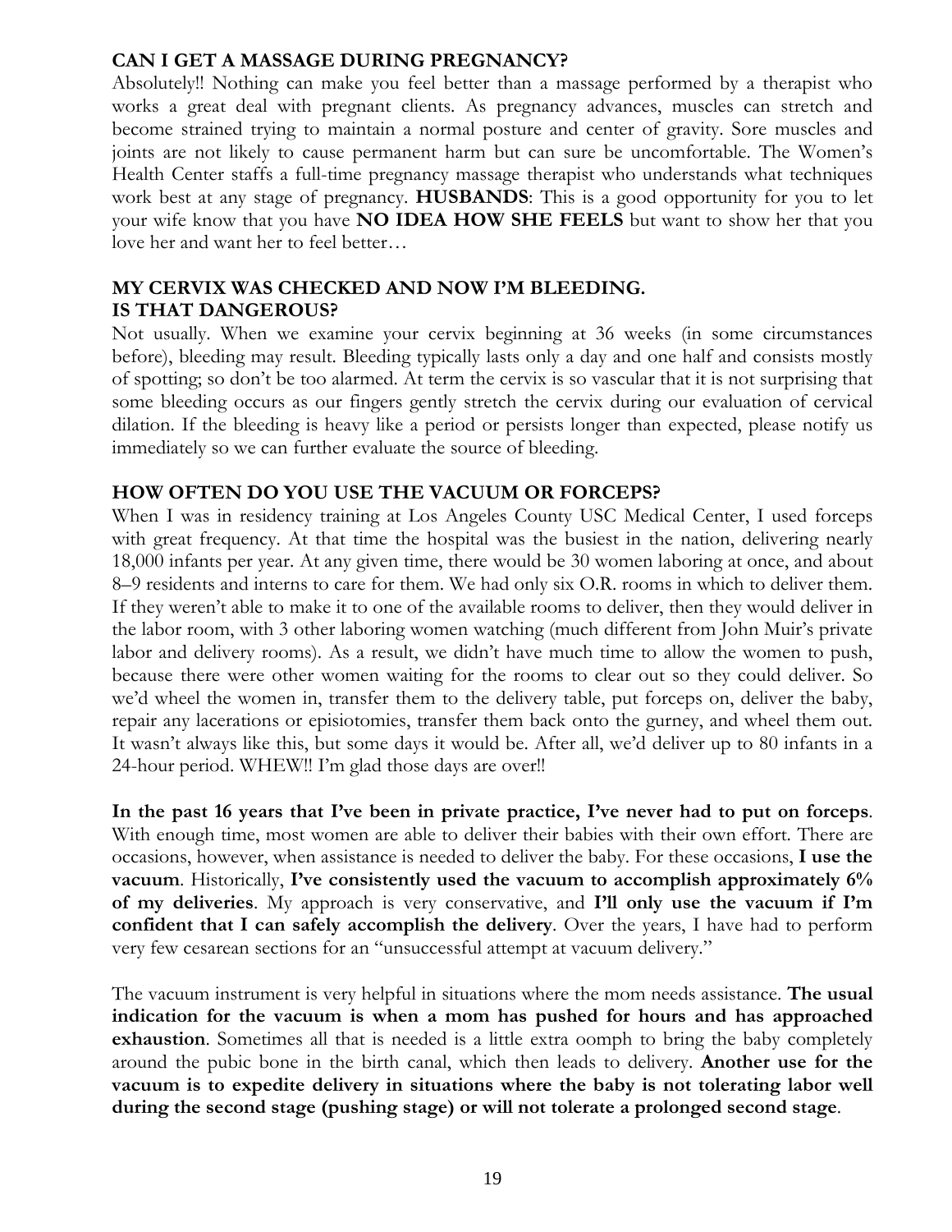### CAN I GET A MASSAGE DURING PREGNANCY?

Absolutely!! Nothing can make you feel better than a massage performed by a therapist who works a great deal with pregnant clients. As pregnancy advances, muscles can stretch and become strained trying to maintain a normal posture and center of gravity. Sore muscles and joints are not likely to cause permanent harm but can sure be uncomfortable. The Women's Health Center staffs a full-time pregnancy massage therapist who understands what techniques work best at any stage of pregnancy. **HUSBANDS**: This is a good opportunity for you to let your wife know that you have **NO IDEA HOW SHE FEELS** but want to show her that you love her and want her to feel better…

### MY CERVIX WAS CHECKED AND NOW I'M BLEEDING. IS THAT DANGEROUS?

Not usually. When we examine your cervix beginning at 36 weeks (in some circumstances before), bleeding may result. Bleeding typically lasts only a day and one half and consists mostly of spotting; so don't be too alarmed. At term the cervix is so vascular that it is not surprising that some bleeding occurs as our fingers gently stretch the cervix during our evaluation of cervical dilation. If the bleeding is heavy like a period or persists longer than expected, please notify us immediately so we can further evaluate the source of bleeding.

### HOW OFTEN DO YOU USE THE VACUUM OR FORCEPS?

When I was in residency training at Los Angeles County USC Medical Center, I used forceps with great frequency. At that time the hospital was the busiest in the nation, delivering nearly 18,000 infants per year. At any given time, there would be 30 women laboring at once, and about 8–9 residents and interns to care for them. We had only six O.R. rooms in which to deliver them. If they weren't able to make it to one of the available rooms to deliver, then they would deliver in the labor room, with 3 other laboring women watching (much different from John Muir's private labor and delivery rooms). As a result, we didn't have much time to allow the women to push, because there were other women waiting for the rooms to clear out so they could deliver. So we'd wheel the women in, transfer them to the delivery table, put forceps on, deliver the baby, repair any lacerations or episiotomies, transfer them back onto the gurney, and wheel them out. It wasn't always like this, but some days it would be. After all, we'd deliver up to 80 infants in a 24-hour period. WHEW!! I'm glad those days are over!!

**In the past 16 years that I've been in private practice, I've never had to put on forceps**. With enough time, most women are able to deliver their babies with their own effort. There are occasions, however, when assistance is needed to deliver the baby. For these occasions, **I use the vacuum**. Historically, **I've consistently used the vacuum to accomplish approximately 6% of my deliveries**. My approach is very conservative, and **I'll only use the vacuum if I'm confident that I can safely accomplish the delivery**. Over the years, I have had to perform very few cesarean sections for an "unsuccessful attempt at vacuum delivery."

The vacuum instrument is very helpful in situations where the mom needs assistance. **The usual indication for the vacuum is when a mom has pushed for hours and has approached exhaustion**. Sometimes all that is needed is a little extra oomph to bring the baby completely around the pubic bone in the birth canal, which then leads to delivery. **Another use for the vacuum is to expedite delivery in situations where the baby is not tolerating labor well during the second stage (pushing stage) or will not tolerate a prolonged second stage**.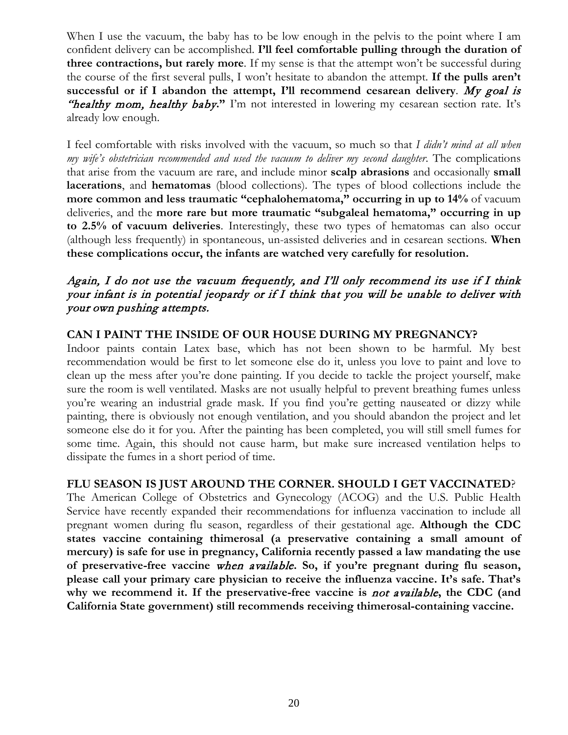When I use the vacuum, the baby has to be low enough in the pelvis to the point where I am confident delivery can be accomplished. **I'll feel comfortable pulling through the duration of three contractions, but rarely more**. If my sense is that the attempt won't be successful during the course of the first several pulls, I won't hesitate to abandon the attempt. **If the pulls aren't successful or if I abandon the attempt, I'll recommend cesarean delivery**. ***My goal is "healthy mom, healthy baby."*** I'm not interested in lowering my cesarean section rate. It's already low enough.

I feel comfortable with risks involved with the vacuum, so much so that *I didn't mind at all when my wife's obstetrician recommended and used the vacuum to deliver my second daughter*. The complications that arise from the vacuum are rare, and include minor **scalp abrasions** and occasionally **small lacerations**, and **hematomas** (blood collections). The types of blood collections include the **more common and less traumatic "cephalohematoma," occurring in up to 14%** of vacuum deliveries, and the **more rare but more traumatic "subgaleal hematoma," occurring in up to 2.5% of vacuum deliveries**. Interestingly, these two types of hematomas can also occur (although less frequently) in spontaneous, un-assisted deliveries and in cesarean sections. **When these complications occur, the infants are watched very carefully for resolution.**

*Again, I do not use the vacuum frequently, and I'll only recommend its use if I think your infant is in potential jeopardy or if I think that you will be unable to deliver with your own pushing attempts.*

## CAN I PAINT THE INSIDE OF OUR HOUSE DURING MY PREGNANCY?

Indoor paints contain Latex base, which has not been shown to be harmful. My best recommendation would be first to let someone else do it, unless you love to paint and love to clean up the mess after you're done painting. If you decide to tackle the project yourself, make sure the room is well ventilated. Masks are not usually helpful to prevent breathing fumes unless you're wearing an industrial grade mask. If you find you're getting nauseated or dizzy while painting, there is obviously not enough ventilation, and you should abandon the project and let someone else do it for you. After the painting has been completed, you will still smell fumes for some time. Again, this should not cause harm, but make sure increased ventilation helps to dissipate the fumes in a short period of time.

## FLU SEASON IS JUST AROUND THE CORNER. SHOULD I GET VACCINATED?

The American College of Obstetrics and Gynecology (ACOG) and the U.S. Public Health Service have recently expanded their recommendations for influenza vaccination to include all pregnant women during flu season, regardless of their gestational age. **Although the CDC states vaccine containing thimerosal (a preservative containing a small amount of mercury) is safe for use in pregnancy, California recently passed a law mandating the use of preservative-free vaccine *when available*. So, if you're pregnant during flu season, please call your primary care physician to receive the influenza vaccine. It's safe. That's why we recommend it. If the preservative-free vaccine is *not available*, the CDC (and California State government) still recommends receiving thimerosal-containing vaccine.**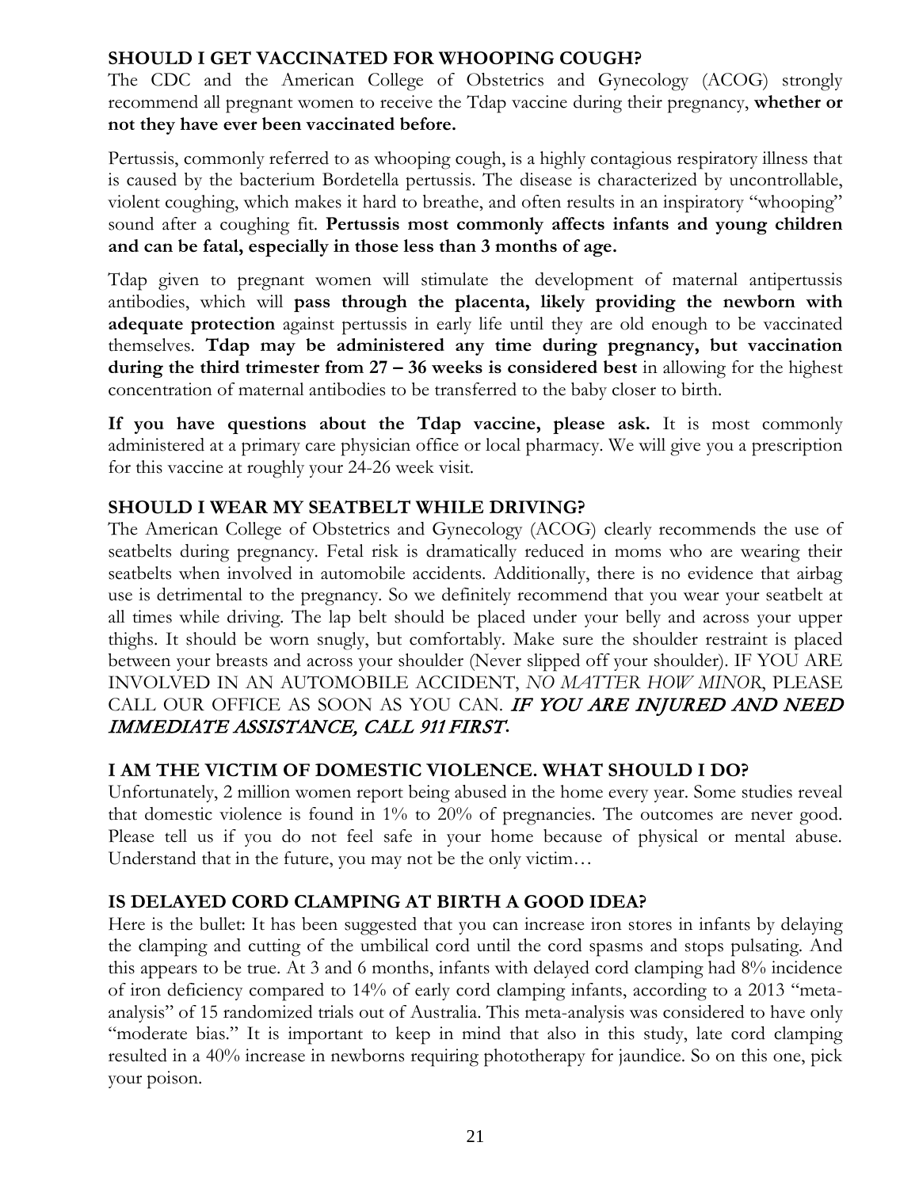## SHOULD I GET VACCINATED FOR WHOOPING COUGH?

The CDC and the American College of Obstetrics and Gynecology (ACOG) strongly recommend all pregnant women to receive the Tdap vaccine during their pregnancy, **whether or not they have ever been vaccinated before.**

Pertussis, commonly referred to as whooping cough, is a highly contagious respiratory illness that is caused by the bacterium Bordetella pertussis. The disease is characterized by uncontrollable, violent coughing, which makes it hard to breathe, and often results in an inspiratory "whooping" sound after a coughing fit. **Pertussis most commonly affects infants and young children and can be fatal, especially in those less than 3 months of age.**

Tdap given to pregnant women will stimulate the development of maternal antipertussis antibodies, which will **pass through the placenta, likely providing the newborn with adequate protection** against pertussis in early life until they are old enough to be vaccinated themselves. **Tdap may be administered any time during pregnancy, but vaccination during the third trimester from 27 – 36 weeks is considered best** in allowing for the highest concentration of maternal antibodies to be transferred to the baby closer to birth.

**If you have questions about the Tdap vaccine, please ask.** It is most commonly administered at a primary care physician office or local pharmacy. We will give you a prescription for this vaccine at roughly your 24-26 week visit.

## SHOULD I WEAR MY SEATBELT WHILE DRIVING?

The American College of Obstetrics and Gynecology (ACOG) clearly recommends the use of seatbelts during pregnancy. Fetal risk is dramatically reduced in moms who are wearing their seatbelts when involved in automobile accidents. Additionally, there is no evidence that airbag use is detrimental to the pregnancy. So we definitely recommend that you wear your seatbelt at all times while driving. The lap belt should be placed under your belly and across your upper thighs. It should be worn snugly, but comfortably. Make sure the shoulder restraint is placed between your breasts and across your shoulder (Never slipped off your shoulder). IF YOU ARE INVOLVED IN AN AUTOMOBILE ACCIDENT, *NO MATTER HOW MINOR*, PLEASE CALL OUR OFFICE AS SOON AS YOU CAN. ***IF YOU ARE INJURED AND NEED IMMEDIATE ASSISTANCE, CALL 911 FIRST***.

## I AM THE VICTIM OF DOMESTIC VIOLENCE. WHAT SHOULD I DO?

Unfortunately, 2 million women report being abused in the home every year. Some studies reveal that domestic violence is found in 1% to 20% of pregnancies. The outcomes are never good. Please tell us if you do not feel safe in your home because of physical or mental abuse. Understand that in the future, you may not be the only victim…

## IS DELAYED CORD CLAMPING AT BIRTH A GOOD IDEA?

Here is the bullet: It has been suggested that you can increase iron stores in infants by delaying the clamping and cutting of the umbilical cord until the cord spasms and stops pulsating. And this appears to be true. At 3 and 6 months, infants with delayed cord clamping had 8% incidence of iron deficiency compared to 14% of early cord clamping infants, according to a 2013 "meta-analysis" of 15 randomized trials out of Australia. This meta-analysis was considered to have only "moderate bias." It is important to keep in mind that also in this study, late cord clamping resulted in a 40% increase in newborns requiring phototherapy for jaundice. So on this one, pick your poison.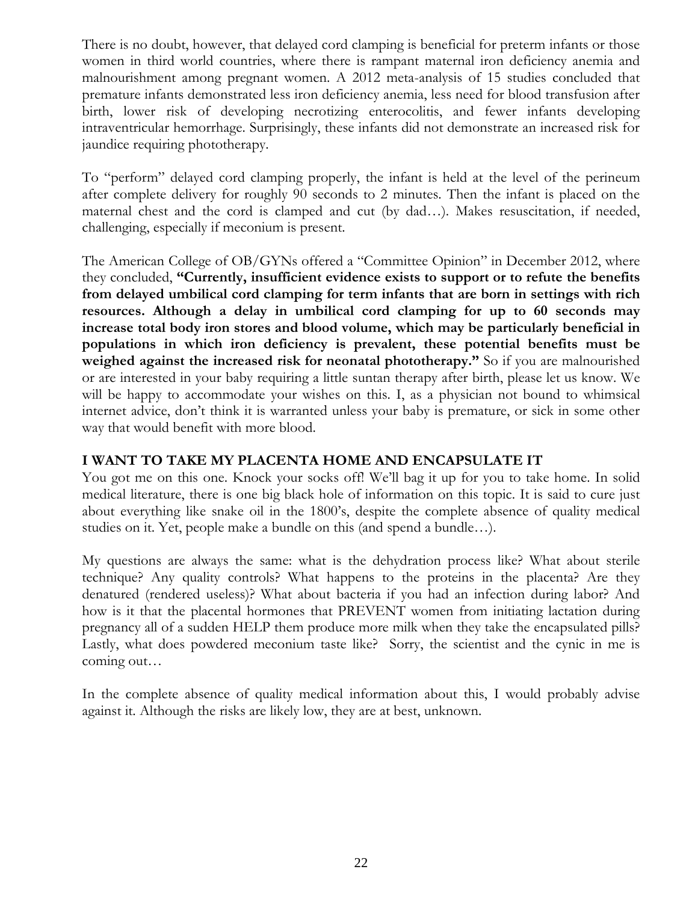There is no doubt, however, that delayed cord clamping is beneficial for preterm infants or those women in third world countries, where there is rampant maternal iron deficiency anemia and malnourishment among pregnant women. A 2012 meta-analysis of 15 studies concluded that premature infants demonstrated less iron deficiency anemia, less need for blood transfusion after birth, lower risk of developing necrotizing enterocolitis, and fewer infants developing intraventricular hemorrhage. Surprisingly, these infants did not demonstrate an increased risk for jaundice requiring phototherapy.

To "perform" delayed cord clamping properly, the infant is held at the level of the perineum after complete delivery for roughly 90 seconds to 2 minutes. Then the infant is placed on the maternal chest and the cord is clamped and cut (by dad…). Makes resuscitation, if needed, challenging, especially if meconium is present.

The American College of OB/GYNs offered a "Committee Opinion" in December 2012, where they concluded, **"Currently, insufficient evidence exists to support or to refute the benefits from delayed umbilical cord clamping for term infants that are born in settings with rich resources. Although a delay in umbilical cord clamping for up to 60 seconds may increase total body iron stores and blood volume, which may be particularly beneficial in populations in which iron deficiency is prevalent, these potential benefits must be weighed against the increased risk for neonatal phototherapy."** So if you are malnourished or are interested in your baby requiring a little suntan therapy after birth, please let us know. We will be happy to accommodate your wishes on this. I, as a physician not bound to whimsical internet advice, don't think it is warranted unless your baby is premature, or sick in some other way that would benefit with more blood.

### I WANT TO TAKE MY PLACENTA HOME AND ENCAPSULATE IT

You got me on this one. Knock your socks off! We'll bag it up for you to take home. In solid medical literature, there is one big black hole of information on this topic. It is said to cure just about everything like snake oil in the 1800's, despite the complete absence of quality medical studies on it. Yet, people make a bundle on this (and spend a bundle…).

My questions are always the same: what is the dehydration process like? What about sterile technique? Any quality controls? What happens to the proteins in the placenta? Are they denatured (rendered useless)? What about bacteria if you had an infection during labor? And how is it that the placental hormones that PREVENT women from initiating lactation during pregnancy all of a sudden HELP them produce more milk when they take the encapsulated pills? Lastly, what does powdered meconium taste like? Sorry, the scientist and the cynic in me is coming out…

In the complete absence of quality medical information about this, I would probably advise against it. Although the risks are likely low, they are at best, unknown.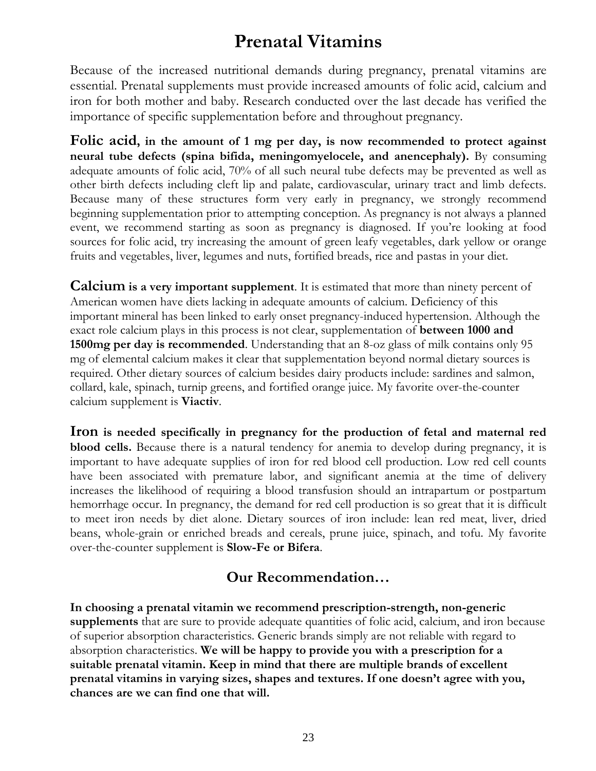# Prenatal Vitamins

Because of the increased nutritional demands during pregnancy, prenatal vitamins are essential. Prenatal supplements must provide increased amounts of folic acid, calcium and iron for both mother and baby. Research conducted over the last decade has verified the importance of specific supplementation before and throughout pregnancy.

**Folic acid, in the amount of 1 mg per day, is now recommended to protect against neural tube defects (spina bifida, meningomyelocele, and anencephaly).** By consuming adequate amounts of folic acid, 70% of all such neural tube defects may be prevented as well as other birth defects including cleft lip and palate, cardiovascular, urinary tract and limb defects. Because many of these structures form very early in pregnancy, we strongly recommend beginning supplementation prior to attempting conception. As pregnancy is not always a planned event, we recommend starting as soon as pregnancy is diagnosed. If you're looking at food sources for folic acid, try increasing the amount of green leafy vegetables, dark yellow or orange fruits and vegetables, liver, legumes and nuts, fortified breads, rice and pastas in your diet.

**Calcium is a very important supplement**. It is estimated that more than ninety percent of American women have diets lacking in adequate amounts of calcium. Deficiency of this important mineral has been linked to early onset pregnancy-induced hypertension. Although the exact role calcium plays in this process is not clear, supplementation of **between 1000 and 1500mg per day is recommended**. Understanding that an 8-oz glass of milk contains only 95 mg of elemental calcium makes it clear that supplementation beyond normal dietary sources is required. Other dietary sources of calcium besides dairy products include: sardines and salmon, collard, kale, spinach, turnip greens, and fortified orange juice. My favorite over-the-counter calcium supplement is **Viactiv**.

**Iron is needed specifically in pregnancy for the production of fetal and maternal red blood cells.** Because there is a natural tendency for anemia to develop during pregnancy, it is important to have adequate supplies of iron for red blood cell production. Low red cell counts have been associated with premature labor, and significant anemia at the time of delivery increases the likelihood of requiring a blood transfusion should an intrapartum or postpartum hemorrhage occur. In pregnancy, the demand for red cell production is so great that it is difficult to meet iron needs by diet alone. Dietary sources of iron include: lean red meat, liver, dried beans, whole-grain or enriched breads and cereals, prune juice, spinach, and tofu. My favorite over-the-counter supplement is **Slow-Fe or Bifera**.

## Our Recommendation…

**In choosing a prenatal vitamin we recommend prescription-strength, non-generic supplements** that are sure to provide adequate quantities of folic acid, calcium, and iron because of superior absorption characteristics. Generic brands simply are not reliable with regard to absorption characteristics. **We will be happy to provide you with a prescription for a suitable prenatal vitamin. Keep in mind that there are multiple brands of excellent prenatal vitamins in varying sizes, shapes and textures. If one doesn't agree with you, chances are we can find one that will.**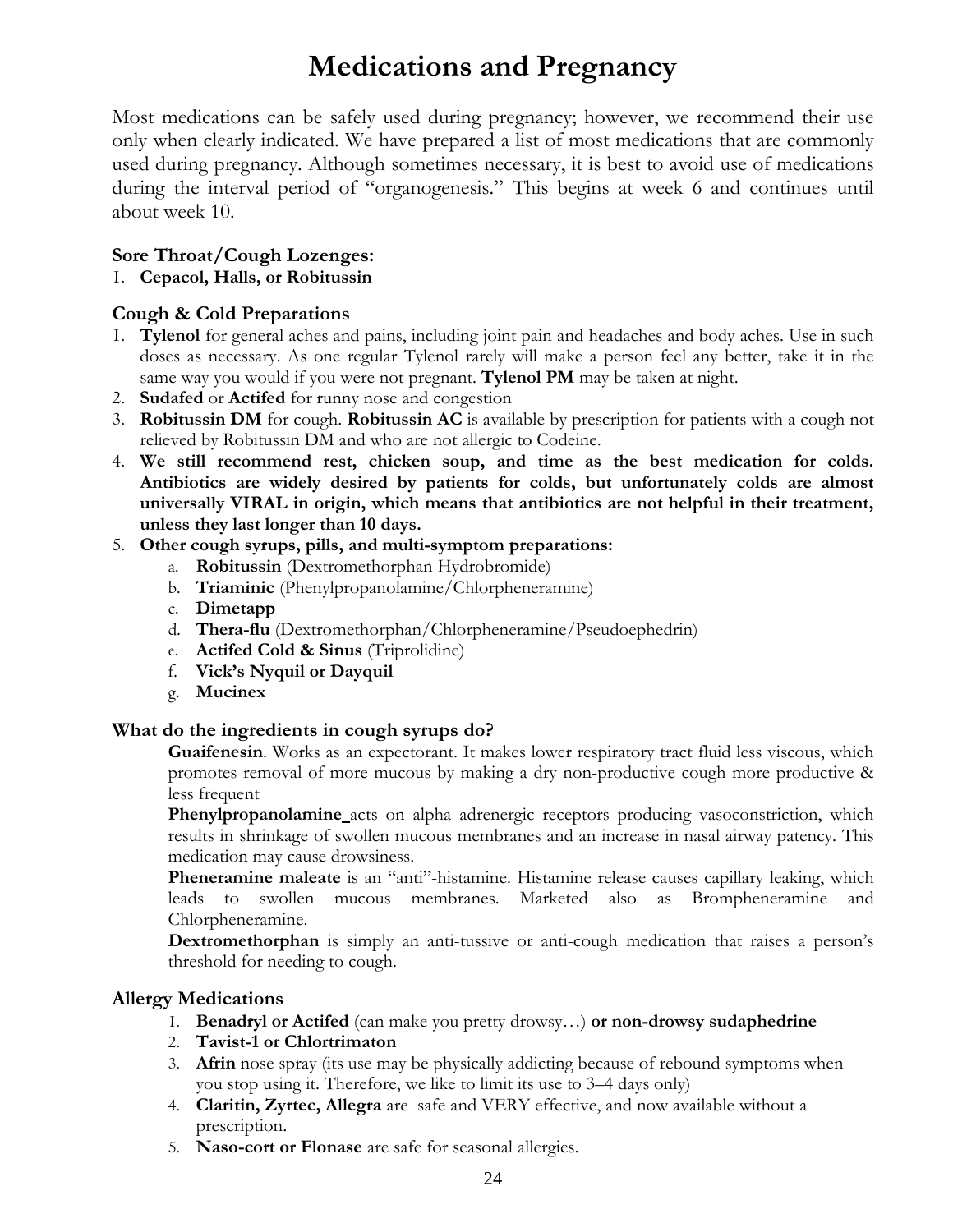# Medications and Pregnancy

Most medications can be safely used during pregnancy; however, we recommend their use only when clearly indicated. We have prepared a list of most medications that are commonly used during pregnancy. Although sometimes necessary, it is best to avoid use of medications during the interval period of "organogenesis." This begins at week 6 and continues until about week 10.

### Sore Throat/Cough Lozenges:

1. **Cepacol, Halls, or Robitussin**

### Cough & Cold Preparations

1. **Tylenol** for general aches and pains, including joint pain and headaches and body aches. Use in such doses as necessary. As one regular Tylenol rarely will make a person feel any better, take it in the same way you would if you were not pregnant. **Tylenol PM** may be taken at night.
2. **Sudafed** or **Actifed** for runny nose and congestion
3. **Robitussin DM** for cough. **Robitussin AC** is available by prescription for patients with a cough not relieved by Robitussin DM and who are not allergic to Codeine.
4. **We still recommend rest, chicken soup, and time as the best medication for colds. Antibiotics are widely desired by patients for colds, but unfortunately colds are almost universally VIRAL in origin, which means that antibiotics are not helpful in their treatment, unless they last longer than 10 days.**
5. **Other cough syrups, pills, and multi-symptom preparations:**
   a. **Robitussin** (Dextromethorphan Hydrobromide)
   b. **Triaminic** (Phenylpropanolamine/Chlorpheneramine)
   c. **Dimetapp**
   d. **Thera-flu** (Dextromethorphan/Chlorpheneramine/Pseudoephedrin)
   e. **Actifed Cold & Sinus** (Triprolidine)
   f. **Vick's Nyquil or Dayquil**
   g. **Mucinex**

### What do the ingredients in cough syrups do?

**Guaifenesin**. Works as an expectorant. It makes lower respiratory tract fluid less viscous, which promotes removal of more mucous by making a dry non-productive cough more productive & less frequent

**Phenylpropanolamine** acts on alpha adrenergic receptors producing vasoconstriction, which results in shrinkage of swollen mucous membranes and an increase in nasal airway patency. This medication may cause drowsiness.

**Pheneramine maleate** is an "anti"-histamine. Histamine release causes capillary leaking, which leads to swollen mucous membranes. Marketed also as Brompheneramine and Chlorpheneramine.

**Dextromethorphan** is simply an anti-tussive or anti-cough medication that raises a person's threshold for needing to cough.

### Allergy Medications

1. **Benadryl or Actifed** (can make you pretty drowsy…) **or non-drowsy sudaphedrine**
2. **Tavist-1 or Chlortrimaton**
3. **Afrin** nose spray (its use may be physically addicting because of rebound symptoms when you stop using it. Therefore, we like to limit its use to 3–4 days only)
4. **Claritin, Zyrtec, Allegra** are safe and VERY effective, and now available without a prescription.
5. **Naso-cort or Flonase** are safe for seasonal allergies.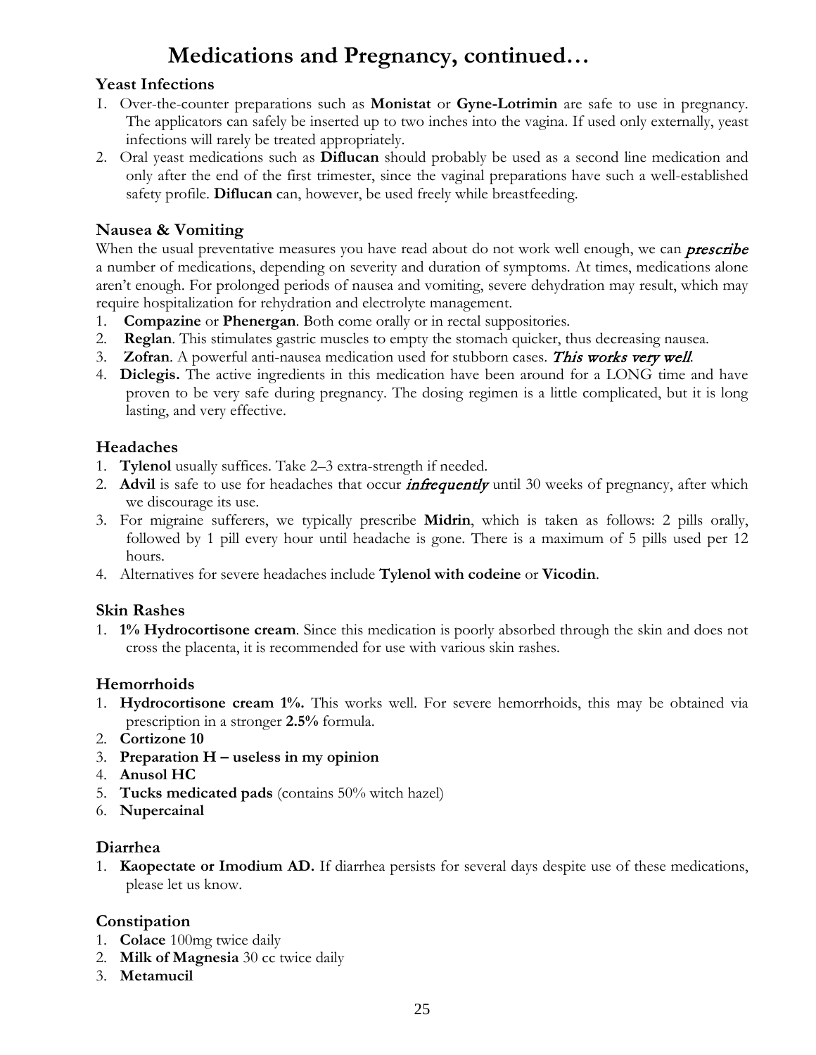# Medications and Pregnancy, continued…

### Yeast Infections

1. Over-the-counter preparations such as **Monistat** or **Gyne-Lotrimin** are safe to use in pregnancy. The applicators can safely be inserted up to two inches into the vagina. If used only externally, yeast infections will rarely be treated appropriately.
2. Oral yeast medications such as **Diflucan** should probably be used as a second line medication and only after the end of the first trimester, since the vaginal preparations have such a well-established safety profile. **Diflucan** can, however, be used freely while breastfeeding.

### Nausea & Vomiting

When the usual preventative measures you have read about do not work well enough, we can ***prescribe*** a number of medications, depending on severity and duration of symptoms. At times, medications alone aren't enough. For prolonged periods of nausea and vomiting, severe dehydration may result, which may require hospitalization for rehydration and electrolyte management.

1. **Compazine** or **Phenergan**. Both come orally or in rectal suppositories.
2. **Reglan**. This stimulates gastric muscles to empty the stomach quicker, thus decreasing nausea.
3. **Zofran**. A powerful anti-nausea medication used for stubborn cases. ***This works very well.***
4. **Diclegis.** The active ingredients in this medication have been around for a LONG time and have proven to be very safe during pregnancy. The dosing regimen is a little complicated, but it is long lasting, and very effective.

### Headaches

1. **Tylenol** usually suffices. Take 2–3 extra-strength if needed.
2. **Advil** is safe to use for headaches that occur ***infrequently*** until 30 weeks of pregnancy, after which we discourage its use.
3. For migraine sufferers, we typically prescribe **Midrin**, which is taken as follows: 2 pills orally, followed by 1 pill every hour until headache is gone. There is a maximum of 5 pills used per 12 hours.
4. Alternatives for severe headaches include **Tylenol with codeine** or **Vicodin**.

### Skin Rashes

1. **1% Hydrocortisone cream**. Since this medication is poorly absorbed through the skin and does not cross the placenta, it is recommended for use with various skin rashes.

### Hemorrhoids

1. **Hydrocortisone cream 1%.** This works well. For severe hemorrhoids, this may be obtained via prescription in a stronger **2.5%** formula.
2. **Cortizone 10**
3. **Preparation H – useless in my opinion**
4. **Anusol HC**
5. **Tucks medicated pads** (contains 50% witch hazel)
6. **Nupercainal**

### Diarrhea

1. **Kaopectate or Imodium AD.** If diarrhea persists for several days despite use of these medications, please let us know.

### Constipation

1. **Colace** 100mg twice daily
2. **Milk of Magnesia** 30 cc twice daily
3. **Metamucil**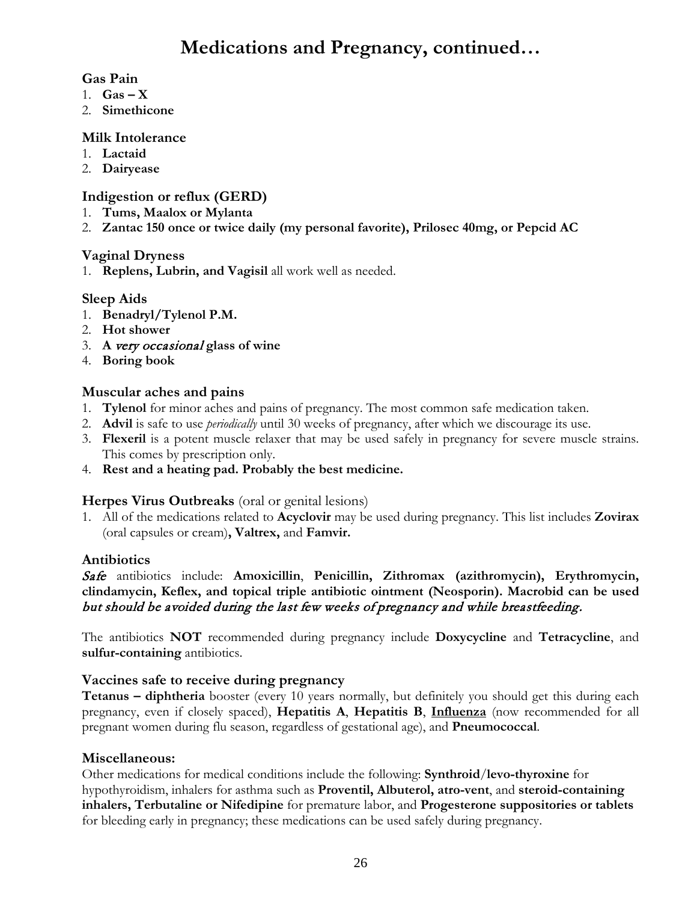# Medications and Pregnancy, continued…

### Gas Pain

1. **Gas – X**
2. **Simethicone**

### Milk Intolerance

1. **Lactaid**
2. **Dairyease**

### Indigestion or reflux (GERD)

1. **Tums, Maalox or Mylanta**
2. **Zantac 150 once or twice daily (my personal favorite), Prilosec 40mg, or Pepcid AC**

### Vaginal Dryness

1. **Replens, Lubrin, and Vagisil** all work well as needed.

### Sleep Aids

1. **Benadryl/Tylenol P.M.**
2. **Hot shower**
3. **A *very occasional* glass of wine**
4. **Boring book**

### Muscular aches and pains

1. **Tylenol** for minor aches and pains of pregnancy. The most common safe medication taken.
2. **Advil** is safe to use *periodically* until 30 weeks of pregnancy, after which we discourage its use.
3. **Flexeril** is a potent muscle relaxer that may be used safely in pregnancy for severe muscle strains. This comes by prescription only.
4. **Rest and a heating pad. Probably the best medicine.**

### Herpes Virus Outbreaks (oral or genital lesions)

1. All of the medications related to **Acyclovir** may be used during pregnancy. This list includes **Zovirax** (oral capsules or cream)**, Valtrex,** and **Famvir.**

### Antibiotics

***Safe*** antibiotics include: **Amoxicillin**, **Penicillin, Zithromax (azithromycin), Erythromycin, clindamycin, Keflex, and topical triple antibiotic ointment (Neosporin). Macrobid can be used *but should be avoided during the last few weeks of pregnancy and while breastfeeding.***

The antibiotics **NOT** recommended during pregnancy include **Doxycycline** and **Tetracycline**, and **sulfur-containing** antibiotics.

### Vaccines safe to receive during pregnancy

**Tetanus – diphtheria** booster (every 10 years normally, but definitely you should get this during each pregnancy, even if closely spaced), **Hepatitis A**, **Hepatitis B**, **Influenza** (now recommended for all pregnant women during flu season, regardless of gestational age), and **Pneumococcal**.

### Miscellaneous:

Other medications for medical conditions include the following: **Synthroid/levo-thyroxine** for hypothyroidism, inhalers for asthma such as **Proventil, Albuterol, atro-vent**, and **steroid-containing inhalers, Terbutaline or Nifedipine** for premature labor, and **Progesterone suppositories or tablets** for bleeding early in pregnancy; these medications can be used safely during pregnancy.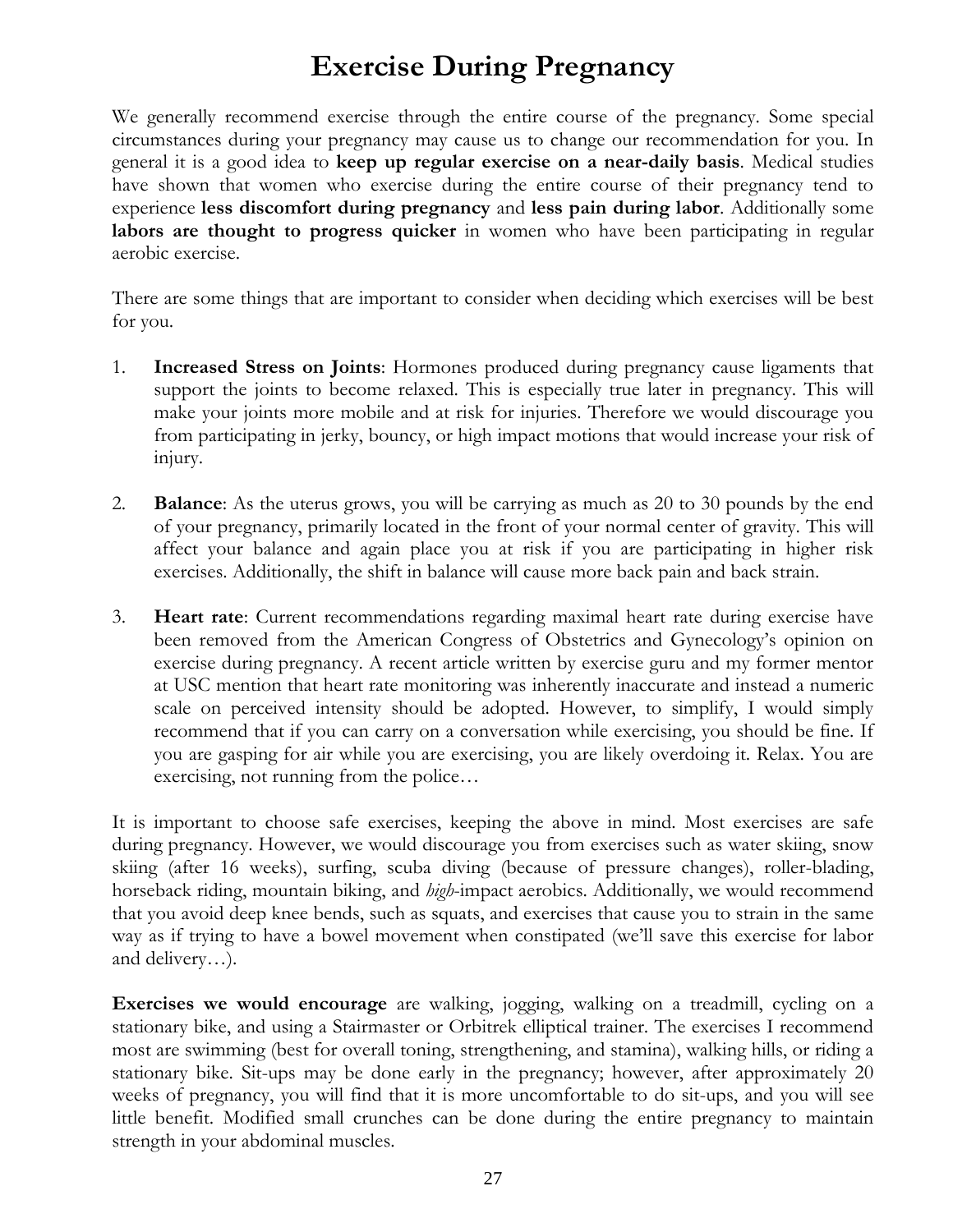# Exercise During Pregnancy

We generally recommend exercise through the entire course of the pregnancy. Some special circumstances during your pregnancy may cause us to change our recommendation for you. In general it is a good idea to **keep up regular exercise on a near-daily basis**. Medical studies have shown that women who exercise during the entire course of their pregnancy tend to experience **less discomfort during pregnancy** and **less pain during labor**. Additionally some **labors are thought to progress quicker** in women who have been participating in regular aerobic exercise.

There are some things that are important to consider when deciding which exercises will be best for you.

1. **Increased Stress on Joints**: Hormones produced during pregnancy cause ligaments that support the joints to become relaxed. This is especially true later in pregnancy. This will make your joints more mobile and at risk for injuries. Therefore we would discourage you from participating in jerky, bouncy, or high impact motions that would increase your risk of injury.

2. **Balance**: As the uterus grows, you will be carrying as much as 20 to 30 pounds by the end of your pregnancy, primarily located in the front of your normal center of gravity. This will affect your balance and again place you at risk if you are participating in higher risk exercises. Additionally, the shift in balance will cause more back pain and back strain.

3. **Heart rate**: Current recommendations regarding maximal heart rate during exercise have been removed from the American Congress of Obstetrics and Gynecology's opinion on exercise during pregnancy. A recent article written by exercise guru and my former mentor at USC mention that heart rate monitoring was inherently inaccurate and instead a numeric scale on perceived intensity should be adopted. However, to simplify, I would simply recommend that if you can carry on a conversation while exercising, you should be fine. If you are gasping for air while you are exercising, you are likely overdoing it. Relax. You are exercising, not running from the police…

It is important to choose safe exercises, keeping the above in mind. Most exercises are safe during pregnancy. However, we would discourage you from exercises such as water skiing, snow skiing (after 16 weeks), surfing, scuba diving (because of pressure changes), roller-blading, horseback riding, mountain biking, and *high*-impact aerobics. Additionally, we would recommend that you avoid deep knee bends, such as squats, and exercises that cause you to strain in the same way as if trying to have a bowel movement when constipated (we'll save this exercise for labor and delivery…).

**Exercises we would encourage** are walking, jogging, walking on a treadmill, cycling on a stationary bike, and using a Stairmaster or Orbitrek elliptical trainer. The exercises I recommend most are swimming (best for overall toning, strengthening, and stamina), walking hills, or riding a stationary bike. Sit-ups may be done early in the pregnancy; however, after approximately 20 weeks of pregnancy, you will find that it is more uncomfortable to do sit-ups, and you will see little benefit. Modified small crunches can be done during the entire pregnancy to maintain strength in your abdominal muscles.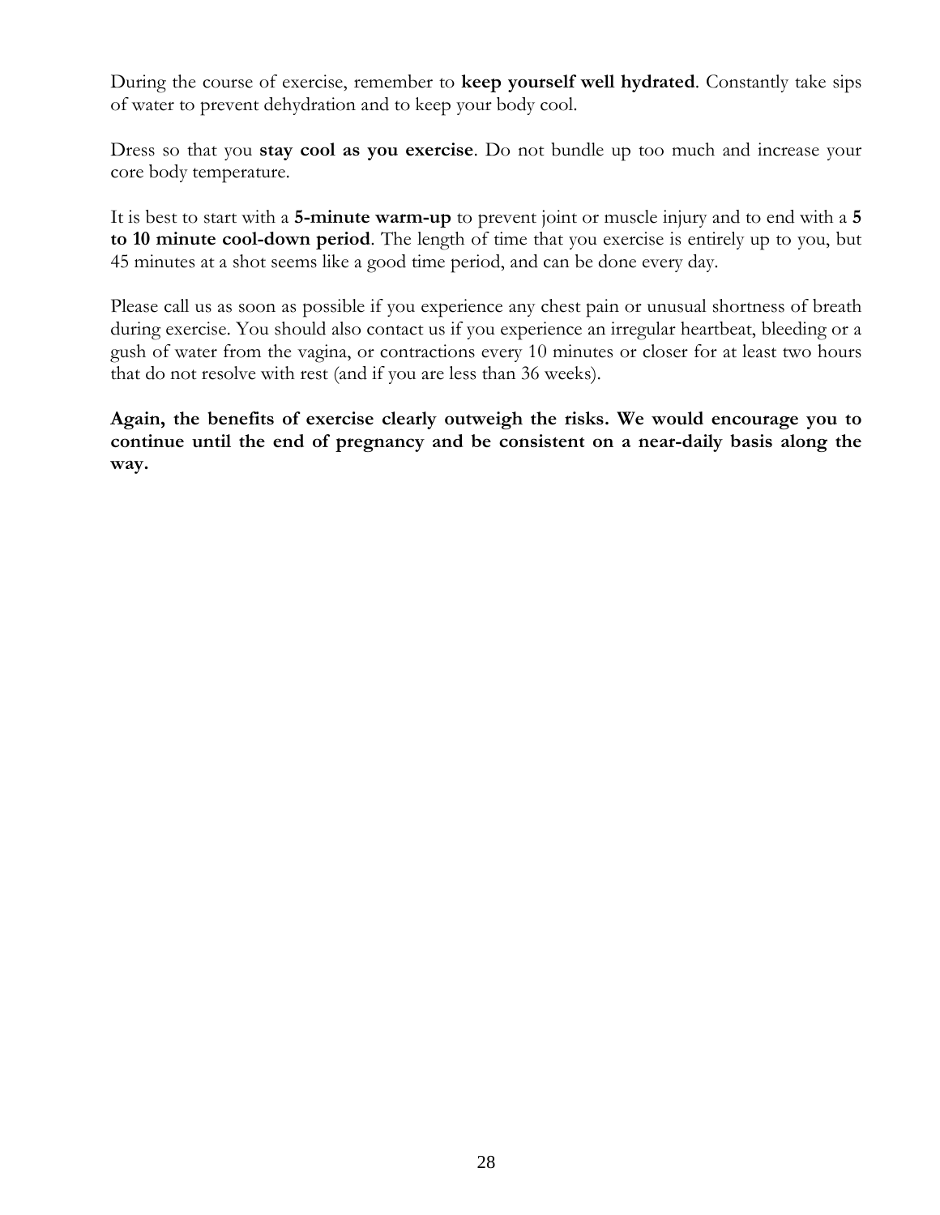During the course of exercise, remember to **keep yourself well hydrated**. Constantly take sips of water to prevent dehydration and to keep your body cool.

Dress so that you **stay cool as you exercise**. Do not bundle up too much and increase your core body temperature.

It is best to start with a **5-minute warm-up** to prevent joint or muscle injury and to end with a **5 to 10 minute cool-down period**. The length of time that you exercise is entirely up to you, but 45 minutes at a shot seems like a good time period, and can be done every day.

Please call us as soon as possible if you experience any chest pain or unusual shortness of breath during exercise. You should also contact us if you experience an irregular heartbeat, bleeding or a gush of water from the vagina, or contractions every 10 minutes or closer for at least two hours that do not resolve with rest (and if you are less than 36 weeks).

**Again, the benefits of exercise clearly outweigh the risks. We would encourage you to continue until the end of pregnancy and be consistent on a near-daily basis along the way.**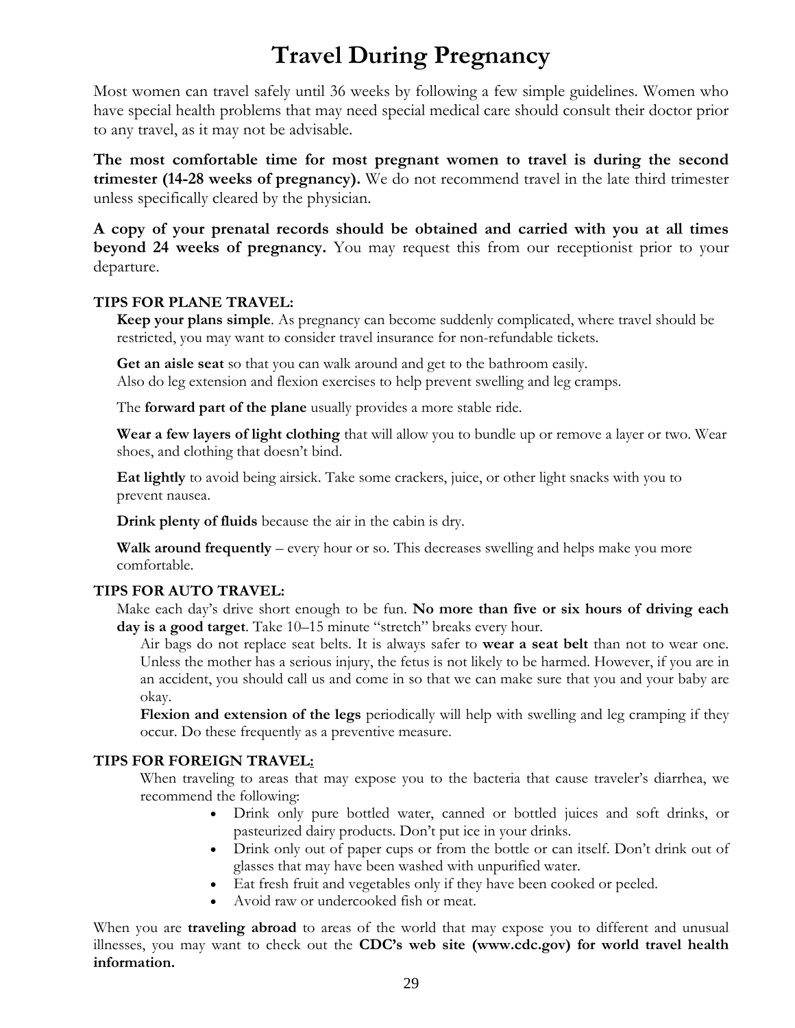# Travel During Pregnancy

Most women can travel safely until 36 weeks by following a few simple guidelines. Women who have special health problems that may need special medical care should consult their doctor prior to any travel, as it may not be advisable.

**The most comfortable time for most pregnant women to travel is during the second trimester (14-28 weeks of pregnancy).** We do not recommend travel in the late third trimester unless specifically cleared by the physician.

**A copy of your prenatal records should be obtained and carried with you at all times beyond 24 weeks of pregnancy.** You may request this from our receptionist prior to your departure.

**TIPS FOR PLANE TRAVEL:**

**Keep your plans simple**. As pregnancy can become suddenly complicated, where travel should be restricted, you may want to consider travel insurance for non-refundable tickets.

**Get an aisle seat** so that you can walk around and get to the bathroom easily.
Also do leg extension and flexion exercises to help prevent swelling and leg cramps.

The **forward part of the plane** usually provides a more stable ride.

**Wear a few layers of light clothing** that will allow you to bundle up or remove a layer or two. Wear shoes, and clothing that doesn't bind.

**Eat lightly** to avoid being airsick. Take some crackers, juice, or other light snacks with you to prevent nausea.

**Drink plenty of fluids** because the air in the cabin is dry.

**Walk around frequently** – every hour or so. This decreases swelling and helps make you more comfortable.

**TIPS FOR AUTO TRAVEL:**

Make each day's drive short enough to be fun. **No more than five or six hours of driving each day is a good target**. Take 10–15 minute "stretch" breaks every hour.

Air bags do not replace seat belts. It is always safer to **wear a seat belt** than not to wear one. Unless the mother has a serious injury, the fetus is not likely to be harmed. However, if you are in an accident, you should call us and come in so that we can make sure that you and your baby are okay.

**Flexion and extension of the legs** periodically will help with swelling and leg cramping if they occur. Do these frequently as a preventive measure.

**TIPS FOR FOREIGN TRAVEL:**

When traveling to areas that may expose you to the bacteria that cause traveler's diarrhea, we recommend the following:

- Drink only pure bottled water, canned or bottled juices and soft drinks, or pasteurized dairy products. Don't put ice in your drinks.
- Drink only out of paper cups or from the bottle or can itself. Don't drink out of glasses that may have been washed with unpurified water.
- Eat fresh fruit and vegetables only if they have been cooked or peeled.
- Avoid raw or undercooked fish or meat.

When you are **traveling abroad** to areas of the world that may expose you to different and unusual illnesses, you may want to check out the **CDC's web site (www.cdc.gov) for world travel health information.**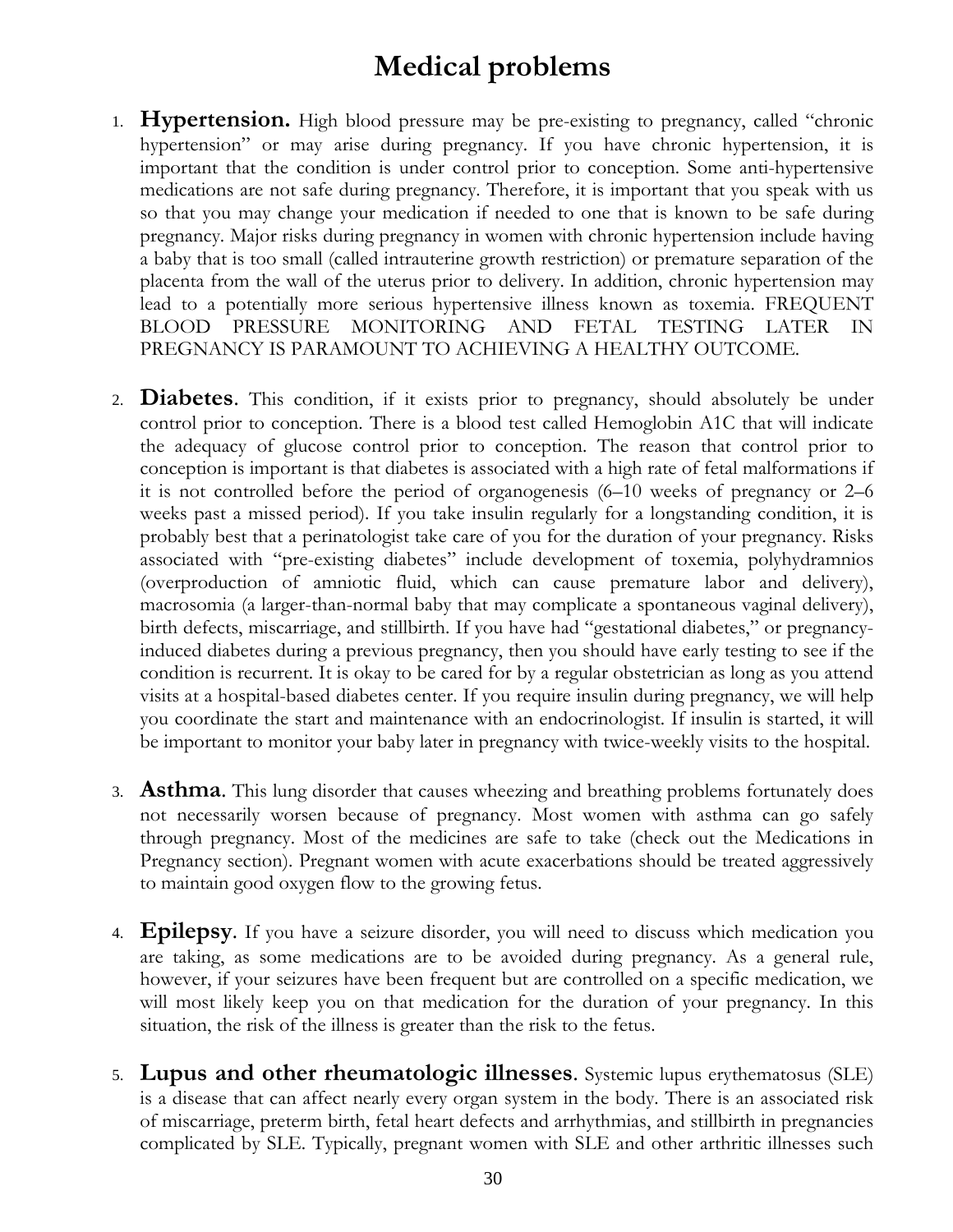# Medical problems

1. **Hypertension.** High blood pressure may be pre-existing to pregnancy, called "chronic hypertension" or may arise during pregnancy. If you have chronic hypertension, it is important that the condition is under control prior to conception. Some anti-hypertensive medications are not safe during pregnancy. Therefore, it is important that you speak with us so that you may change your medication if needed to one that is known to be safe during pregnancy. Major risks during pregnancy in women with chronic hypertension include having a baby that is too small (called intrauterine growth restriction) or premature separation of the placenta from the wall of the uterus prior to delivery. In addition, chronic hypertension may lead to a potentially more serious hypertensive illness known as toxemia. FREQUENT BLOOD PRESSURE MONITORING AND FETAL TESTING LATER IN PREGNANCY IS PARAMOUNT TO ACHIEVING A HEALTHY OUTCOME.

2. **Diabetes**. This condition, if it exists prior to pregnancy, should absolutely be under control prior to conception. There is a blood test called Hemoglobin A1C that will indicate the adequacy of glucose control prior to conception. The reason that control prior to conception is important is that diabetes is associated with a high rate of fetal malformations if it is not controlled before the period of organogenesis (6–10 weeks of pregnancy or 2–6 weeks past a missed period). If you take insulin regularly for a longstanding condition, it is probably best that a perinatologist take care of you for the duration of your pregnancy. Risks associated with "pre-existing diabetes" include development of toxemia, polyhydramnios (overproduction of amniotic fluid, which can cause premature labor and delivery), macrosomia (a larger-than-normal baby that may complicate a spontaneous vaginal delivery), birth defects, miscarriage, and stillbirth. If you have had "gestational diabetes," or pregnancy-induced diabetes during a previous pregnancy, then you should have early testing to see if the condition is recurrent. It is okay to be cared for by a regular obstetrician as long as you attend visits at a hospital-based diabetes center. If you require insulin during pregnancy, we will help you coordinate the start and maintenance with an endocrinologist. If insulin is started, it will be important to monitor your baby later in pregnancy with twice-weekly visits to the hospital.

3. **Asthma**. This lung disorder that causes wheezing and breathing problems fortunately does not necessarily worsen because of pregnancy. Most women with asthma can go safely through pregnancy. Most of the medicines are safe to take (check out the Medications in Pregnancy section). Pregnant women with acute exacerbations should be treated aggressively to maintain good oxygen flow to the growing fetus.

4. **Epilepsy**. If you have a seizure disorder, you will need to discuss which medication you are taking, as some medications are to be avoided during pregnancy. As a general rule, however, if your seizures have been frequent but are controlled on a specific medication, we will most likely keep you on that medication for the duration of your pregnancy. In this situation, the risk of the illness is greater than the risk to the fetus.

5. **Lupus and other rheumatologic illnesses**. Systemic lupus erythematosus (SLE) is a disease that can affect nearly every organ system in the body. There is an associated risk of miscarriage, preterm birth, fetal heart defects and arrhythmias, and stillbirth in pregnancies complicated by SLE. Typically, pregnant women with SLE and other arthritic illnesses such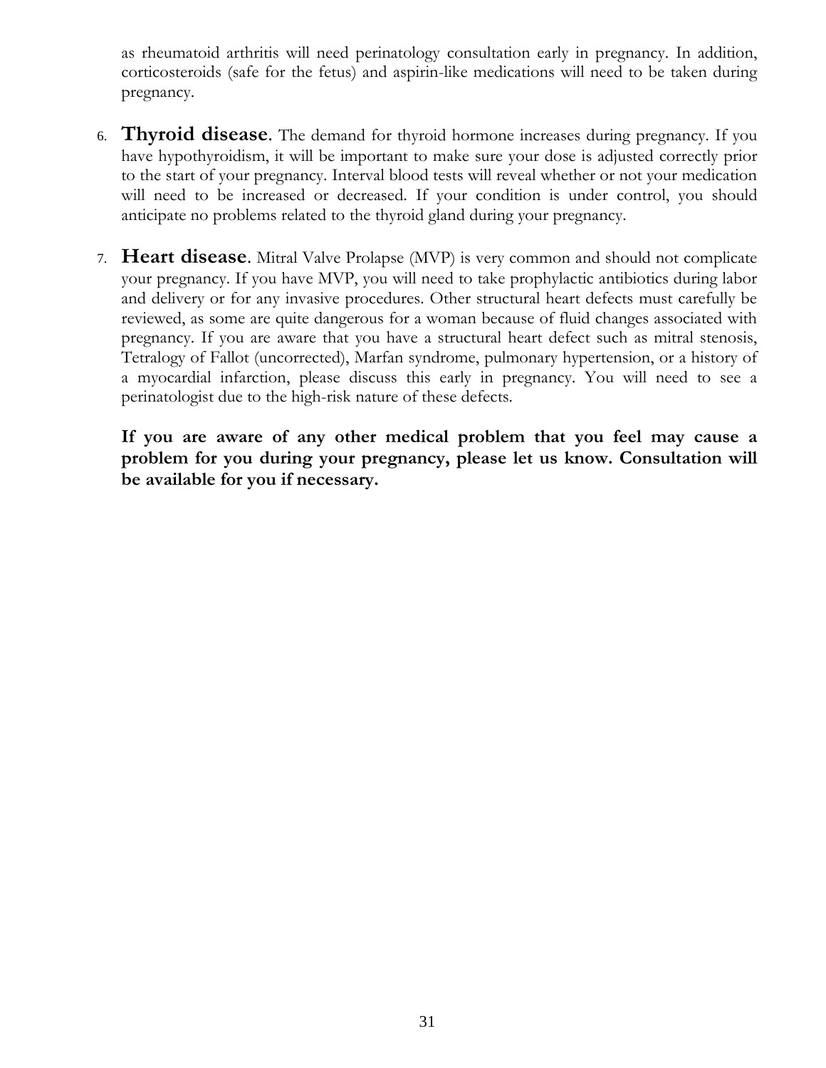as rheumatoid arthritis will need perinatology consultation early in pregnancy. In addition, corticosteroids (safe for the fetus) and aspirin-like medications will need to be taken during pregnancy.

6. **Thyroid disease**. The demand for thyroid hormone increases during pregnancy. If you have hypothyroidism, it will be important to make sure your dose is adjusted correctly prior to the start of your pregnancy. Interval blood tests will reveal whether or not your medication will need to be increased or decreased. If your condition is under control, you should anticipate no problems related to the thyroid gland during your pregnancy.

7. **Heart disease**. Mitral Valve Prolapse (MVP) is very common and should not complicate your pregnancy. If you have MVP, you will need to take prophylactic antibiotics during labor and delivery or for any invasive procedures. Other structural heart defects must carefully be reviewed, as some are quite dangerous for a woman because of fluid changes associated with pregnancy. If you are aware that you have a structural heart defect such as mitral stenosis, Tetralogy of Fallot (uncorrected), Marfan syndrome, pulmonary hypertension, or a history of a myocardial infarction, please discuss this early in pregnancy. You will need to see a perinatologist due to the high-risk nature of these defects.

**If you are aware of any other medical problem that you feel may cause a problem for you during your pregnancy, please let us know. Consultation will be available for you if necessary.**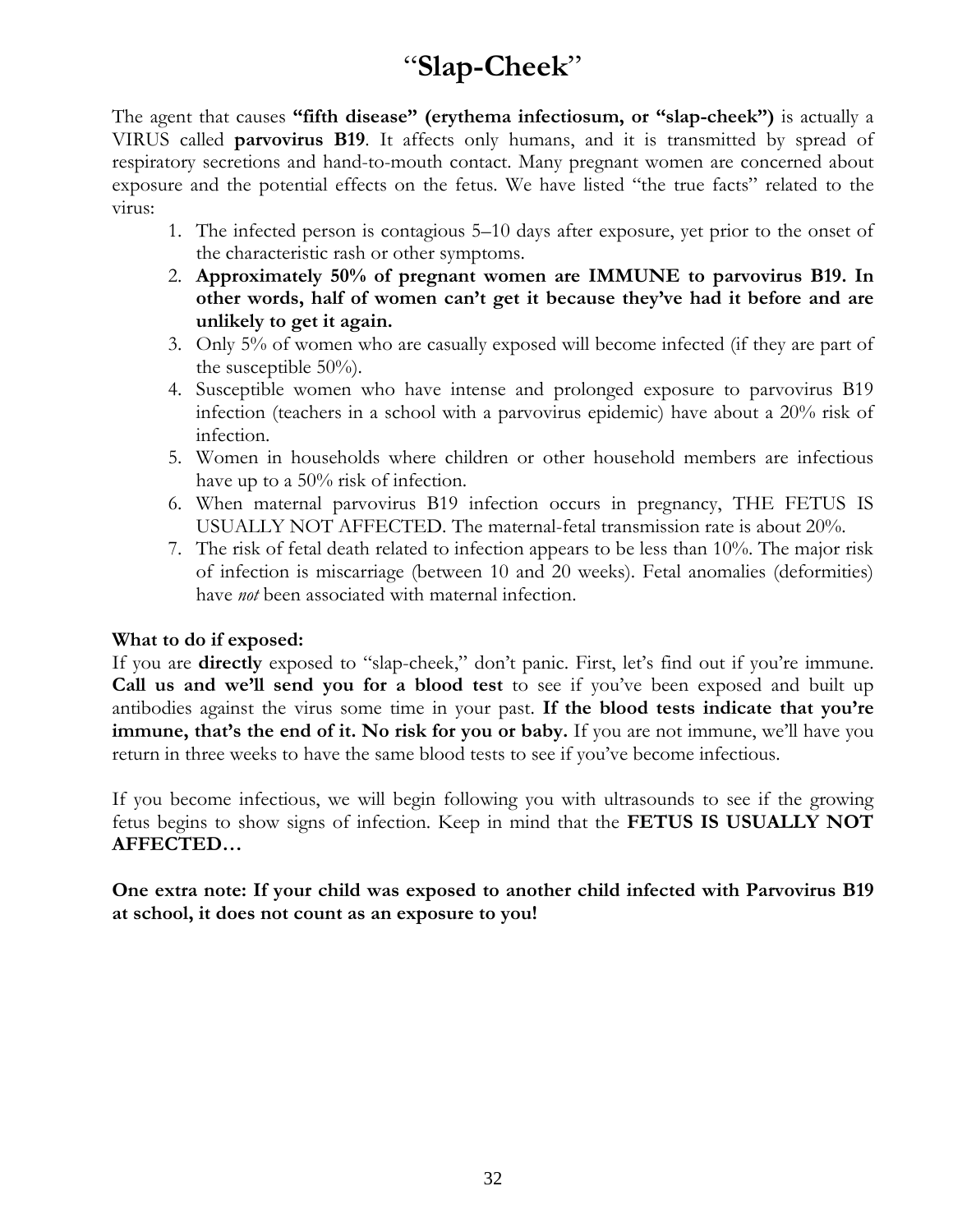# "Slap-Cheek"

The agent that causes **"fifth disease" (erythema infectiosum, or "slap-cheek")** is actually a VIRUS called **parvovirus B19**. It affects only humans, and it is transmitted by spread of respiratory secretions and hand-to-mouth contact. Many pregnant women are concerned about exposure and the potential effects on the fetus. We have listed "the true facts" related to the virus:

1. The infected person is contagious 5–10 days after exposure, yet prior to the onset of the characteristic rash or other symptoms.
2. **Approximately 50% of pregnant women are IMMUNE to parvovirus B19. In other words, half of women can't get it because they've had it before and are unlikely to get it again.**
3. Only 5% of women who are casually exposed will become infected (if they are part of the susceptible 50%).
4. Susceptible women who have intense and prolonged exposure to parvovirus B19 infection (teachers in a school with a parvovirus epidemic) have about a 20% risk of infection.
5. Women in households where children or other household members are infectious have up to a 50% risk of infection.
6. When maternal parvovirus B19 infection occurs in pregnancy, THE FETUS IS USUALLY NOT AFFECTED. The maternal-fetal transmission rate is about 20%.
7. The risk of fetal death related to infection appears to be less than 10%. The major risk of infection is miscarriage (between 10 and 20 weeks). Fetal anomalies (deformities) have *not* been associated with maternal infection.

**What to do if exposed:**

If you are **directly** exposed to "slap-cheek," don't panic. First, let's find out if you're immune. **Call us and we'll send you for a blood test** to see if you've been exposed and built up antibodies against the virus some time in your past. **If the blood tests indicate that you're immune, that's the end of it. No risk for you or baby.** If you are not immune, we'll have you return in three weeks to have the same blood tests to see if you've become infectious.

If you become infectious, we will begin following you with ultrasounds to see if the growing fetus begins to show signs of infection. Keep in mind that the **FETUS IS USUALLY NOT AFFECTED…**

**One extra note: If your child was exposed to another child infected with Parvovirus B19 at school, it does not count as an exposure to you!**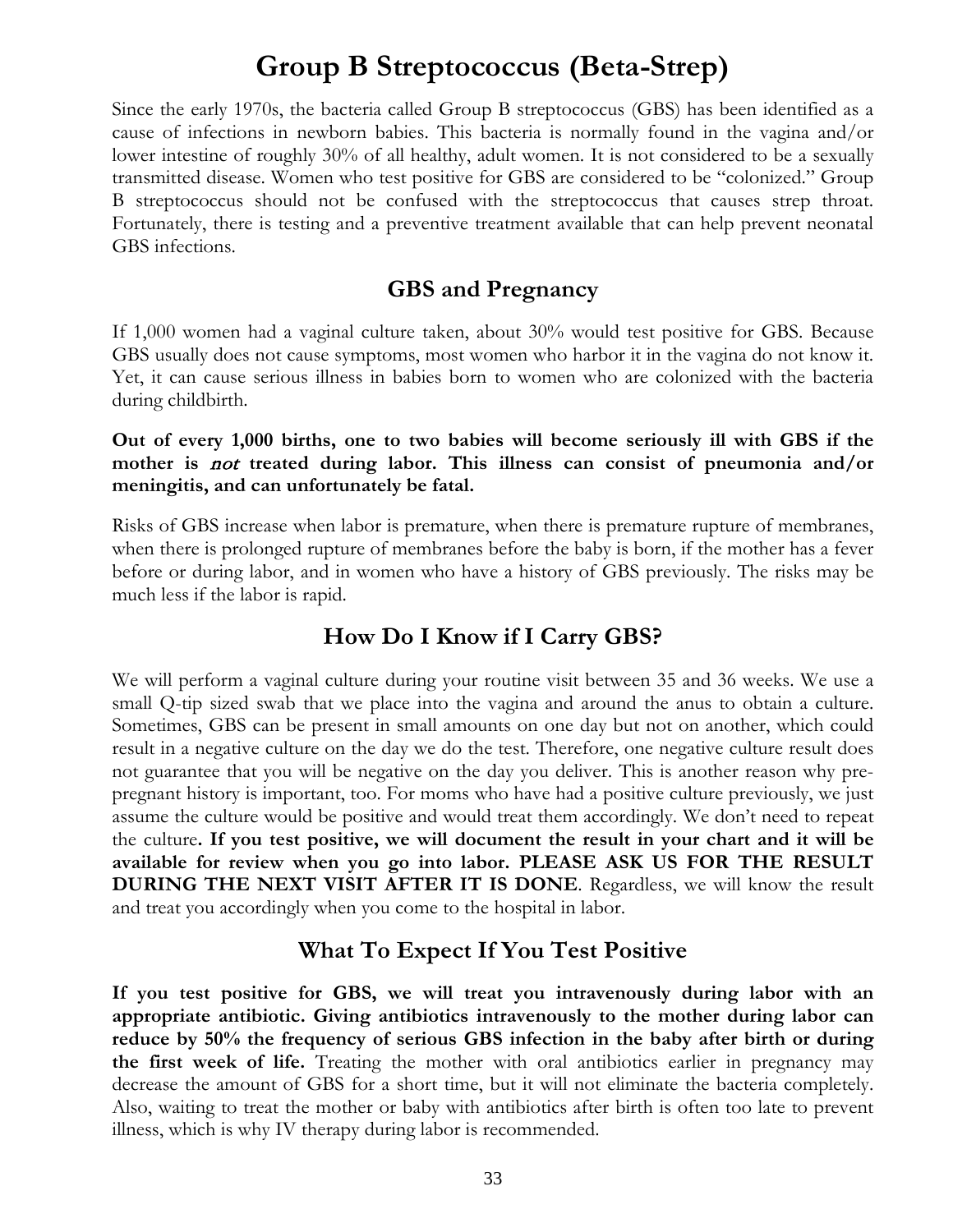# Group B Streptococcus (Beta-Strep)

Since the early 1970s, the bacteria called Group B streptococcus (GBS) has been identified as a cause of infections in newborn babies. This bacteria is normally found in the vagina and/or lower intestine of roughly 30% of all healthy, adult women. It is not considered to be a sexually transmitted disease. Women who test positive for GBS are considered to be "colonized." Group B streptococcus should not be confused with the streptococcus that causes strep throat. Fortunately, there is testing and a preventive treatment available that can help prevent neonatal GBS infections.

## GBS and Pregnancy

If 1,000 women had a vaginal culture taken, about 30% would test positive for GBS. Because GBS usually does not cause symptoms, most women who harbor it in the vagina do not know it. Yet, it can cause serious illness in babies born to women who are colonized with the bacteria during childbirth.

**Out of every 1,000 births, one to two babies will become seriously ill with GBS if the mother is *not* treated during labor. This illness can consist of pneumonia and/or meningitis, and can unfortunately be fatal.**

Risks of GBS increase when labor is premature, when there is premature rupture of membranes, when there is prolonged rupture of membranes before the baby is born, if the mother has a fever before or during labor, and in women who have a history of GBS previously. The risks may be much less if the labor is rapid.

## How Do I Know if I Carry GBS?

We will perform a vaginal culture during your routine visit between 35 and 36 weeks. We use a small Q-tip sized swab that we place into the vagina and around the anus to obtain a culture. Sometimes, GBS can be present in small amounts on one day but not on another, which could result in a negative culture on the day we do the test. Therefore, one negative culture result does not guarantee that you will be negative on the day you deliver. This is another reason why pre-pregnant history is important, too. For moms who have had a positive culture previously, we just assume the culture would be positive and would treat them accordingly. We don't need to repeat the culture**. If you test positive, we will document the result in your chart and it will be available for review when you go into labor. PLEASE ASK US FOR THE RESULT DURING THE NEXT VISIT AFTER IT IS DONE**. Regardless, we will know the result and treat you accordingly when you come to the hospital in labor.

## What To Expect If You Test Positive

**If you test positive for GBS, we will treat you intravenously during labor with an appropriate antibiotic. Giving antibiotics intravenously to the mother during labor can reduce by 50% the frequency of serious GBS infection in the baby after birth or during the first week of life.** Treating the mother with oral antibiotics earlier in pregnancy may decrease the amount of GBS for a short time, but it will not eliminate the bacteria completely. Also, waiting to treat the mother or baby with antibiotics after birth is often too late to prevent illness, which is why IV therapy during labor is recommended.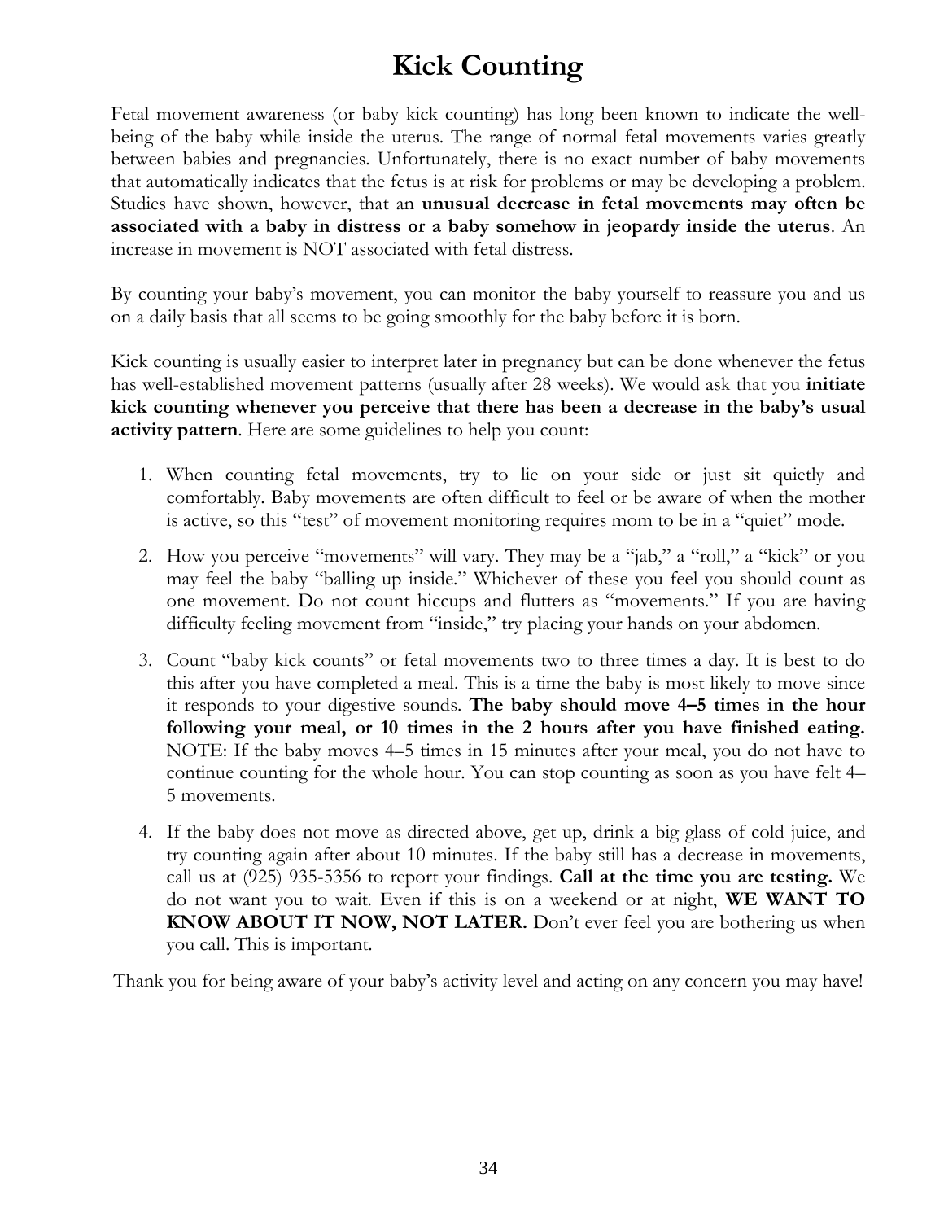# Kick Counting

Fetal movement awareness (or baby kick counting) has long been known to indicate the well-being of the baby while inside the uterus. The range of normal fetal movements varies greatly between babies and pregnancies. Unfortunately, there is no exact number of baby movements that automatically indicates that the fetus is at risk for problems or may be developing a problem. Studies have shown, however, that an **unusual decrease in fetal movements may often be associated with a baby in distress or a baby somehow in jeopardy inside the uterus**. An increase in movement is NOT associated with fetal distress.

By counting your baby's movement, you can monitor the baby yourself to reassure you and us on a daily basis that all seems to be going smoothly for the baby before it is born.

Kick counting is usually easier to interpret later in pregnancy but can be done whenever the fetus has well-established movement patterns (usually after 28 weeks). We would ask that you **initiate kick counting whenever you perceive that there has been a decrease in the baby's usual activity pattern**. Here are some guidelines to help you count:

1. When counting fetal movements, try to lie on your side or just sit quietly and comfortably. Baby movements are often difficult to feel or be aware of when the mother is active, so this "test" of movement monitoring requires mom to be in a "quiet" mode.

2. How you perceive "movements" will vary. They may be a "jab," a "roll," a "kick" or you may feel the baby "balling up inside." Whichever of these you feel you should count as one movement. Do not count hiccups and flutters as "movements." If you are having difficulty feeling movement from "inside," try placing your hands on your abdomen.

3. Count "baby kick counts" or fetal movements two to three times a day. It is best to do this after you have completed a meal. This is a time the baby is most likely to move since it responds to your digestive sounds. **The baby should move 4–5 times in the hour following your meal, or 10 times in the 2 hours after you have finished eating.** NOTE: If the baby moves 4–5 times in 15 minutes after your meal, you do not have to continue counting for the whole hour. You can stop counting as soon as you have felt 4–5 movements.

4. If the baby does not move as directed above, get up, drink a big glass of cold juice, and try counting again after about 10 minutes. If the baby still has a decrease in movements, call us at (925) 935-5356 to report your findings. **Call at the time you are testing.** We do not want you to wait. Even if this is on a weekend or at night, **WE WANT TO KNOW ABOUT IT NOW, NOT LATER.** Don't ever feel you are bothering us when you call. This is important.

Thank you for being aware of your baby's activity level and acting on any concern you may have!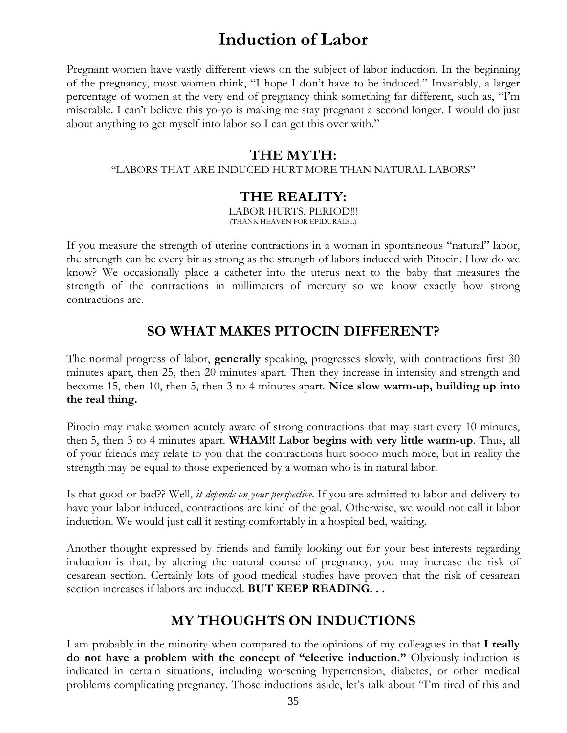# Induction of Labor

Pregnant women have vastly different views on the subject of labor induction. In the beginning of the pregnancy, most women think, "I hope I don't have to be induced." Invariably, a larger percentage of women at the very end of pregnancy think something far different, such as, "I'm miserable. I can't believe this yo-yo is making me stay pregnant a second longer. I would do just about anything to get myself into labor so I can get this over with."

## THE MYTH:

"LABORS THAT ARE INDUCED HURT MORE THAN NATURAL LABORS"

## THE REALITY:

LABOR HURTS, PERIOD!!!
(THANK HEAVEN FOR EPIDURALS...)

If you measure the strength of uterine contractions in a woman in spontaneous "natural" labor, the strength can be every bit as strong as the strength of labors induced with Pitocin. How do we know? We occasionally place a catheter into the uterus next to the baby that measures the strength of the contractions in millimeters of mercury so we know exactly how strong contractions are.

## SO WHAT MAKES PITOCIN DIFFERENT?

The normal progress of labor, **generally** speaking, progresses slowly, with contractions first 30 minutes apart, then 25, then 20 minutes apart. Then they increase in intensity and strength and become 15, then 10, then 5, then 3 to 4 minutes apart. **Nice slow warm-up, building up into the real thing.**

Pitocin may make women acutely aware of strong contractions that may start every 10 minutes, then 5, then 3 to 4 minutes apart. **WHAM!! Labor begins with very little warm-up**. Thus, all of your friends may relate to you that the contractions hurt soooo much more, but in reality the strength may be equal to those experienced by a woman who is in natural labor.

Is that good or bad?? Well, *it depends on your perspective*. If you are admitted to labor and delivery to have your labor induced, contractions are kind of the goal. Otherwise, we would not call it labor induction. We would just call it resting comfortably in a hospital bed, waiting.

Another thought expressed by friends and family looking out for your best interests regarding induction is that, by altering the natural course of pregnancy, you may increase the risk of cesarean section. Certainly lots of good medical studies have proven that the risk of cesarean section increases if labors are induced. **BUT KEEP READING. . .**

## MY THOUGHTS ON INDUCTIONS

I am probably in the minority when compared to the opinions of my colleagues in that **I really do not have a problem with the concept of "elective induction."** Obviously induction is indicated in certain situations, including worsening hypertension, diabetes, or other medical problems complicating pregnancy. Those inductions aside, let's talk about "I'm tired of this and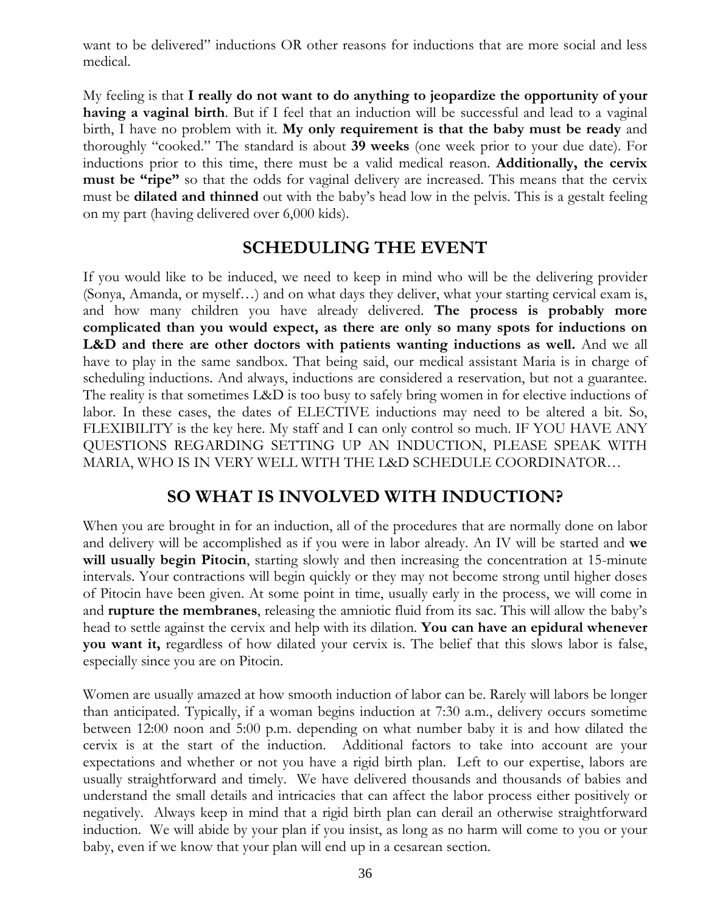want to be delivered" inductions OR other reasons for inductions that are more social and less medical.

My feeling is that **I really do not want to do anything to jeopardize the opportunity of your having a vaginal birth**. But if I feel that an induction will be successful and lead to a vaginal birth, I have no problem with it. **My only requirement is that the baby must be ready** and thoroughly "cooked." The standard is about **39 weeks** (one week prior to your due date). For inductions prior to this time, there must be a valid medical reason. **Additionally, the cervix must be "ripe"** so that the odds for vaginal delivery are increased. This means that the cervix must be **dilated and thinned** out with the baby's head low in the pelvis. This is a gestalt feeling on my part (having delivered over 6,000 kids).

## SCHEDULING THE EVENT

If you would like to be induced, we need to keep in mind who will be the delivering provider (Sonya, Amanda, or myself…) and on what days they deliver, what your starting cervical exam is, and how many children you have already delivered. **The process is probably more complicated than you would expect, as there are only so many spots for inductions on L&D and there are other doctors with patients wanting inductions as well.** And we all have to play in the same sandbox. That being said, our medical assistant Maria is in charge of scheduling inductions. And always, inductions are considered a reservation, but not a guarantee. The reality is that sometimes L&D is too busy to safely bring women in for elective inductions of labor. In these cases, the dates of ELECTIVE inductions may need to be altered a bit. So, FLEXIBILITY is the key here. My staff and I can only control so much. IF YOU HAVE ANY QUESTIONS REGARDING SETTING UP AN INDUCTION, PLEASE SPEAK WITH MARIA, WHO IS IN VERY WELL WITH THE L&D SCHEDULE COORDINATOR…

## SO WHAT IS INVOLVED WITH INDUCTION?

When you are brought in for an induction, all of the procedures that are normally done on labor and delivery will be accomplished as if you were in labor already. An IV will be started and **we will usually begin Pitocin**, starting slowly and then increasing the concentration at 15-minute intervals. Your contractions will begin quickly or they may not become strong until higher doses of Pitocin have been given. At some point in time, usually early in the process, we will come in and **rupture the membranes**, releasing the amniotic fluid from its sac. This will allow the baby's head to settle against the cervix and help with its dilation. **You can have an epidural whenever you want it,** regardless of how dilated your cervix is. The belief that this slows labor is false, especially since you are on Pitocin.

Women are usually amazed at how smooth induction of labor can be. Rarely will labors be longer than anticipated. Typically, if a woman begins induction at 7:30 a.m., delivery occurs sometime between 12:00 noon and 5:00 p.m. depending on what number baby it is and how dilated the cervix is at the start of the induction. Additional factors to take into account are your expectations and whether or not you have a rigid birth plan. Left to our expertise, labors are usually straightforward and timely. We have delivered thousands and thousands of babies and understand the small details and intricacies that can affect the labor process either positively or negatively. Always keep in mind that a rigid birth plan can derail an otherwise straightforward induction. We will abide by your plan if you insist, as long as no harm will come to you or your baby, even if we know that your plan will end up in a cesarean section.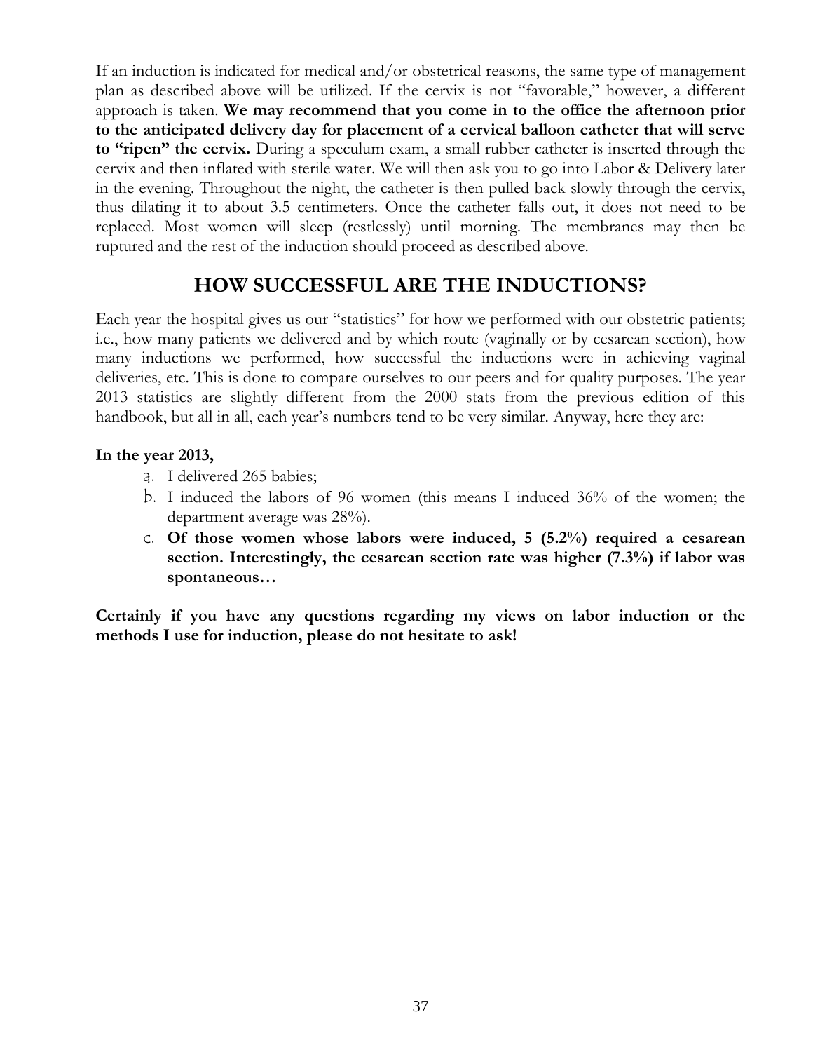If an induction is indicated for medical and/or obstetrical reasons, the same type of management plan as described above will be utilized. If the cervix is not "favorable," however, a different approach is taken. **We may recommend that you come in to the office the afternoon prior to the anticipated delivery day for placement of a cervical balloon catheter that will serve to "ripen" the cervix.** During a speculum exam, a small rubber catheter is inserted through the cervix and then inflated with sterile water. We will then ask you to go into Labor & Delivery later in the evening. Throughout the night, the catheter is then pulled back slowly through the cervix, thus dilating it to about 3.5 centimeters. Once the catheter falls out, it does not need to be replaced. Most women will sleep (restlessly) until morning. The membranes may then be ruptured and the rest of the induction should proceed as described above.

## HOW SUCCESSFUL ARE THE INDUCTIONS?

Each year the hospital gives us our "statistics" for how we performed with our obstetric patients; i.e., how many patients we delivered and by which route (vaginally or by cesarean section), how many inductions we performed, how successful the inductions were in achieving vaginal deliveries, etc. This is done to compare ourselves to our peers and for quality purposes. The year 2013 statistics are slightly different from the 2000 stats from the previous edition of this handbook, but all in all, each year's numbers tend to be very similar. Anyway, here they are:

**In the year 2013,**

a. I delivered 265 babies;
b. I induced the labors of 96 women (this means I induced 36% of the women; the department average was 28%).
c. **Of those women whose labors were induced, 5 (5.2%) required a cesarean section. Interestingly, the cesarean section rate was higher (7.3%) if labor was spontaneous…**

**Certainly if you have any questions regarding my views on labor induction or the methods I use for induction, please do not hesitate to ask!**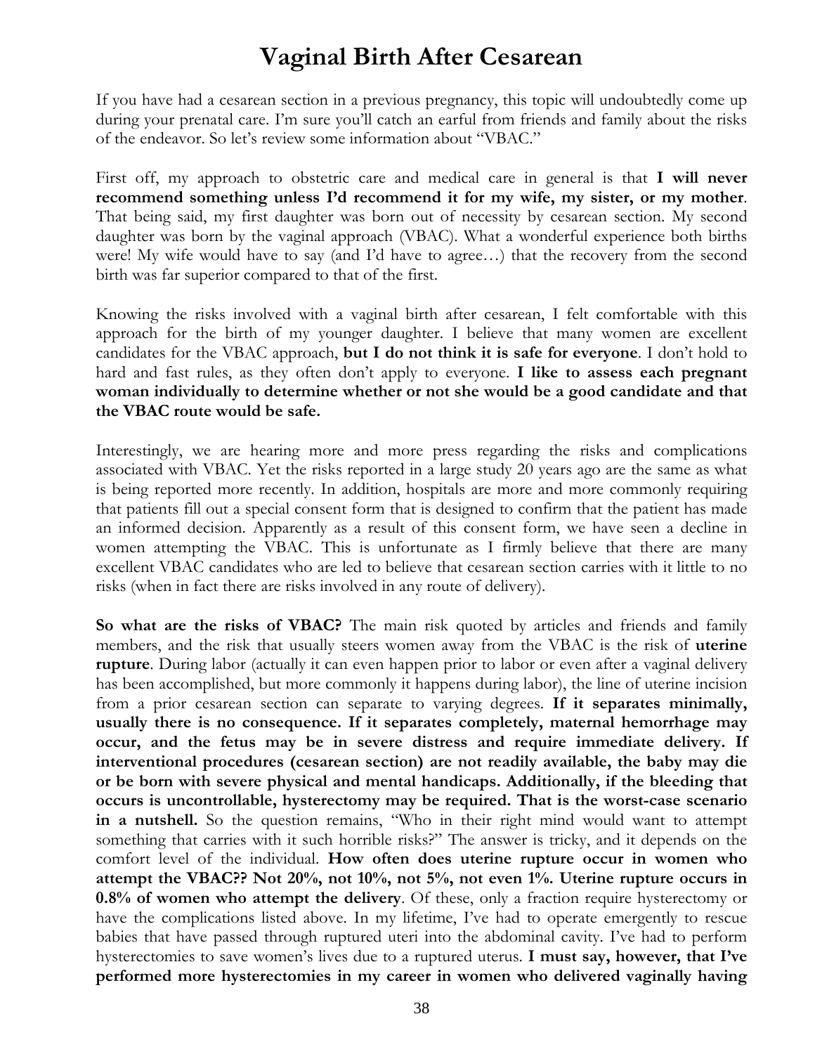# Vaginal Birth After Cesarean

If you have had a cesarean section in a previous pregnancy, this topic will undoubtedly come up during your prenatal care. I'm sure you'll catch an earful from friends and family about the risks of the endeavor. So let's review some information about "VBAC."

First off, my approach to obstetric care and medical care in general is that **I will never recommend something unless I'd recommend it for my wife, my sister, or my mother**. That being said, my first daughter was born out of necessity by cesarean section. My second daughter was born by the vaginal approach (VBAC). What a wonderful experience both births were! My wife would have to say (and I'd have to agree…) that the recovery from the second birth was far superior compared to that of the first.

Knowing the risks involved with a vaginal birth after cesarean, I felt comfortable with this approach for the birth of my younger daughter. I believe that many women are excellent candidates for the VBAC approach, **but I do not think it is safe for everyone**. I don't hold to hard and fast rules, as they often don't apply to everyone. **I like to assess each pregnant woman individually to determine whether or not she would be a good candidate and that the VBAC route would be safe.**

Interestingly, we are hearing more and more press regarding the risks and complications associated with VBAC. Yet the risks reported in a large study 20 years ago are the same as what is being reported more recently. In addition, hospitals are more and more commonly requiring that patients fill out a special consent form that is designed to confirm that the patient has made an informed decision. Apparently as a result of this consent form, we have seen a decline in women attempting the VBAC. This is unfortunate as I firmly believe that there are many excellent VBAC candidates who are led to believe that cesarean section carries with it little to no risks (when in fact there are risks involved in any route of delivery).

**So what are the risks of VBAC?** The main risk quoted by articles and friends and family members, and the risk that usually steers women away from the VBAC is the risk of **uterine rupture**. During labor (actually it can even happen prior to labor or even after a vaginal delivery has been accomplished, but more commonly it happens during labor), the line of uterine incision from a prior cesarean section can separate to varying degrees. **If it separates minimally, usually there is no consequence. If it separates completely, maternal hemorrhage may occur, and the fetus may be in severe distress and require immediate delivery. If interventional procedures (cesarean section) are not readily available, the baby may die or be born with severe physical and mental handicaps. Additionally, if the bleeding that occurs is uncontrollable, hysterectomy may be required. That is the worst-case scenario in a nutshell.** So the question remains, "Who in their right mind would want to attempt something that carries with it such horrible risks?" The answer is tricky, and it depends on the comfort level of the individual. **How often does uterine rupture occur in women who attempt the VBAC?? Not 20%, not 10%, not 5%, not even 1%. Uterine rupture occurs in 0.8% of women who attempt the delivery**. Of these, only a fraction require hysterectomy or have the complications listed above. In my lifetime, I've had to operate emergently to rescue babies that have passed through ruptured uteri into the abdominal cavity. I've had to perform hysterectomies to save women's lives due to a ruptured uterus. **I must say, however, that I've performed more hysterectomies in my career in women who delivered vaginally having**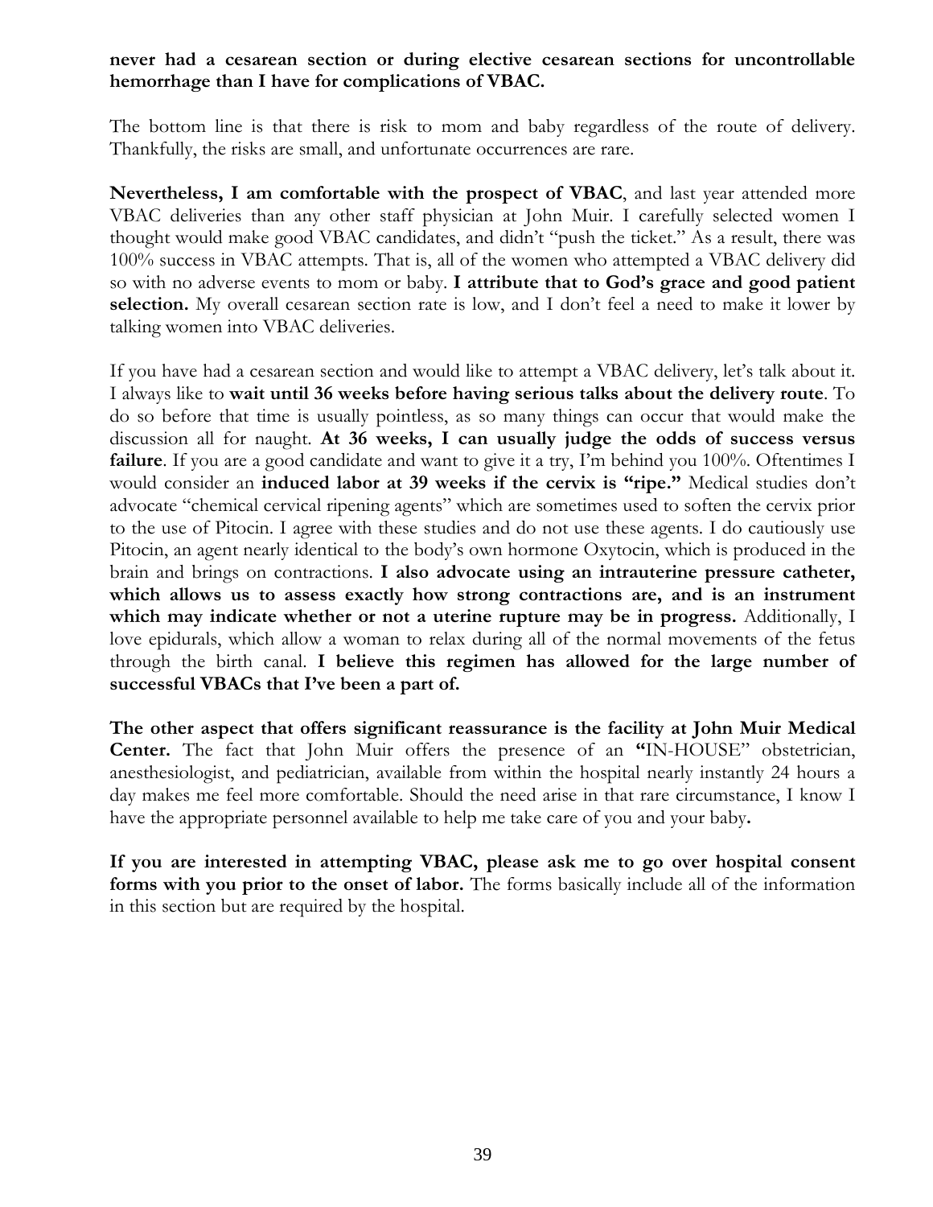**never had a cesarean section or during elective cesarean sections for uncontrollable hemorrhage than I have for complications of VBAC.**

The bottom line is that there is risk to mom and baby regardless of the route of delivery. Thankfully, the risks are small, and unfortunate occurrences are rare.

**Nevertheless, I am comfortable with the prospect of VBAC**, and last year attended more VBAC deliveries than any other staff physician at John Muir. I carefully selected women I thought would make good VBAC candidates, and didn't "push the ticket." As a result, there was 100% success in VBAC attempts. That is, all of the women who attempted a VBAC delivery did so with no adverse events to mom or baby. **I attribute that to God's grace and good patient selection.** My overall cesarean section rate is low, and I don't feel a need to make it lower by talking women into VBAC deliveries.

If you have had a cesarean section and would like to attempt a VBAC delivery, let's talk about it. I always like to **wait until 36 weeks before having serious talks about the delivery route**. To do so before that time is usually pointless, as so many things can occur that would make the discussion all for naught. **At 36 weeks, I can usually judge the odds of success versus failure**. If you are a good candidate and want to give it a try, I'm behind you 100%. Oftentimes I would consider an **induced labor at 39 weeks if the cervix is "ripe."** Medical studies don't advocate "chemical cervical ripening agents" which are sometimes used to soften the cervix prior to the use of Pitocin. I agree with these studies and do not use these agents. I do cautiously use Pitocin, an agent nearly identical to the body's own hormone Oxytocin, which is produced in the brain and brings on contractions. **I also advocate using an intrauterine pressure catheter, which allows us to assess exactly how strong contractions are, and is an instrument which may indicate whether or not a uterine rupture may be in progress.** Additionally, I love epidurals, which allow a woman to relax during all of the normal movements of the fetus through the birth canal. **I believe this regimen has allowed for the large number of successful VBACs that I've been a part of.**

**The other aspect that offers significant reassurance is the facility at John Muir Medical Center.** The fact that John Muir offers the presence of an **"**IN-HOUSE" obstetrician, anesthesiologist, and pediatrician, available from within the hospital nearly instantly 24 hours a day makes me feel more comfortable. Should the need arise in that rare circumstance, I know I have the appropriate personnel available to help me take care of you and your baby**.**

**If you are interested in attempting VBAC, please ask me to go over hospital consent forms with you prior to the onset of labor.** The forms basically include all of the information in this section but are required by the hospital.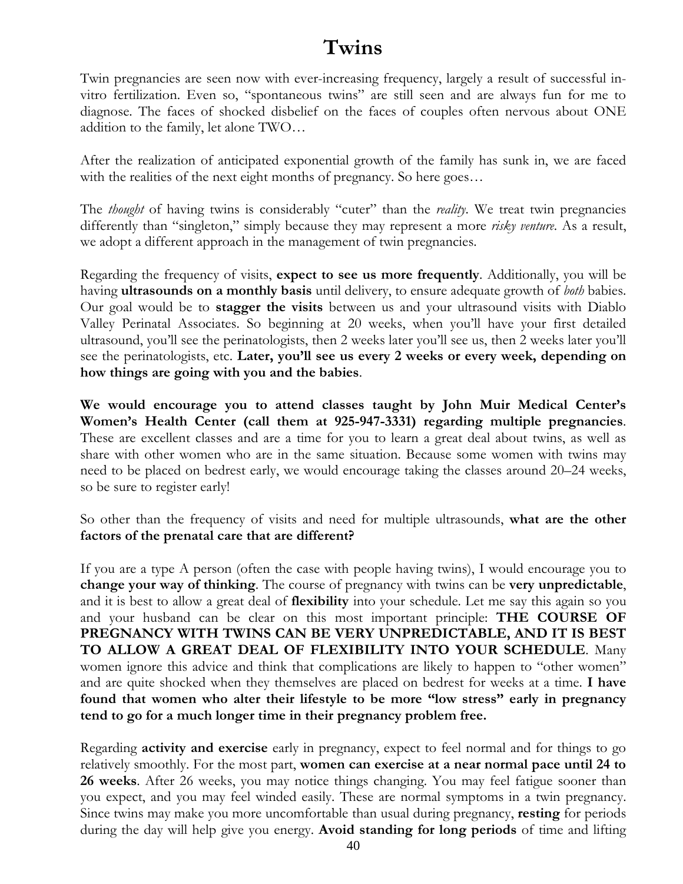# Twins

Twin pregnancies are seen now with ever-increasing frequency, largely a result of successful in-vitro fertilization. Even so, "spontaneous twins" are still seen and are always fun for me to diagnose. The faces of shocked disbelief on the faces of couples often nervous about ONE addition to the family, let alone TWO…

After the realization of anticipated exponential growth of the family has sunk in, we are faced with the realities of the next eight months of pregnancy. So here goes…

The *thought* of having twins is considerably "cuter" than the *reality*. We treat twin pregnancies differently than "singleton," simply because they may represent a more *risky venture*. As a result, we adopt a different approach in the management of twin pregnancies.

Regarding the frequency of visits, **expect to see us more frequently**. Additionally, you will be having **ultrasounds on a monthly basis** until delivery, to ensure adequate growth of *both* babies. Our goal would be to **stagger the visits** between us and your ultrasound visits with Diablo Valley Perinatal Associates. So beginning at 20 weeks, when you'll have your first detailed ultrasound, you'll see the perinatologists, then 2 weeks later you'll see us, then 2 weeks later you'll see the perinatologists, etc. **Later, you'll see us every 2 weeks or every week, depending on how things are going with you and the babies**.

**We would encourage you to attend classes taught by John Muir Medical Center's Women's Health Center (call them at 925-947-3331) regarding multiple pregnancies**. These are excellent classes and are a time for you to learn a great deal about twins, as well as share with other women who are in the same situation. Because some women with twins may need to be placed on bedrest early, we would encourage taking the classes around 20–24 weeks, so be sure to register early!

So other than the frequency of visits and need for multiple ultrasounds, **what are the other factors of the prenatal care that are different?**

If you are a type A person (often the case with people having twins), I would encourage you to **change your way of thinking**. The course of pregnancy with twins can be **very unpredictable**, and it is best to allow a great deal of **flexibility** into your schedule. Let me say this again so you and your husband can be clear on this most important principle: **THE COURSE OF PREGNANCY WITH TWINS CAN BE VERY UNPREDICTABLE, AND IT IS BEST TO ALLOW A GREAT DEAL OF FLEXIBILITY INTO YOUR SCHEDULE**. Many women ignore this advice and think that complications are likely to happen to "other women" and are quite shocked when they themselves are placed on bedrest for weeks at a time. **I have found that women who alter their lifestyle to be more "low stress" early in pregnancy tend to go for a much longer time in their pregnancy problem free.**

Regarding **activity and exercise** early in pregnancy, expect to feel normal and for things to go relatively smoothly. For the most part, **women can exercise at a near normal pace until 24 to 26 weeks**. After 26 weeks, you may notice things changing. You may feel fatigue sooner than you expect, and you may feel winded easily. These are normal symptoms in a twin pregnancy. Since twins may make you more uncomfortable than usual during pregnancy, **resting** for periods during the day will help give you energy. **Avoid standing for long periods** of time and lifting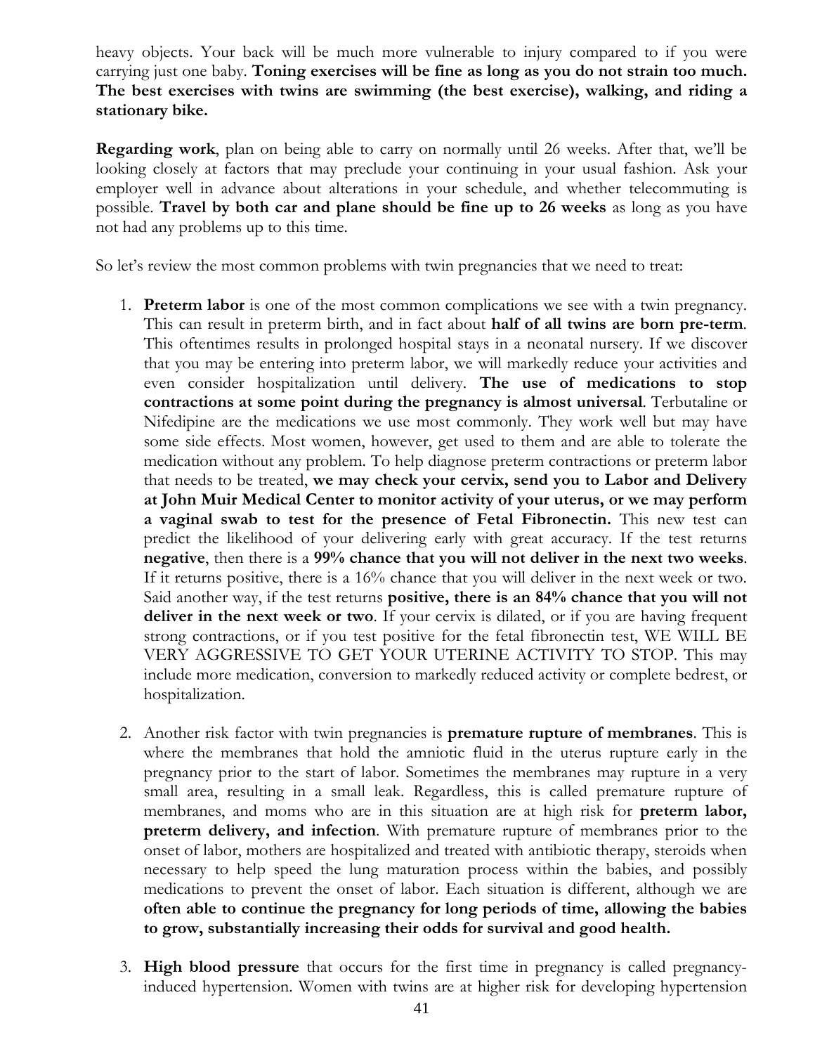heavy objects. Your back will be much more vulnerable to injury compared to if you were carrying just one baby. **Toning exercises will be fine as long as you do not strain too much. The best exercises with twins are swimming (the best exercise), walking, and riding a stationary bike.**

**Regarding work**, plan on being able to carry on normally until 26 weeks. After that, we'll be looking closely at factors that may preclude your continuing in your usual fashion. Ask your employer well in advance about alterations in your schedule, and whether telecommuting is possible. **Travel by both car and plane should be fine up to 26 weeks** as long as you have not had any problems up to this time.

So let's review the most common problems with twin pregnancies that we need to treat:

1. **Preterm labor** is one of the most common complications we see with a twin pregnancy. This can result in preterm birth, and in fact about **half of all twins are born pre-term**. This oftentimes results in prolonged hospital stays in a neonatal nursery. If we discover that you may be entering into preterm labor, we will markedly reduce your activities and even consider hospitalization until delivery. **The use of medications to stop contractions at some point during the pregnancy is almost universal**. Terbutaline or Nifedipine are the medications we use most commonly. They work well but may have some side effects. Most women, however, get used to them and are able to tolerate the medication without any problem. To help diagnose preterm contractions or preterm labor that needs to be treated, **we may check your cervix, send you to Labor and Delivery at John Muir Medical Center to monitor activity of your uterus, or we may perform a vaginal swab to test for the presence of Fetal Fibronectin.** This new test can predict the likelihood of your delivering early with great accuracy. If the test returns **negative**, then there is a **99% chance that you will not deliver in the next two weeks**. If it returns positive, there is a 16% chance that you will deliver in the next week or two. Said another way, if the test returns **positive, there is an 84% chance that you will not deliver in the next week or two**. If your cervix is dilated, or if you are having frequent strong contractions, or if you test positive for the fetal fibronectin test, WE WILL BE VERY AGGRESSIVE TO GET YOUR UTERINE ACTIVITY TO STOP. This may include more medication, conversion to markedly reduced activity or complete bedrest, or hospitalization.

2. Another risk factor with twin pregnancies is **premature rupture of membranes**. This is where the membranes that hold the amniotic fluid in the uterus rupture early in the pregnancy prior to the start of labor. Sometimes the membranes may rupture in a very small area, resulting in a small leak. Regardless, this is called premature rupture of membranes, and moms who are in this situation are at high risk for **preterm labor, preterm delivery, and infection**. With premature rupture of membranes prior to the onset of labor, mothers are hospitalized and treated with antibiotic therapy, steroids when necessary to help speed the lung maturation process within the babies, and possibly medications to prevent the onset of labor. Each situation is different, although we are **often able to continue the pregnancy for long periods of time, allowing the babies to grow, substantially increasing their odds for survival and good health.**

3. **High blood pressure** that occurs for the first time in pregnancy is called pregnancy-induced hypertension. Women with twins are at higher risk for developing hypertension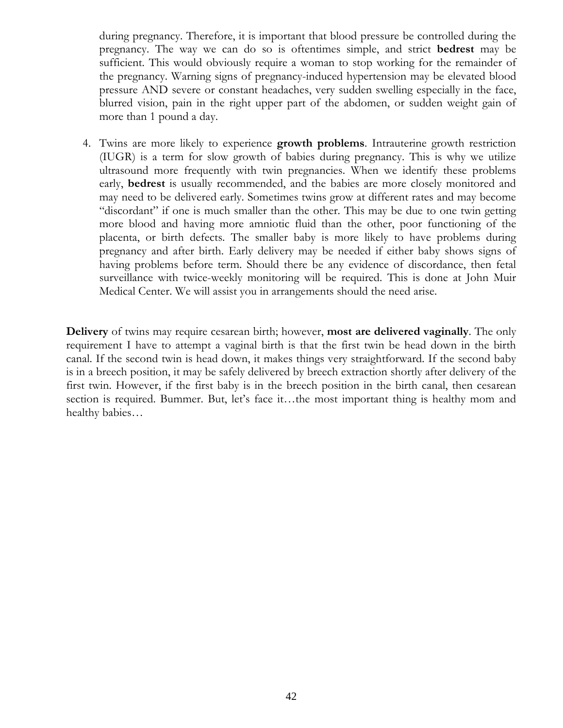during pregnancy. Therefore, it is important that blood pressure be controlled during the pregnancy. The way we can do so is oftentimes simple, and strict **bedrest** may be sufficient. This would obviously require a woman to stop working for the remainder of the pregnancy. Warning signs of pregnancy-induced hypertension may be elevated blood pressure AND severe or constant headaches, very sudden swelling especially in the face, blurred vision, pain in the right upper part of the abdomen, or sudden weight gain of more than 1 pound a day.

4. Twins are more likely to experience **growth problems**. Intrauterine growth restriction (IUGR) is a term for slow growth of babies during pregnancy. This is why we utilize ultrasound more frequently with twin pregnancies. When we identify these problems early, **bedrest** is usually recommended, and the babies are more closely monitored and may need to be delivered early. Sometimes twins grow at different rates and may become "discordant" if one is much smaller than the other. This may be due to one twin getting more blood and having more amniotic fluid than the other, poor functioning of the placenta, or birth defects. The smaller baby is more likely to have problems during pregnancy and after birth. Early delivery may be needed if either baby shows signs of having problems before term. Should there be any evidence of discordance, then fetal surveillance with twice-weekly monitoring will be required. This is done at John Muir Medical Center. We will assist you in arrangements should the need arise.

**Delivery** of twins may require cesarean birth; however, **most are delivered vaginally**. The only requirement I have to attempt a vaginal birth is that the first twin be head down in the birth canal. If the second twin is head down, it makes things very straightforward. If the second baby is in a breech position, it may be safely delivered by breech extraction shortly after delivery of the first twin. However, if the first baby is in the breech position in the birth canal, then cesarean section is required. Bummer. But, let's face it…the most important thing is healthy mom and healthy babies…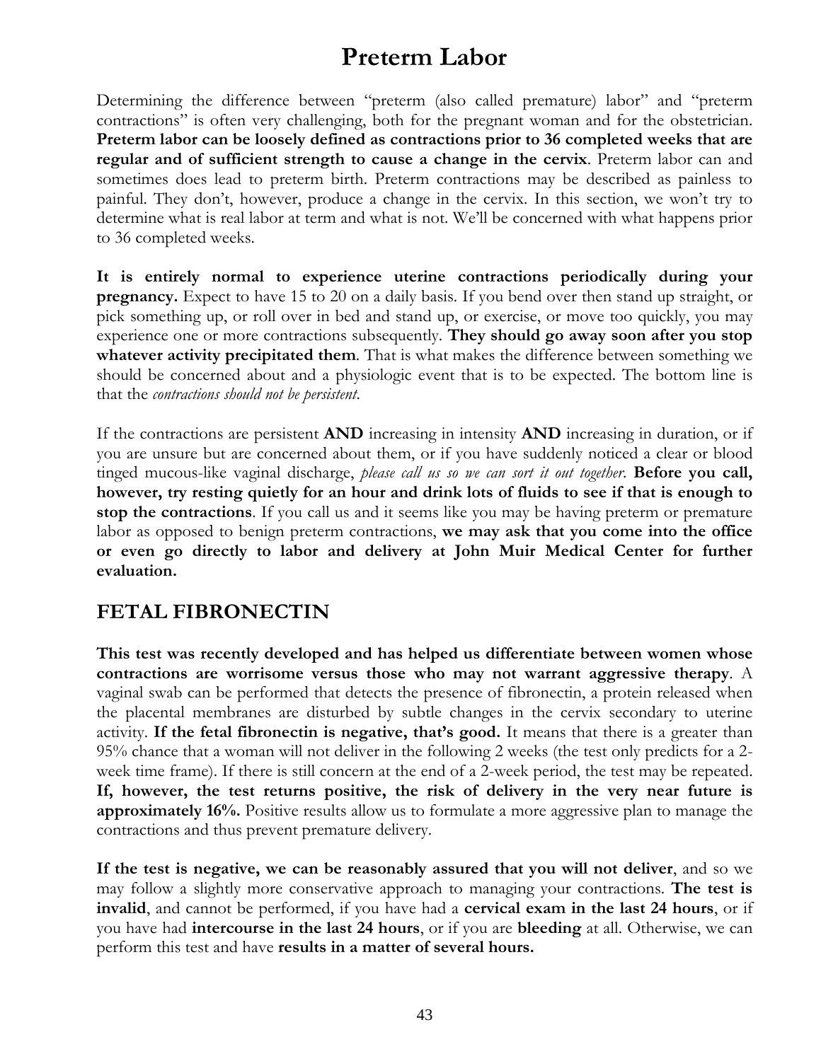# Preterm Labor

Determining the difference between "preterm (also called premature) labor" and "preterm contractions" is often very challenging, both for the pregnant woman and for the obstetrician. **Preterm labor can be loosely defined as contractions prior to 36 completed weeks that are regular and of sufficient strength to cause a change in the cervix**. Preterm labor can and sometimes does lead to preterm birth. Preterm contractions may be described as painless to painful. They don't, however, produce a change in the cervix. In this section, we won't try to determine what is real labor at term and what is not. We'll be concerned with what happens prior to 36 completed weeks.

**It is entirely normal to experience uterine contractions periodically during your pregnancy.** Expect to have 15 to 20 on a daily basis. If you bend over then stand up straight, or pick something up, or roll over in bed and stand up, or exercise, or move too quickly, you may experience one or more contractions subsequently. **They should go away soon after you stop whatever activity precipitated them**. That is what makes the difference between something we should be concerned about and a physiologic event that is to be expected. The bottom line is that the *contractions should not be persistent*.

If the contractions are persistent **AND** increasing in intensity **AND** increasing in duration, or if you are unsure but are concerned about them, or if you have suddenly noticed a clear or blood tinged mucous-like vaginal discharge, *please call us so we can sort it out together*. **Before you call, however, try resting quietly for an hour and drink lots of fluids to see if that is enough to stop the contractions**. If you call us and it seems like you may be having preterm or premature labor as opposed to benign preterm contractions, **we may ask that you come into the office or even go directly to labor and delivery at John Muir Medical Center for further evaluation.**

## FETAL FIBRONECTIN

**This test was recently developed and has helped us differentiate between women whose contractions are worrisome versus those who may not warrant aggressive therapy**. A vaginal swab can be performed that detects the presence of fibronectin, a protein released when the placental membranes are disturbed by subtle changes in the cervix secondary to uterine activity. **If the fetal fibronectin is negative, that's good.** It means that there is a greater than 95% chance that a woman will not deliver in the following 2 weeks (the test only predicts for a 2-week time frame). If there is still concern at the end of a 2-week period, the test may be repeated. **If, however, the test returns positive, the risk of delivery in the very near future is approximately 16%.** Positive results allow us to formulate a more aggressive plan to manage the contractions and thus prevent premature delivery.

**If the test is negative, we can be reasonably assured that you will not deliver**, and so we may follow a slightly more conservative approach to managing your contractions. **The test is invalid**, and cannot be performed, if you have had a **cervical exam in the last 24 hours**, or if you have had **intercourse in the last 24 hours**, or if you are **bleeding** at all. Otherwise, we can perform this test and have **results in a matter of several hours.**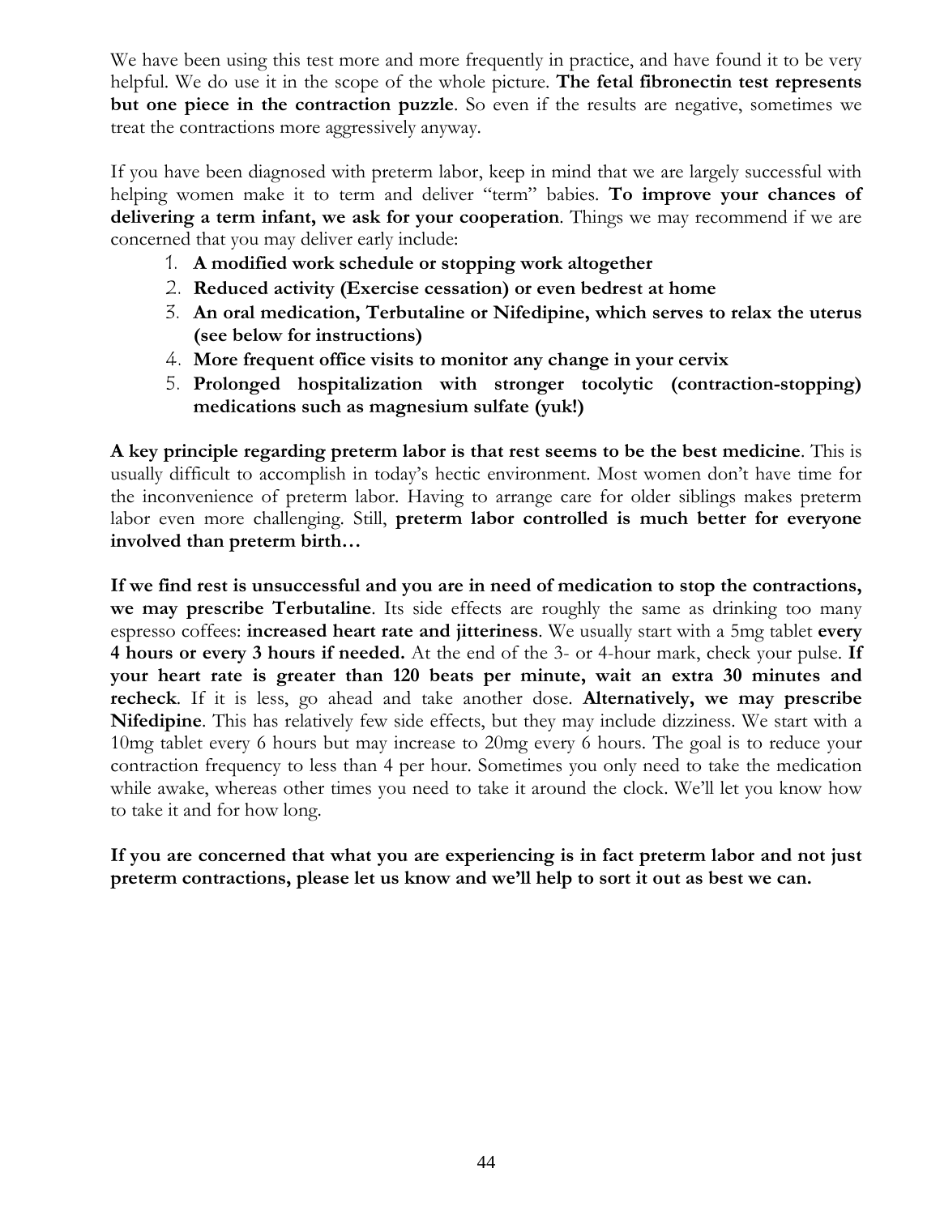We have been using this test more and more frequently in practice, and have found it to be very helpful. We do use it in the scope of the whole picture. **The fetal fibronectin test represents but one piece in the contraction puzzle**. So even if the results are negative, sometimes we treat the contractions more aggressively anyway.

If you have been diagnosed with preterm labor, keep in mind that we are largely successful with helping women make it to term and deliver "term" babies. **To improve your chances of delivering a term infant, we ask for your cooperation**. Things we may recommend if we are concerned that you may deliver early include:

1. **A modified work schedule or stopping work altogether**
2. **Reduced activity (Exercise cessation) or even bedrest at home**
3. **An oral medication, Terbutaline or Nifedipine, which serves to relax the uterus (see below for instructions)**
4. **More frequent office visits to monitor any change in your cervix**
5. **Prolonged hospitalization with stronger tocolytic (contraction-stopping) medications such as magnesium sulfate (yuk!)**

**A key principle regarding preterm labor is that rest seems to be the best medicine**. This is usually difficult to accomplish in today's hectic environment. Most women don't have time for the inconvenience of preterm labor. Having to arrange care for older siblings makes preterm labor even more challenging. Still, **preterm labor controlled is much better for everyone involved than preterm birth…**

**If we find rest is unsuccessful and you are in need of medication to stop the contractions, we may prescribe Terbutaline**. Its side effects are roughly the same as drinking too many espresso coffees: **increased heart rate and jitteriness**. We usually start with a 5mg tablet **every 4 hours or every 3 hours if needed.** At the end of the 3- or 4-hour mark, check your pulse. **If your heart rate is greater than 120 beats per minute, wait an extra 30 minutes and recheck**. If it is less, go ahead and take another dose. **Alternatively, we may prescribe Nifedipine**. This has relatively few side effects, but they may include dizziness. We start with a 10mg tablet every 6 hours but may increase to 20mg every 6 hours. The goal is to reduce your contraction frequency to less than 4 per hour. Sometimes you only need to take the medication while awake, whereas other times you need to take it around the clock. We'll let you know how to take it and for how long.

**If you are concerned that what you are experiencing is in fact preterm labor and not just preterm contractions, please let us know and we'll help to sort it out as best we can.**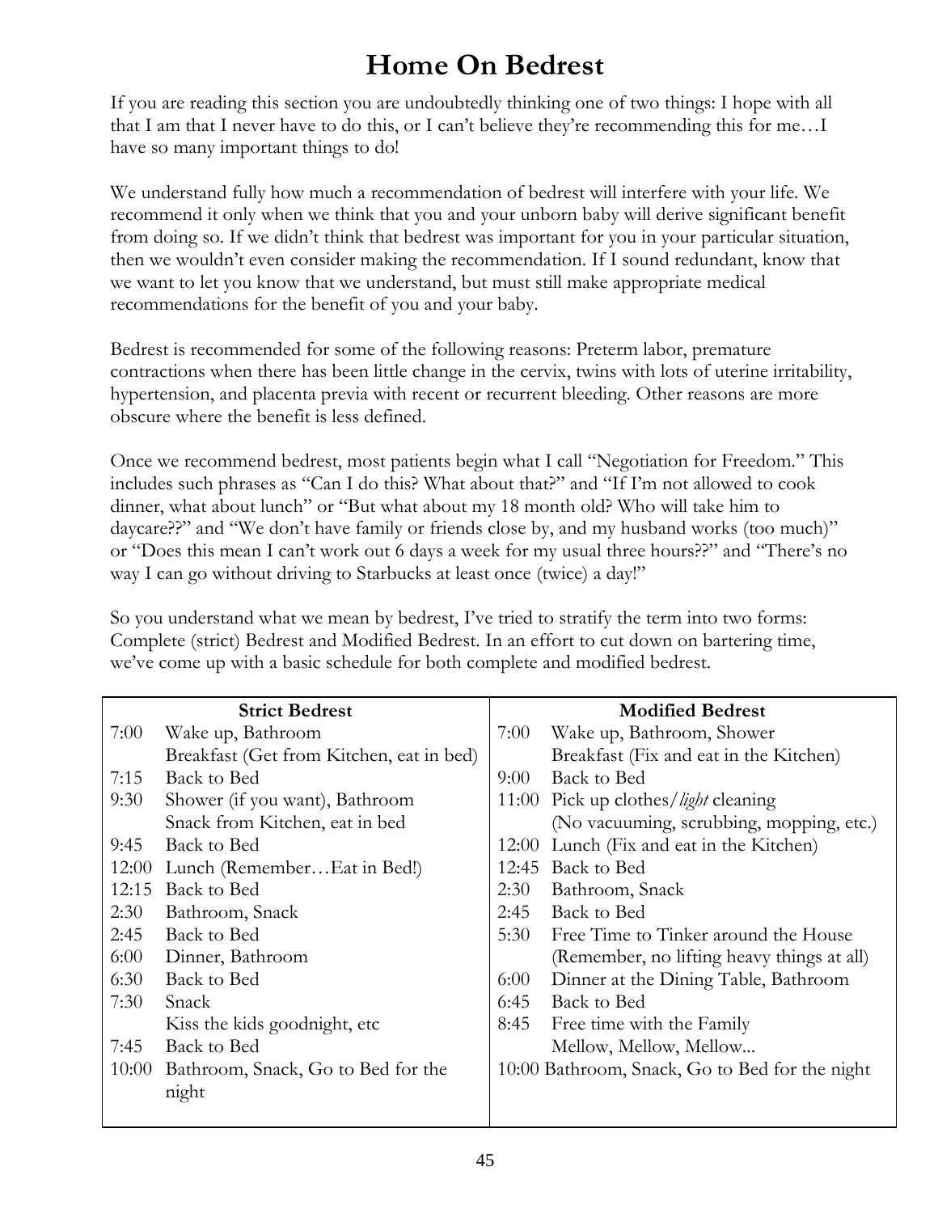# Home On Bedrest

If you are reading this section you are undoubtedly thinking one of two things: I hope with all that I am that I never have to do this, or I can't believe they're recommending this for me…I have so many important things to do!

We understand fully how much a recommendation of bedrest will interfere with your life. We recommend it only when we think that you and your unborn baby will derive significant benefit from doing so. If we didn't think that bedrest was important for you in your particular situation, then we wouldn't even consider making the recommendation. If I sound redundant, know that we want to let you know that we understand, but must still make appropriate medical recommendations for the benefit of you and your baby.

Bedrest is recommended for some of the following reasons: Preterm labor, premature contractions when there has been little change in the cervix, twins with lots of uterine irritability, hypertension, and placenta previa with recent or recurrent bleeding. Other reasons are more obscure where the benefit is less defined.

Once we recommend bedrest, most patients begin what I call "Negotiation for Freedom." This includes such phrases as "Can I do this? What about that?" and "If I'm not allowed to cook dinner, what about lunch" or "But what about my 18 month old? Who will take him to daycare??" and "We don't have family or friends close by, and my husband works (too much)" or "Does this mean I can't work out 6 days a week for my usual three hours??" and "There's no way I can go without driving to Starbucks at least once (twice) a day!"

So you understand what we mean by bedrest, I've tried to stratify the term into two forms: Complete (strict) Bedrest and Modified Bedrest. In an effort to cut down on bartering time, we've come up with a basic schedule for both complete and modified bedrest.

| **Strict Bedrest** | | **Modified Bedrest** | |
|---|---|---|---|
| 7:00 | Wake up, Bathroom | 7:00 | Wake up, Bathroom, Shower |
| | Breakfast (Get from Kitchen, eat in bed) | | Breakfast (Fix and eat in the Kitchen) |
| 7:15 | Back to Bed | 9:00 | Back to Bed |
| 9:30 | Shower (if you want), Bathroom | 11:00 | Pick up clothes/*light* cleaning |
| | Snack from Kitchen, eat in bed | | (No vacuuming, scrubbing, mopping, etc.) |
| 9:45 | Back to Bed | 12:00 | Lunch (Fix and eat in the Kitchen) |
| 12:00 | Lunch (Remember…Eat in Bed!) | 12:45 | Back to Bed |
| 12:15 | Back to Bed | 2:30 | Bathroom, Snack |
| 2:30 | Bathroom, Snack | 2:45 | Back to Bed |
| 2:45 | Back to Bed | 5:30 | Free Time to Tinker around the House |
| 6:00 | Dinner, Bathroom | | (Remember, no lifting heavy things at all) |
| 6:30 | Back to Bed | 6:00 | Dinner at the Dining Table, Bathroom |
| 7:30 | Snack | 6:45 | Back to Bed |
| | Kiss the kids goodnight, etc | 8:45 | Free time with the Family |
| 7:45 | Back to Bed | | Mellow, Mellow, Mellow... |
| 10:00 | Bathroom, Snack, Go to Bed for the night | 10:00 | Bathroom, Snack, Go to Bed for the night |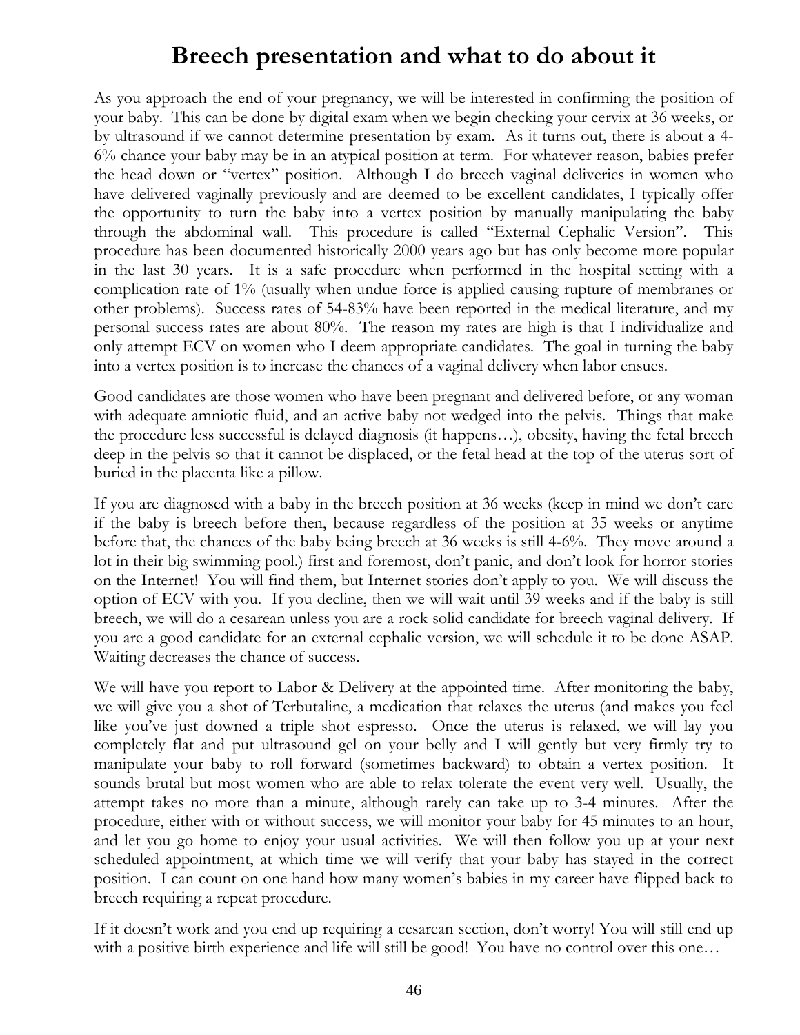# Breech presentation and what to do about it

As you approach the end of your pregnancy, we will be interested in confirming the position of your baby. This can be done by digital exam when we begin checking your cervix at 36 weeks, or by ultrasound if we cannot determine presentation by exam. As it turns out, there is about a 4-6% chance your baby may be in an atypical position at term. For whatever reason, babies prefer the head down or "vertex" position. Although I do breech vaginal deliveries in women who have delivered vaginally previously and are deemed to be excellent candidates, I typically offer the opportunity to turn the baby into a vertex position by manually manipulating the baby through the abdominal wall. This procedure is called "External Cephalic Version". This procedure has been documented historically 2000 years ago but has only become more popular in the last 30 years. It is a safe procedure when performed in the hospital setting with a complication rate of 1% (usually when undue force is applied causing rupture of membranes or other problems). Success rates of 54-83% have been reported in the medical literature, and my personal success rates are about 80%. The reason my rates are high is that I individualize and only attempt ECV on women who I deem appropriate candidates. The goal in turning the baby into a vertex position is to increase the chances of a vaginal delivery when labor ensues.

Good candidates are those women who have been pregnant and delivered before, or any woman with adequate amniotic fluid, and an active baby not wedged into the pelvis. Things that make the procedure less successful is delayed diagnosis (it happens…), obesity, having the fetal breech deep in the pelvis so that it cannot be displaced, or the fetal head at the top of the uterus sort of buried in the placenta like a pillow.

If you are diagnosed with a baby in the breech position at 36 weeks (keep in mind we don't care if the baby is breech before then, because regardless of the position at 35 weeks or anytime before that, the chances of the baby being breech at 36 weeks is still 4-6%. They move around a lot in their big swimming pool.) first and foremost, don't panic, and don't look for horror stories on the Internet! You will find them, but Internet stories don't apply to you. We will discuss the option of ECV with you. If you decline, then we will wait until 39 weeks and if the baby is still breech, we will do a cesarean unless you are a rock solid candidate for breech vaginal delivery. If you are a good candidate for an external cephalic version, we will schedule it to be done ASAP. Waiting decreases the chance of success.

We will have you report to Labor & Delivery at the appointed time. After monitoring the baby, we will give you a shot of Terbutaline, a medication that relaxes the uterus (and makes you feel like you've just downed a triple shot espresso. Once the uterus is relaxed, we will lay you completely flat and put ultrasound gel on your belly and I will gently but very firmly try to manipulate your baby to roll forward (sometimes backward) to obtain a vertex position. It sounds brutal but most women who are able to relax tolerate the event very well. Usually, the attempt takes no more than a minute, although rarely can take up to 3-4 minutes. After the procedure, either with or without success, we will monitor your baby for 45 minutes to an hour, and let you go home to enjoy your usual activities. We will then follow you up at your next scheduled appointment, at which time we will verify that your baby has stayed in the correct position. I can count on one hand how many women's babies in my career have flipped back to breech requiring a repeat procedure.

If it doesn't work and you end up requiring a cesarean section, don't worry! You will still end up with a positive birth experience and life will still be good! You have no control over this one…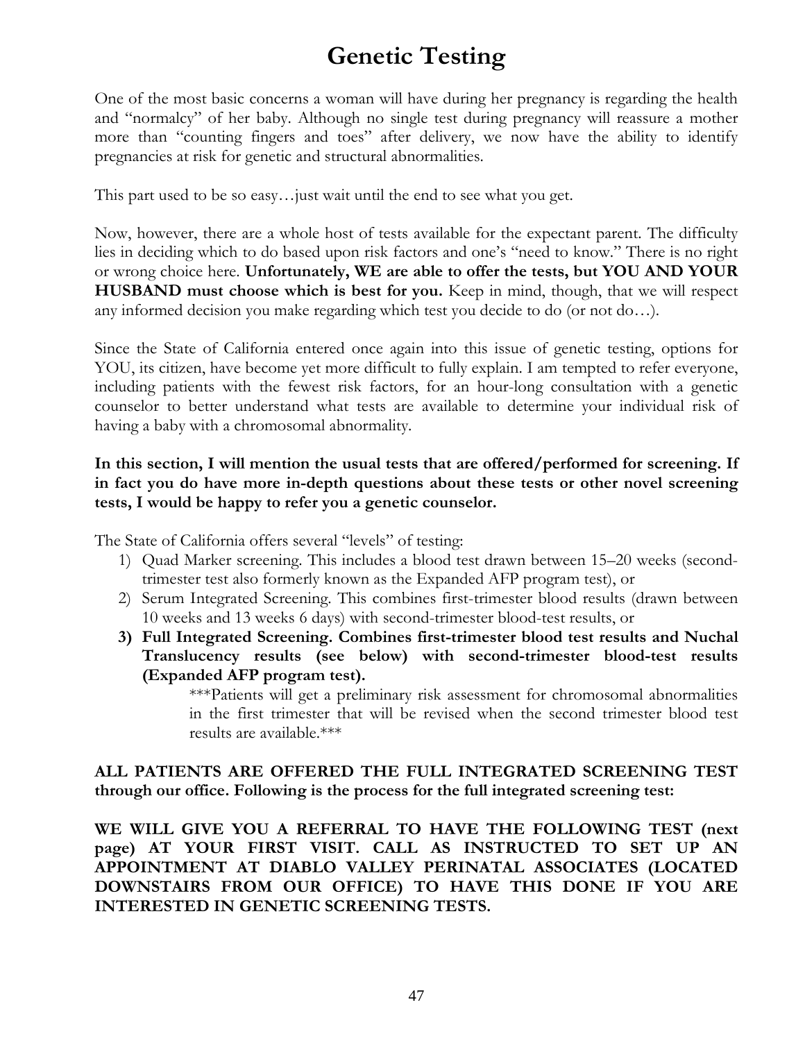# Genetic Testing

One of the most basic concerns a woman will have during her pregnancy is regarding the health and "normalcy" of her baby. Although no single test during pregnancy will reassure a mother more than "counting fingers and toes" after delivery, we now have the ability to identify pregnancies at risk for genetic and structural abnormalities.

This part used to be so easy…just wait until the end to see what you get.

Now, however, there are a whole host of tests available for the expectant parent. The difficulty lies in deciding which to do based upon risk factors and one's "need to know." There is no right or wrong choice here. **Unfortunately, WE are able to offer the tests, but YOU AND YOUR HUSBAND must choose which is best for you.** Keep in mind, though, that we will respect any informed decision you make regarding which test you decide to do (or not do…).

Since the State of California entered once again into this issue of genetic testing, options for YOU, its citizen, have become yet more difficult to fully explain. I am tempted to refer everyone, including patients with the fewest risk factors, for an hour-long consultation with a genetic counselor to better understand what tests are available to determine your individual risk of having a baby with a chromosomal abnormality.

**In this section, I will mention the usual tests that are offered/performed for screening. If in fact you do have more in-depth questions about these tests or other novel screening tests, I would be happy to refer you a genetic counselor.**

The State of California offers several "levels" of testing:

1) Quad Marker screening. This includes a blood test drawn between 15–20 weeks (second-trimester test also formerly known as the Expanded AFP program test), or
2) Serum Integrated Screening. This combines first-trimester blood results (drawn between 10 weeks and 13 weeks 6 days) with second-trimester blood-test results, or
3) **Full Integrated Screening. Combines first-trimester blood test results and Nuchal Translucency results (see below) with second-trimester blood-test results (Expanded AFP program test).**

   ***Patients will get a preliminary risk assessment for chromosomal abnormalities in the first trimester that will be revised when the second trimester blood test results are available.***

**ALL PATIENTS ARE OFFERED THE FULL INTEGRATED SCREENING TEST through our office. Following is the process for the full integrated screening test:**

**WE WILL GIVE YOU A REFERRAL TO HAVE THE FOLLOWING TEST (next page) AT YOUR FIRST VISIT. CALL AS INSTRUCTED TO SET UP AN APPOINTMENT AT DIABLO VALLEY PERINATAL ASSOCIATES (LOCATED DOWNSTAIRS FROM OUR OFFICE) TO HAVE THIS DONE IF YOU ARE INTERESTED IN GENETIC SCREENING TESTS.**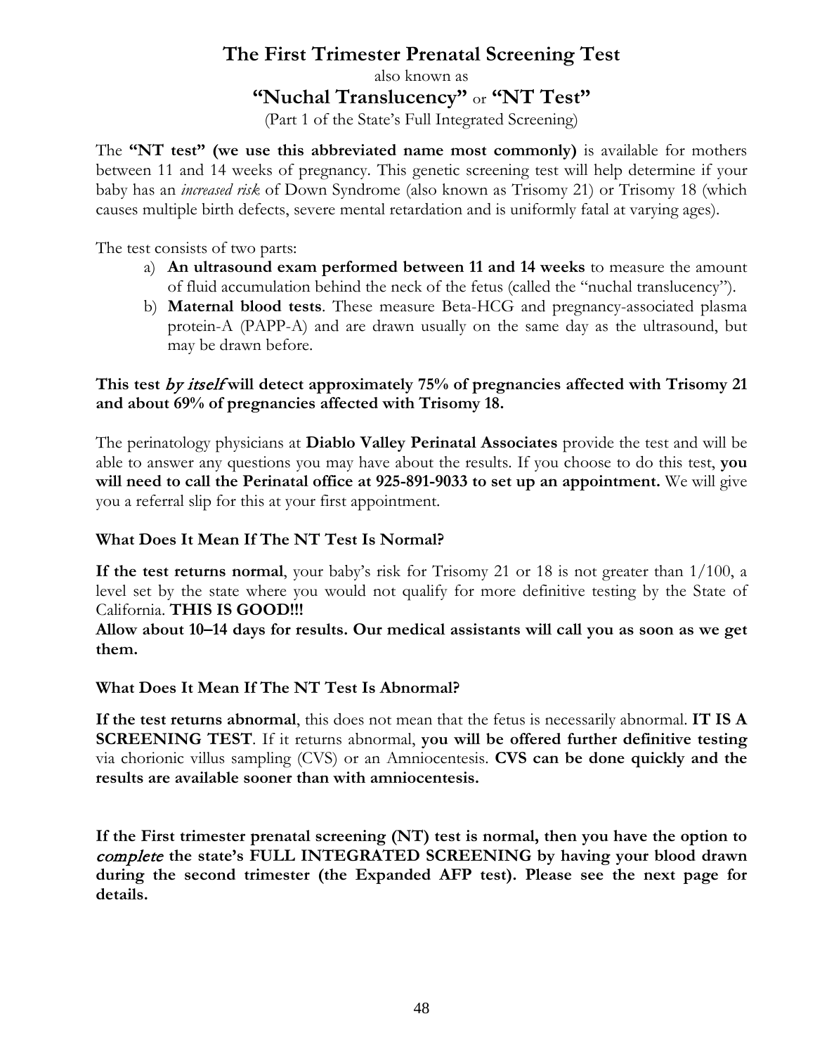# The First Trimester Prenatal Screening Test

also known as

## "Nuchal Translucency" or "NT Test"

(Part 1 of the State's Full Integrated Screening)

The **"NT test" (we use this abbreviated name most commonly)** is available for mothers between 11 and 14 weeks of pregnancy. This genetic screening test will help determine if your baby has an *increased risk* of Down Syndrome (also known as Trisomy 21) or Trisomy 18 (which causes multiple birth defects, severe mental retardation and is uniformly fatal at varying ages).

The test consists of two parts:

a) **An ultrasound exam performed between 11 and 14 weeks** to measure the amount of fluid accumulation behind the neck of the fetus (called the "nuchal translucency").
b) **Maternal blood tests**. These measure Beta-HCG and pregnancy-associated plasma protein-A (PAPP-A) and are drawn usually on the same day as the ultrasound, but may be drawn before.

**This test *by itself* will detect approximately 75% of pregnancies affected with Trisomy 21 and about 69% of pregnancies affected with Trisomy 18.**

The perinatology physicians at **Diablo Valley Perinatal Associates** provide the test and will be able to answer any questions you may have about the results. If you choose to do this test, **you will need to call the Perinatal office at 925-891-9033 to set up an appointment.** We will give you a referral slip for this at your first appointment.

### What Does It Mean If The NT Test Is Normal?

**If the test returns normal**, your baby's risk for Trisomy 21 or 18 is not greater than 1/100, a level set by the state where you would not qualify for more definitive testing by the State of California. **THIS IS GOOD!!!**

**Allow about 10–14 days for results. Our medical assistants will call you as soon as we get them.**

### What Does It Mean If The NT Test Is Abnormal?

**If the test returns abnormal**, this does not mean that the fetus is necessarily abnormal. **IT IS A SCREENING TEST**. If it returns abnormal, **you will be offered further definitive testing** via chorionic villus sampling (CVS) or an Amniocentesis. **CVS can be done quickly and the results are available sooner than with amniocentesis.**

**If the First trimester prenatal screening (NT) test is normal, then you have the option to *complete* the state's FULL INTEGRATED SCREENING by having your blood drawn during the second trimester (the Expanded AFP test). Please see the next page for details.**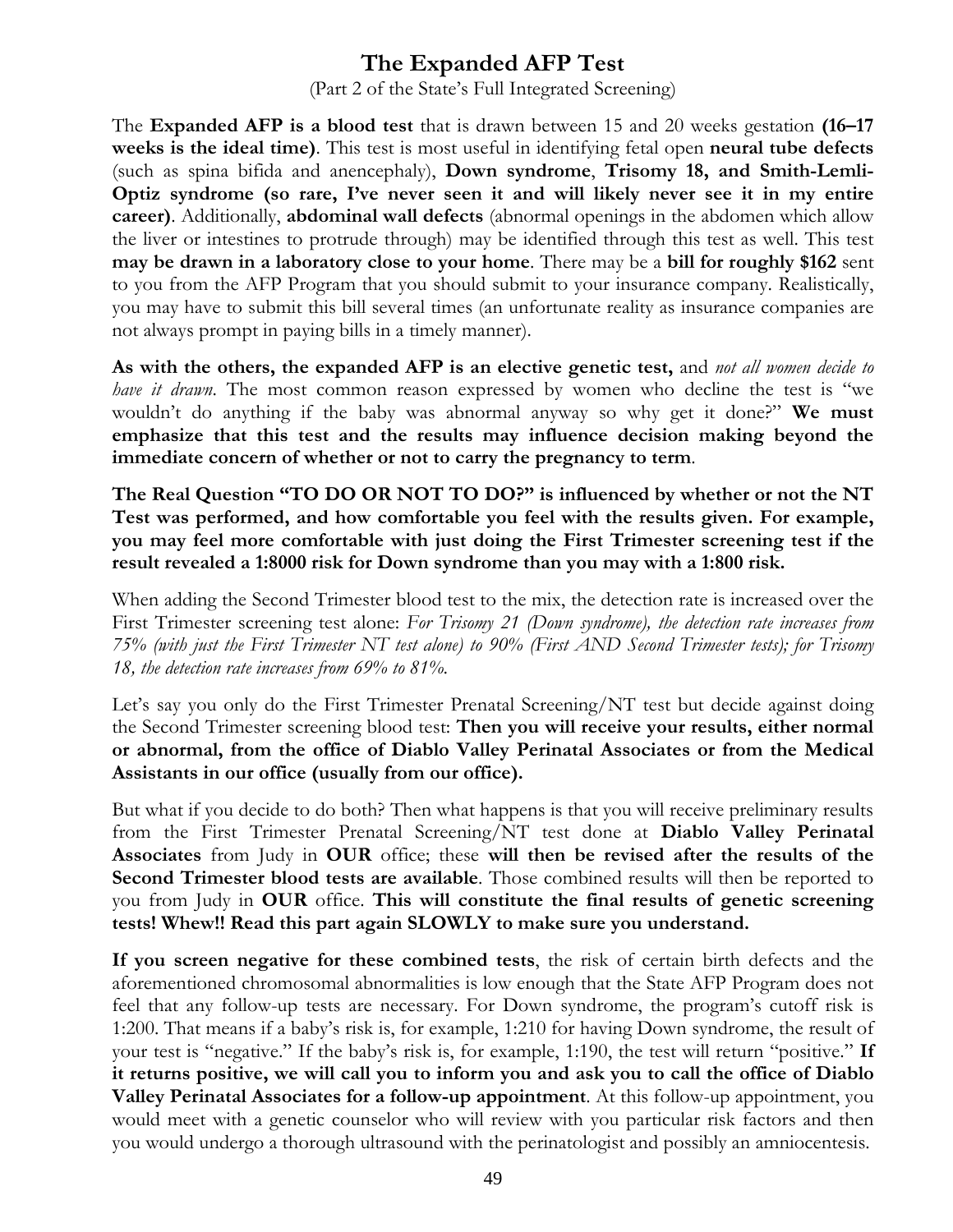# The Expanded AFP Test

(Part 2 of the State's Full Integrated Screening)

The **Expanded AFP is a blood test** that is drawn between 15 and 20 weeks gestation **(16–17 weeks is the ideal time)**. This test is most useful in identifying fetal open **neural tube defects** (such as spina bifida and anencephaly), **Down syndrome**, **Trisomy 18, and Smith-Lemli-Optiz syndrome (so rare, I've never seen it and will likely never see it in my entire career)**. Additionally, **abdominal wall defects** (abnormal openings in the abdomen which allow the liver or intestines to protrude through) may be identified through this test as well. This test **may be drawn in a laboratory close to your home**. There may be a **bill for roughly $162** sent to you from the AFP Program that you should submit to your insurance company. Realistically, you may have to submit this bill several times (an unfortunate reality as insurance companies are not always prompt in paying bills in a timely manner).

**As with the others, the expanded AFP is an elective genetic test,** and *not all women decide to have it drawn*. The most common reason expressed by women who decline the test is "we wouldn't do anything if the baby was abnormal anyway so why get it done?" **We must emphasize that this test and the results may influence decision making beyond the immediate concern of whether or not to carry the pregnancy to term**.

**The Real Question "TO DO OR NOT TO DO?" is influenced by whether or not the NT Test was performed, and how comfortable you feel with the results given. For example, you may feel more comfortable with just doing the First Trimester screening test if the result revealed a 1:8000 risk for Down syndrome than you may with a 1:800 risk.**

When adding the Second Trimester blood test to the mix, the detection rate is increased over the First Trimester screening test alone: *For Trisomy 21 (Down syndrome), the detection rate increases from 75% (with just the First Trimester NT test alone) to 90% (First AND Second Trimester tests); for Trisomy 18, the detection rate increases from 69% to 81%.*

Let's say you only do the First Trimester Prenatal Screening/NT test but decide against doing the Second Trimester screening blood test: **Then you will receive your results, either normal or abnormal, from the office of Diablo Valley Perinatal Associates or from the Medical Assistants in our office (usually from our office).**

But what if you decide to do both? Then what happens is that you will receive preliminary results from the First Trimester Prenatal Screening/NT test done at **Diablo Valley Perinatal Associates** from Judy in **OUR** office; these **will then be revised after the results of the Second Trimester blood tests are available**. Those combined results will then be reported to you from Judy in **OUR** office. **This will constitute the final results of genetic screening tests! Whew!! Read this part again SLOWLY to make sure you understand.**

**If you screen negative for these combined tests**, the risk of certain birth defects and the aforementioned chromosomal abnormalities is low enough that the State AFP Program does not feel that any follow-up tests are necessary. For Down syndrome, the program's cutoff risk is 1:200. That means if a baby's risk is, for example, 1:210 for having Down syndrome, the result of your test is "negative." If the baby's risk is, for example, 1:190, the test will return "positive." **If it returns positive, we will call you to inform you and ask you to call the office of Diablo Valley Perinatal Associates for a follow-up appointment**. At this follow-up appointment, you would meet with a genetic counselor who will review with you particular risk factors and then you would undergo a thorough ultrasound with the perinatologist and possibly an amniocentesis.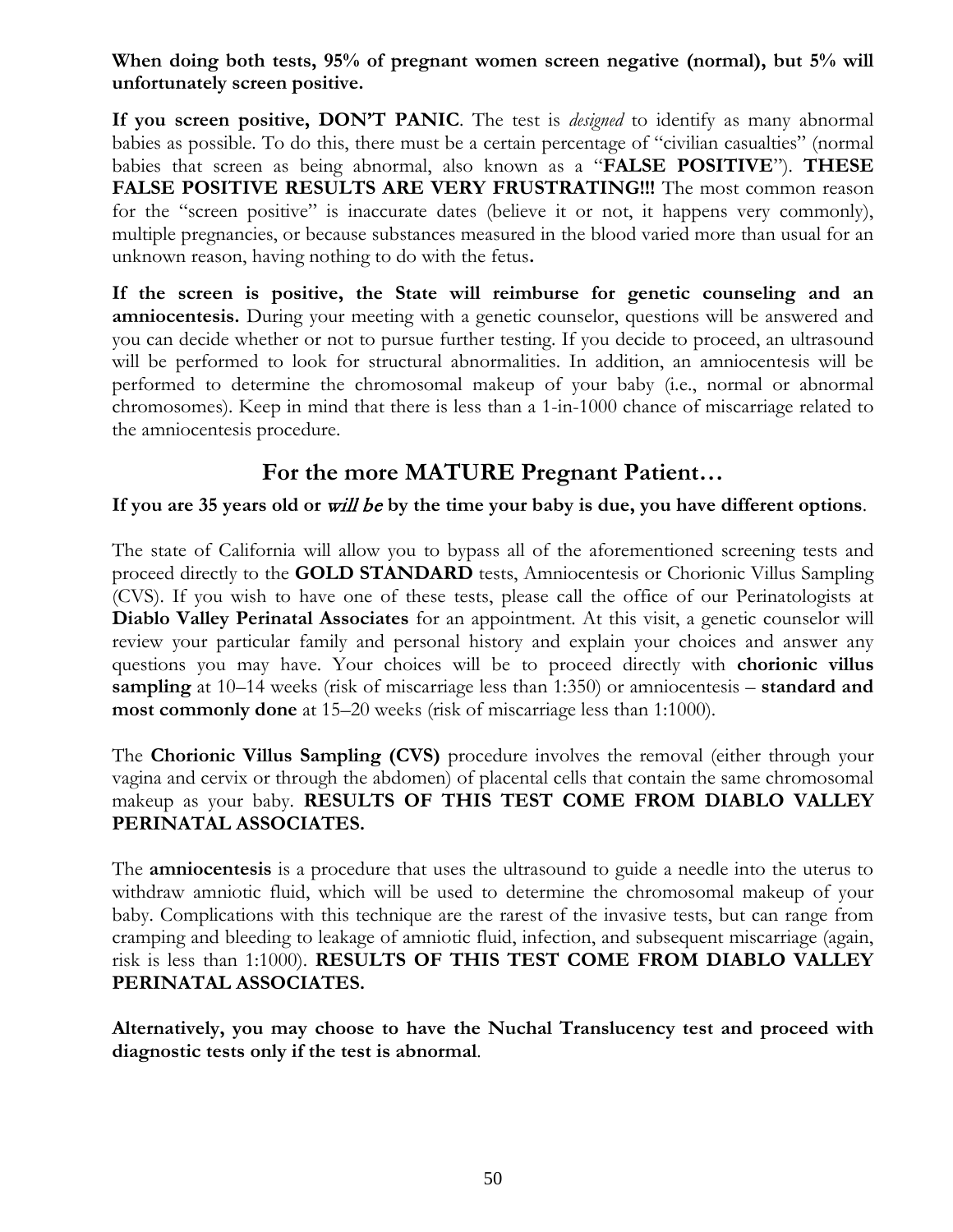**When doing both tests, 95% of pregnant women screen negative (normal), but 5% will unfortunately screen positive.**

**If you screen positive, DON'T PANIC**. The test is *designed* to identify as many abnormal babies as possible. To do this, there must be a certain percentage of "civilian casualties" (normal babies that screen as being abnormal, also known as a "**FALSE POSITIVE**"). **THESE FALSE POSITIVE RESULTS ARE VERY FRUSTRATING!!!** The most common reason for the "screen positive" is inaccurate dates (believe it or not, it happens very commonly), multiple pregnancies, or because substances measured in the blood varied more than usual for an unknown reason, having nothing to do with the fetus**.**

**If the screen is positive, the State will reimburse for genetic counseling and an amniocentesis.** During your meeting with a genetic counselor, questions will be answered and you can decide whether or not to pursue further testing. If you decide to proceed, an ultrasound will be performed to look for structural abnormalities. In addition, an amniocentesis will be performed to determine the chromosomal makeup of your baby (i.e., normal or abnormal chromosomes). Keep in mind that there is less than a 1-in-1000 chance of miscarriage related to the amniocentesis procedure.

## For the more MATURE Pregnant Patient…

**If you are 35 years old or *will be* by the time your baby is due, you have different options**.

The state of California will allow you to bypass all of the aforementioned screening tests and proceed directly to the **GOLD STANDARD** tests, Amniocentesis or Chorionic Villus Sampling (CVS). If you wish to have one of these tests, please call the office of our Perinatologists at **Diablo Valley Perinatal Associates** for an appointment. At this visit, a genetic counselor will review your particular family and personal history and explain your choices and answer any questions you may have. Your choices will be to proceed directly with **chorionic villus sampling** at 10–14 weeks (risk of miscarriage less than 1:350) or amniocentesis – **standard and most commonly done** at 15–20 weeks (risk of miscarriage less than 1:1000).

The **Chorionic Villus Sampling (CVS)** procedure involves the removal (either through your vagina and cervix or through the abdomen) of placental cells that contain the same chromosomal makeup as your baby. **RESULTS OF THIS TEST COME FROM DIABLO VALLEY PERINATAL ASSOCIATES.**

The **amniocentesis** is a procedure that uses the ultrasound to guide a needle into the uterus to withdraw amniotic fluid, which will be used to determine the chromosomal makeup of your baby. Complications with this technique are the rarest of the invasive tests, but can range from cramping and bleeding to leakage of amniotic fluid, infection, and subsequent miscarriage (again, risk is less than 1:1000). **RESULTS OF THIS TEST COME FROM DIABLO VALLEY PERINATAL ASSOCIATES.**

**Alternatively, you may choose to have the Nuchal Translucency test and proceed with diagnostic tests only if the test is abnormal**.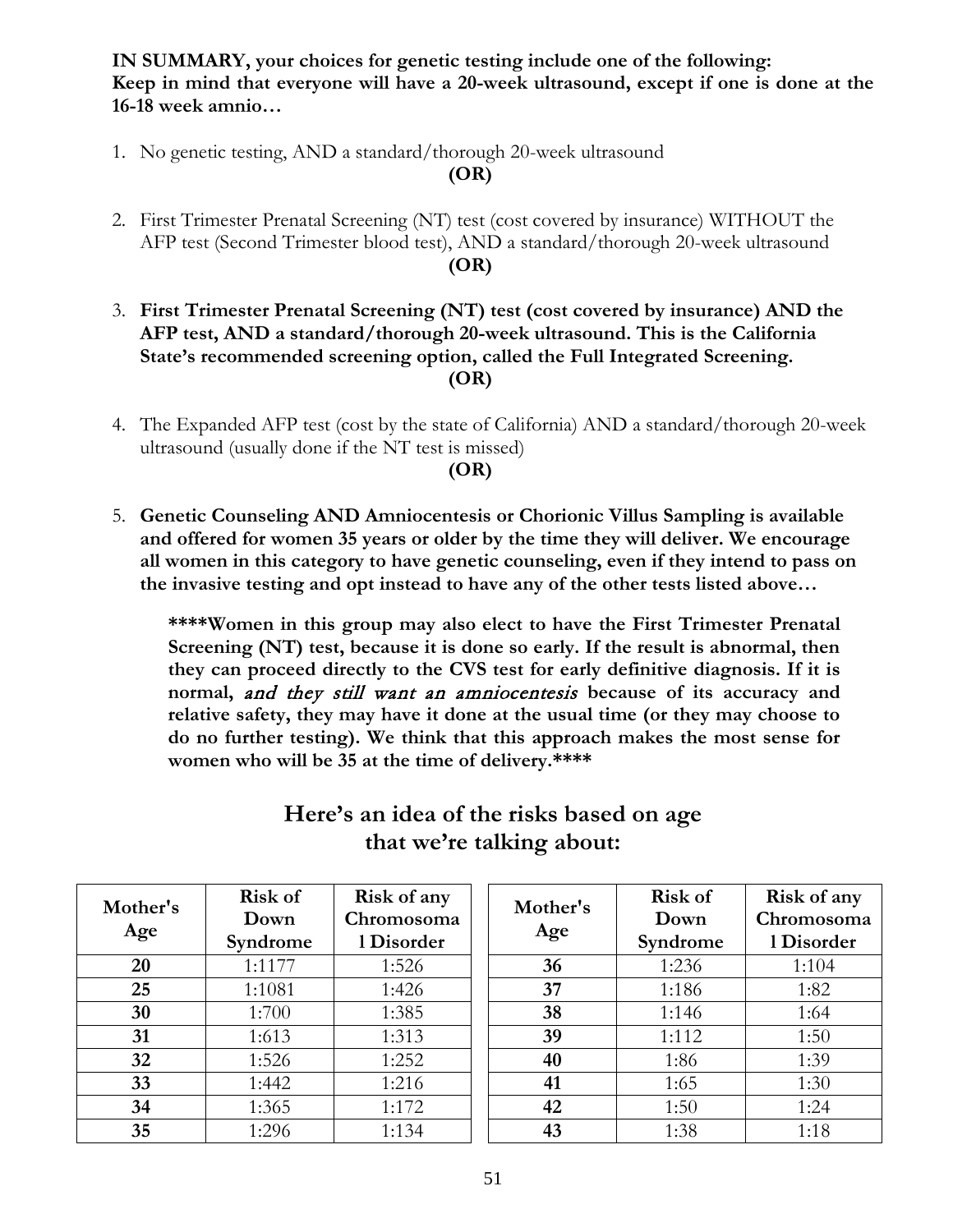**IN SUMMARY, your choices for genetic testing include one of the following:**
**Keep in mind that everyone will have a 20-week ultrasound, except if one is done at the 16-18 week amnio…**

1. No genetic testing, AND a standard/thorough 20-week ultrasound

   **(OR)**

2. First Trimester Prenatal Screening (NT) test (cost covered by insurance) WITHOUT the AFP test (Second Trimester blood test), AND a standard/thorough 20-week ultrasound

   **(OR)**

3. **First Trimester Prenatal Screening (NT) test (cost covered by insurance) AND the AFP test, AND a standard/thorough 20-week ultrasound. This is the California State's recommended screening option, called the Full Integrated Screening.**

   **(OR)**

4. The Expanded AFP test (cost by the state of California) AND a standard/thorough 20-week ultrasound (usually done if the NT test is missed)

   **(OR)**

5. **Genetic Counseling AND Amniocentesis or Chorionic Villus Sampling is available and offered for women 35 years or older by the time they will deliver. We encourage all women in this category to have genetic counseling, even if they intend to pass on the invasive testing and opt instead to have any of the other tests listed above…**

   **\*\*\*\*Women in this group may also elect to have the First Trimester Prenatal Screening (NT) test, because it is done so early. If the result is abnormal, then they can proceed directly to the CVS test for early definitive diagnosis. If it is normal,** ***and they still want an amniocentesis*** **because of its accuracy and relative safety, they may have it done at the usual time (or they may choose to do no further testing). We think that this approach makes the most sense for women who will be 35 at the time of delivery.\*\*\*\***

## Here's an idea of the risks based on age that we're talking about:

| Mother's Age | Risk of Down Syndrome | Risk of any Chromosomal Disorder |
|---|---|---|
| **20** | 1:1177 | 1:526 |
| **25** | 1:1081 | 1:426 |
| **30** | 1:700 | 1:385 |
| **31** | 1:613 | 1:313 |
| **32** | 1:526 | 1:252 |
| **33** | 1:442 | 1:216 |
| **34** | 1:365 | 1:172 |
| **35** | 1:296 | 1:134 |

| Mother's Age | Risk of Down Syndrome | Risk of any Chromosomal Disorder |
|---|---|---|
| **36** | 1:236 | 1:104 |
| **37** | 1:186 | 1:82 |
| **38** | 1:146 | 1:64 |
| **39** | 1:112 | 1:50 |
| **40** | 1:86 | 1:39 |
| **41** | 1:65 | 1:30 |
| **42** | 1:50 | 1:24 |
| **43** | 1:38 | 1:18 |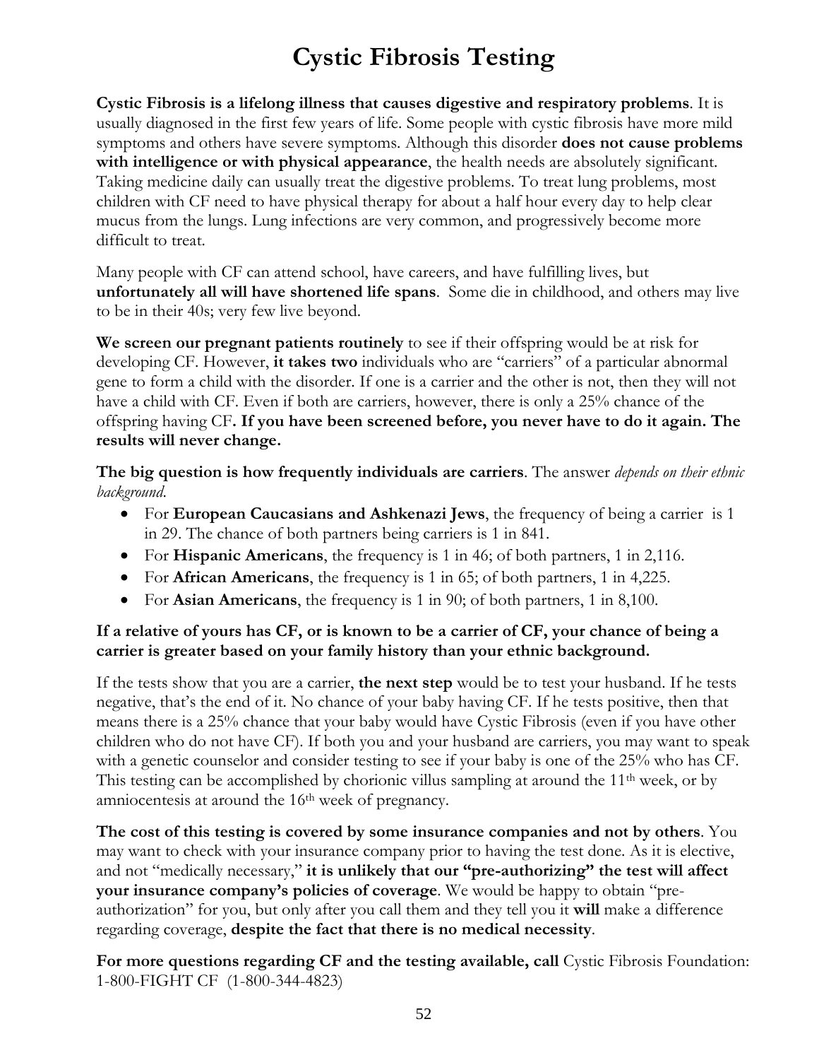# Cystic Fibrosis Testing

**Cystic Fibrosis is a lifelong illness that causes digestive and respiratory problems**. It is usually diagnosed in the first few years of life. Some people with cystic fibrosis have more mild symptoms and others have severe symptoms. Although this disorder **does not cause problems with intelligence or with physical appearance**, the health needs are absolutely significant. Taking medicine daily can usually treat the digestive problems. To treat lung problems, most children with CF need to have physical therapy for about a half hour every day to help clear mucus from the lungs. Lung infections are very common, and progressively become more difficult to treat.

Many people with CF can attend school, have careers, and have fulfilling lives, but **unfortunately all will have shortened life spans**. Some die in childhood, and others may live to be in their 40s; very few live beyond.

**We screen our pregnant patients routinely** to see if their offspring would be at risk for developing CF. However, **it takes two** individuals who are "carriers" of a particular abnormal gene to form a child with the disorder. If one is a carrier and the other is not, then they will not have a child with CF. Even if both are carriers, however, there is only a 25% chance of the offspring having CF**. If you have been screened before, you never have to do it again. The results will never change.**

**The big question is how frequently individuals are carriers**. The answer *depends on their ethnic background.*

- For **European Caucasians and Ashkenazi Jews**, the frequency of being a carrier is 1 in 29. The chance of both partners being carriers is 1 in 841.
- For **Hispanic Americans**, the frequency is 1 in 46; of both partners, 1 in 2,116.
- For **African Americans**, the frequency is 1 in 65; of both partners, 1 in 4,225.
- For **Asian Americans**, the frequency is 1 in 90; of both partners, 1 in 8,100.

**If a relative of yours has CF, or is known to be a carrier of CF, your chance of being a carrier is greater based on your family history than your ethnic background.**

If the tests show that you are a carrier, **the next step** would be to test your husband. If he tests negative, that's the end of it. No chance of your baby having CF. If he tests positive, then that means there is a 25% chance that your baby would have Cystic Fibrosis (even if you have other children who do not have CF). If both you and your husband are carriers, you may want to speak with a genetic counselor and consider testing to see if your baby is one of the 25% who has CF. This testing can be accomplished by chorionic villus sampling at around the 11th week, or by amniocentesis at around the 16th week of pregnancy.

**The cost of this testing is covered by some insurance companies and not by others**. You may want to check with your insurance company prior to having the test done. As it is elective, and not "medically necessary," **it is unlikely that our "pre-authorizing" the test will affect your insurance company's policies of coverage**. We would be happy to obtain "pre-authorization" for you, but only after you call them and they tell you it **will** make a difference regarding coverage, **despite the fact that there is no medical necessity**.

**For more questions regarding CF and the testing available, call** Cystic Fibrosis Foundation: 1-800-FIGHT CF (1-800-344-4823)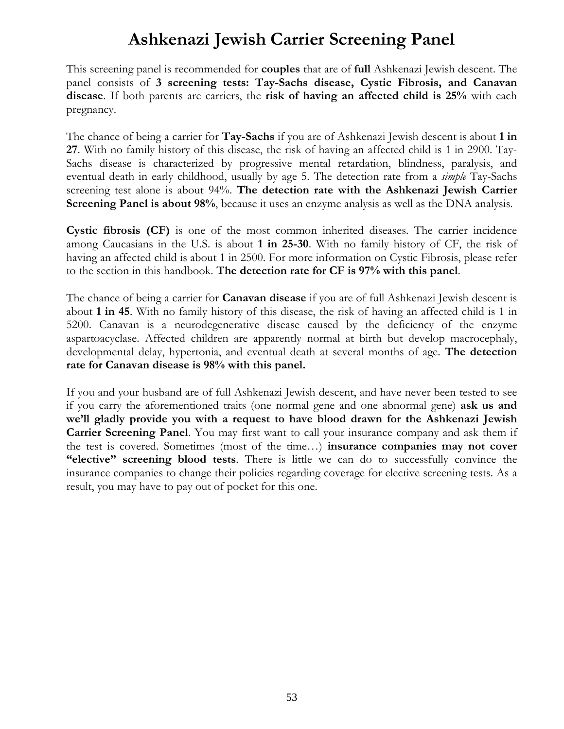# Ashkenazi Jewish Carrier Screening Panel

This screening panel is recommended for **couples** that are of **full** Ashkenazi Jewish descent. The panel consists of **3 screening tests: Tay-Sachs disease, Cystic Fibrosis, and Canavan disease**. If both parents are carriers, the **risk of having an affected child is 25%** with each pregnancy.

The chance of being a carrier for **Tay-Sachs** if you are of Ashkenazi Jewish descent is about **1 in 27**. With no family history of this disease, the risk of having an affected child is 1 in 2900. Tay-Sachs disease is characterized by progressive mental retardation, blindness, paralysis, and eventual death in early childhood, usually by age 5. The detection rate from a *simple* Tay-Sachs screening test alone is about 94%. **The detection rate with the Ashkenazi Jewish Carrier Screening Panel is about 98%**, because it uses an enzyme analysis as well as the DNA analysis.

**Cystic fibrosis (CF)** is one of the most common inherited diseases. The carrier incidence among Caucasians in the U.S. is about **1 in 25-30**. With no family history of CF, the risk of having an affected child is about 1 in 2500. For more information on Cystic Fibrosis, please refer to the section in this handbook. **The detection rate for CF is 97% with this panel**.

The chance of being a carrier for **Canavan disease** if you are of full Ashkenazi Jewish descent is about **1 in 45**. With no family history of this disease, the risk of having an affected child is 1 in 5200. Canavan is a neurodegenerative disease caused by the deficiency of the enzyme aspartoacyclase. Affected children are apparently normal at birth but develop macrocephaly, developmental delay, hypertonia, and eventual death at several months of age. **The detection rate for Canavan disease is 98% with this panel.**

If you and your husband are of full Ashkenazi Jewish descent, and have never been tested to see if you carry the aforementioned traits (one normal gene and one abnormal gene) **ask us and we'll gladly provide you with a request to have blood drawn for the Ashkenazi Jewish Carrier Screening Panel**. You may first want to call your insurance company and ask them if the test is covered. Sometimes (most of the time…) **insurance companies may not cover "elective" screening blood tests**. There is little we can do to successfully convince the insurance companies to change their policies regarding coverage for elective screening tests. As a result, you may have to pay out of pocket for this one.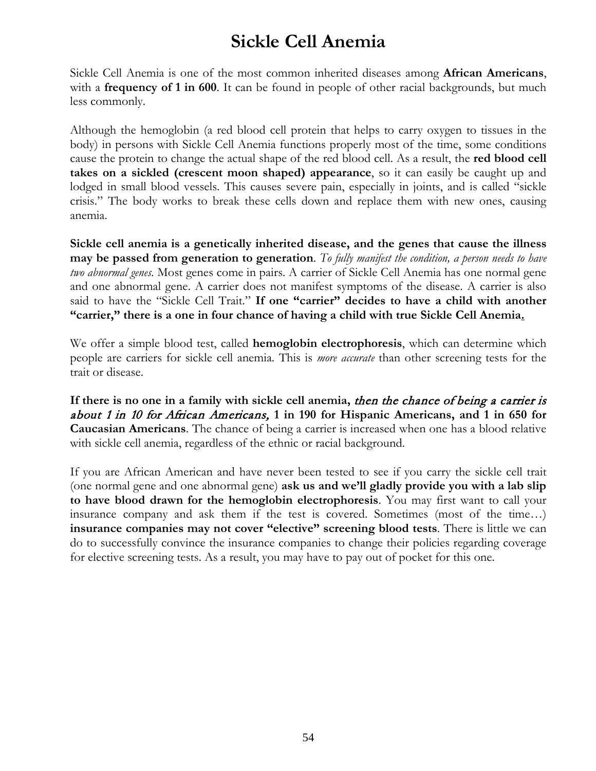# Sickle Cell Anemia

Sickle Cell Anemia is one of the most common inherited diseases among **African Americans**, with a **frequency of 1 in 600**. It can be found in people of other racial backgrounds, but much less commonly.

Although the hemoglobin (a red blood cell protein that helps to carry oxygen to tissues in the body) in persons with Sickle Cell Anemia functions properly most of the time, some conditions cause the protein to change the actual shape of the red blood cell. As a result, the **red blood cell takes on a sickled (crescent moon shaped) appearance**, so it can easily be caught up and lodged in small blood vessels. This causes severe pain, especially in joints, and is called "sickle crisis." The body works to break these cells down and replace them with new ones, causing anemia.

**Sickle cell anemia is a genetically inherited disease, and the genes that cause the illness may be passed from generation to generation**. *To fully manifest the condition, a person needs to have two abnormal genes*. Most genes come in pairs. A carrier of Sickle Cell Anemia has one normal gene and one abnormal gene. A carrier does not manifest symptoms of the disease. A carrier is also said to have the "Sickle Cell Trait." **If one "carrier" decides to have a child with another "carrier," there is a one in four chance of having a child with true Sickle Cell Anemia.**

We offer a simple blood test, called **hemoglobin electrophoresis**, which can determine which people are carriers for sickle cell anemia. This is *more accurate* than other screening tests for the trait or disease.

**If there is no one in a family with sickle cell anemia,** ***then the chance of being a carrier is about 1 in 10 for African Americans,*** **1 in 190 for Hispanic Americans, and 1 in 650 for Caucasian Americans**. The chance of being a carrier is increased when one has a blood relative with sickle cell anemia, regardless of the ethnic or racial background.

If you are African American and have never been tested to see if you carry the sickle cell trait (one normal gene and one abnormal gene) **ask us and we'll gladly provide you with a lab slip to have blood drawn for the hemoglobin electrophoresis**. You may first want to call your insurance company and ask them if the test is covered. Sometimes (most of the time…) **insurance companies may not cover "elective" screening blood tests**. There is little we can do to successfully convince the insurance companies to change their policies regarding coverage for elective screening tests. As a result, you may have to pay out of pocket for this one.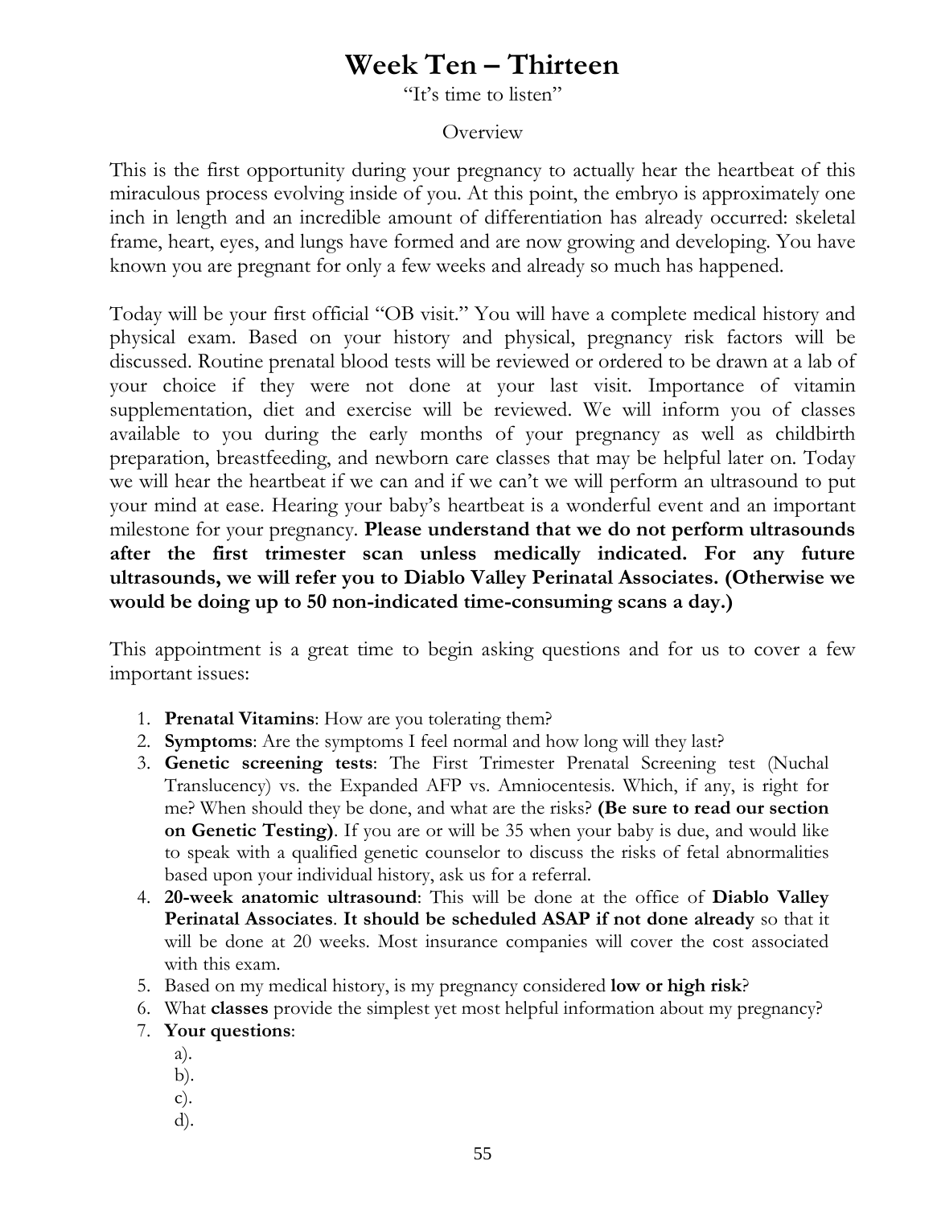# Week Ten – Thirteen

"It's time to listen"

Overview

This is the first opportunity during your pregnancy to actually hear the heartbeat of this miraculous process evolving inside of you. At this point, the embryo is approximately one inch in length and an incredible amount of differentiation has already occurred: skeletal frame, heart, eyes, and lungs have formed and are now growing and developing. You have known you are pregnant for only a few weeks and already so much has happened.

Today will be your first official "OB visit." You will have a complete medical history and physical exam. Based on your history and physical, pregnancy risk factors will be discussed. Routine prenatal blood tests will be reviewed or ordered to be drawn at a lab of your choice if they were not done at your last visit. Importance of vitamin supplementation, diet and exercise will be reviewed. We will inform you of classes available to you during the early months of your pregnancy as well as childbirth preparation, breastfeeding, and newborn care classes that may be helpful later on. Today we will hear the heartbeat if we can and if we can't we will perform an ultrasound to put your mind at ease. Hearing your baby's heartbeat is a wonderful event and an important milestone for your pregnancy. **Please understand that we do not perform ultrasounds after the first trimester scan unless medically indicated. For any future ultrasounds, we will refer you to Diablo Valley Perinatal Associates. (Otherwise we would be doing up to 50 non-indicated time-consuming scans a day.)**

This appointment is a great time to begin asking questions and for us to cover a few important issues:

1. **Prenatal Vitamins**: How are you tolerating them?
2. **Symptoms**: Are the symptoms I feel normal and how long will they last?
3. **Genetic screening tests**: The First Trimester Prenatal Screening test (Nuchal Translucency) vs. the Expanded AFP vs. Amniocentesis. Which, if any, is right for me? When should they be done, and what are the risks? **(Be sure to read our section on Genetic Testing)**. If you are or will be 35 when your baby is due, and would like to speak with a qualified genetic counselor to discuss the risks of fetal abnormalities based upon your individual history, ask us for a referral.
4. **20-week anatomic ultrasound**: This will be done at the office of **Diablo Valley Perinatal Associates**. **It should be scheduled ASAP if not done already** so that it will be done at 20 weeks. Most insurance companies will cover the cost associated with this exam.
5. Based on my medical history, is my pregnancy considered **low or high risk**?
6. What **classes** provide the simplest yet most helpful information about my pregnancy?
7. **Your questions**:
   a).
   b).
   c).
   d).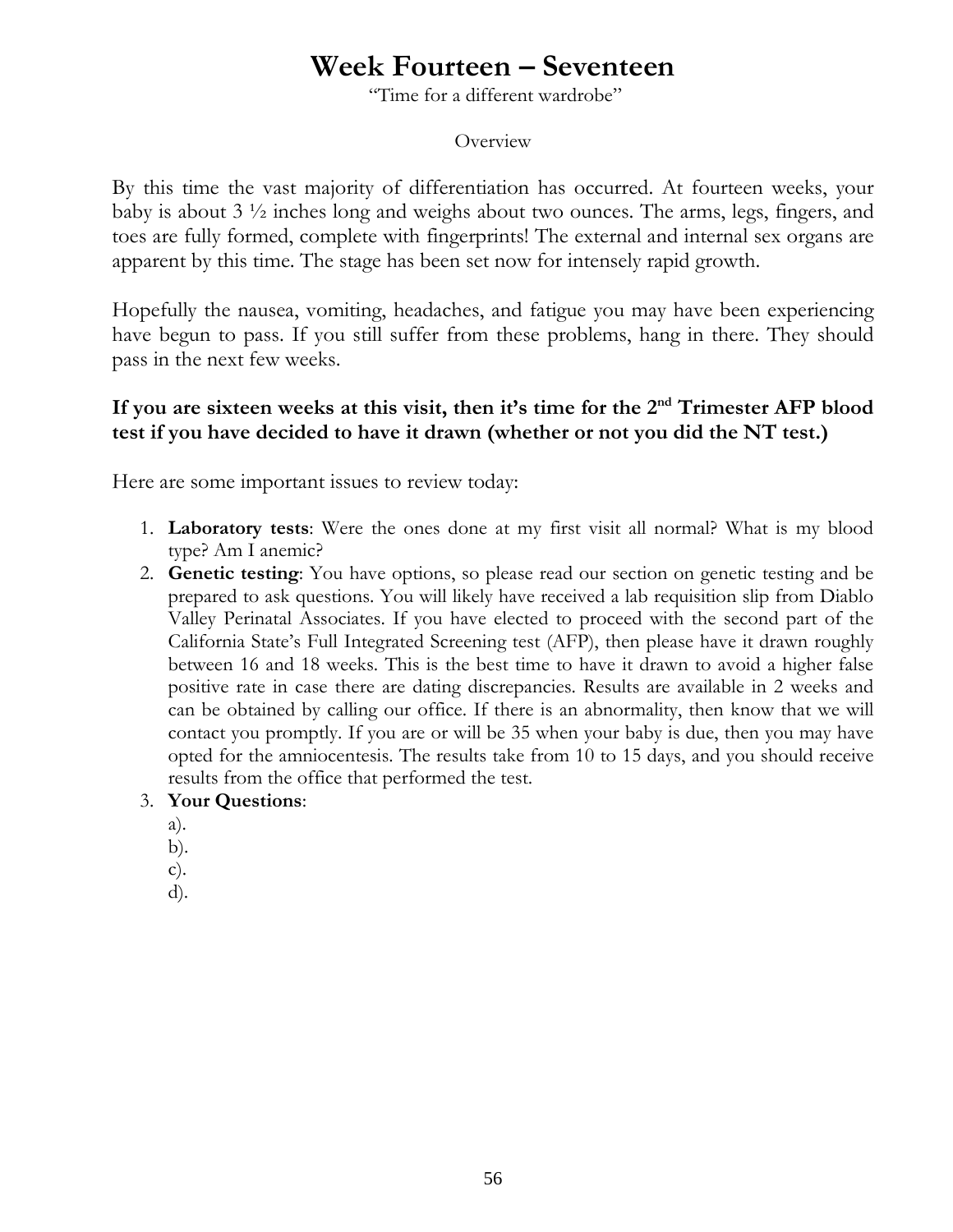# Week Fourteen – Seventeen

"Time for a different wardrobe"

Overview

By this time the vast majority of differentiation has occurred. At fourteen weeks, your baby is about 3 ½ inches long and weighs about two ounces. The arms, legs, fingers, and toes are fully formed, complete with fingerprints! The external and internal sex organs are apparent by this time. The stage has been set now for intensely rapid growth.

Hopefully the nausea, vomiting, headaches, and fatigue you may have been experiencing have begun to pass. If you still suffer from these problems, hang in there. They should pass in the next few weeks.

**If you are sixteen weeks at this visit, then it's time for the 2nd Trimester AFP blood test if you have decided to have it drawn (whether or not you did the NT test.)**

Here are some important issues to review today:

1. **Laboratory tests**: Were the ones done at my first visit all normal? What is my blood type? Am I anemic?
2. **Genetic testing**: You have options, so please read our section on genetic testing and be prepared to ask questions. You will likely have received a lab requisition slip from Diablo Valley Perinatal Associates. If you have elected to proceed with the second part of the California State's Full Integrated Screening test (AFP), then please have it drawn roughly between 16 and 18 weeks. This is the best time to have it drawn to avoid a higher false positive rate in case there are dating discrepancies. Results are available in 2 weeks and can be obtained by calling our office. If there is an abnormality, then know that we will contact you promptly. If you are or will be 35 when your baby is due, then you may have opted for the amniocentesis. The results take from 10 to 15 days, and you should receive results from the office that performed the test.
3. **Your Questions**:
   a).
   b).
   c).
   d).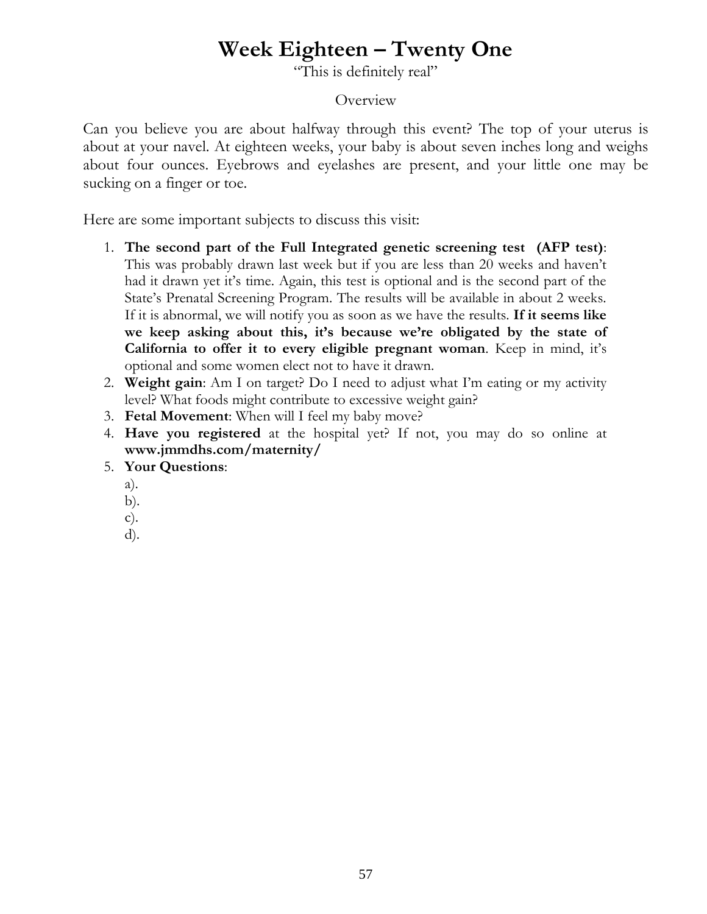# Week Eighteen – Twenty One

"This is definitely real"

Overview

Can you believe you are about halfway through this event? The top of your uterus is about at your navel. At eighteen weeks, your baby is about seven inches long and weighs about four ounces. Eyebrows and eyelashes are present, and your little one may be sucking on a finger or toe.

Here are some important subjects to discuss this visit:

1. **The second part of the Full Integrated genetic screening test (AFP test)**: This was probably drawn last week but if you are less than 20 weeks and haven't had it drawn yet it's time. Again, this test is optional and is the second part of the State's Prenatal Screening Program. The results will be available in about 2 weeks. If it is abnormal, we will notify you as soon as we have the results. **If it seems like we keep asking about this, it's because we're obligated by the state of California to offer it to every eligible pregnant woman**. Keep in mind, it's optional and some women elect not to have it drawn.
2. **Weight gain**: Am I on target? Do I need to adjust what I'm eating or my activity level? What foods might contribute to excessive weight gain?
3. **Fetal Movement**: When will I feel my baby move?
4. **Have you registered** at the hospital yet? If not, you may do so online at **www.jmmdhs.com/maternity/**
5. **Your Questions**:
   a).
   b).
   c).
   d).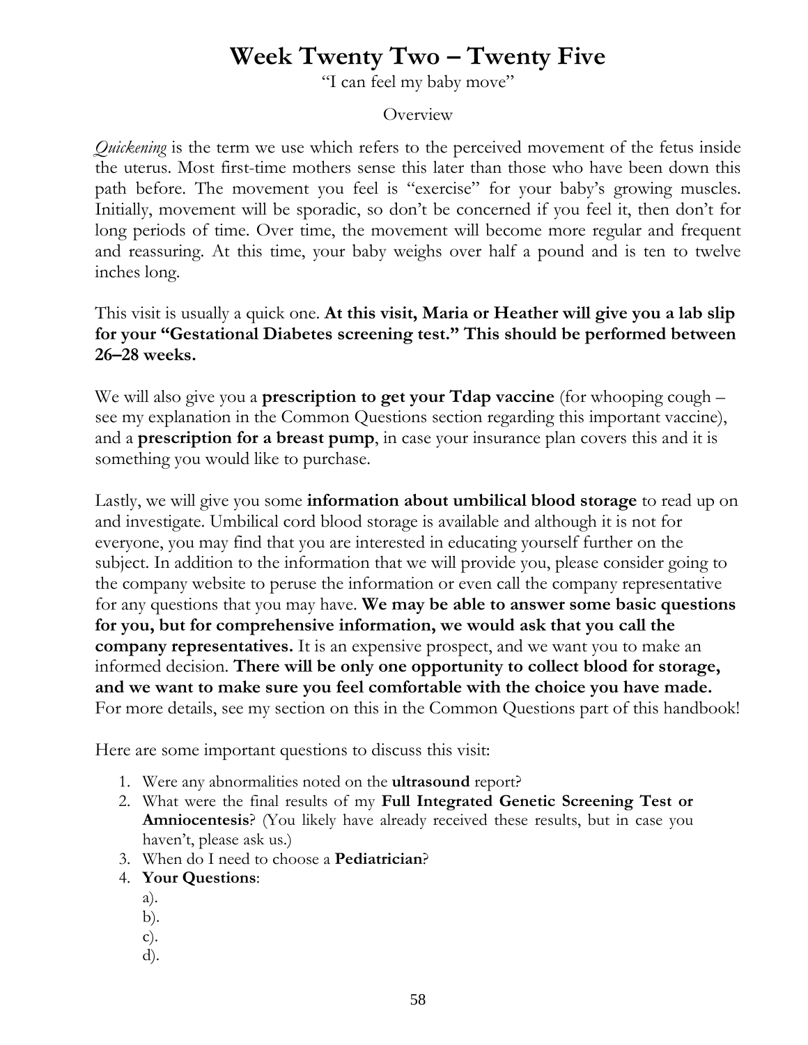# Week Twenty Two – Twenty Five

"I can feel my baby move"

Overview

*Quickening* is the term we use which refers to the perceived movement of the fetus inside the uterus. Most first-time mothers sense this later than those who have been down this path before. The movement you feel is "exercise" for your baby's growing muscles. Initially, movement will be sporadic, so don't be concerned if you feel it, then don't for long periods of time. Over time, the movement will become more regular and frequent and reassuring. At this time, your baby weighs over half a pound and is ten to twelve inches long.

This visit is usually a quick one. **At this visit, Maria or Heather will give you a lab slip for your "Gestational Diabetes screening test." This should be performed between 26–28 weeks.**

We will also give you a **prescription to get your Tdap vaccine** (for whooping cough – see my explanation in the Common Questions section regarding this important vaccine), and a **prescription for a breast pump**, in case your insurance plan covers this and it is something you would like to purchase.

Lastly, we will give you some **information about umbilical blood storage** to read up on and investigate. Umbilical cord blood storage is available and although it is not for everyone, you may find that you are interested in educating yourself further on the subject. In addition to the information that we will provide you, please consider going to the company website to peruse the information or even call the company representative for any questions that you may have. **We may be able to answer some basic questions for you, but for comprehensive information, we would ask that you call the company representatives.** It is an expensive prospect, and we want you to make an informed decision. **There will be only one opportunity to collect blood for storage, and we want to make sure you feel comfortable with the choice you have made.** For more details, see my section on this in the Common Questions part of this handbook!

Here are some important questions to discuss this visit:

1. Were any abnormalities noted on the **ultrasound** report?
2. What were the final results of my **Full Integrated Genetic Screening Test or Amniocentesis**? (You likely have already received these results, but in case you haven't, please ask us.)
3. When do I need to choose a **Pediatrician**?
4. **Your Questions**:
   a).
   b).
   c).
   d).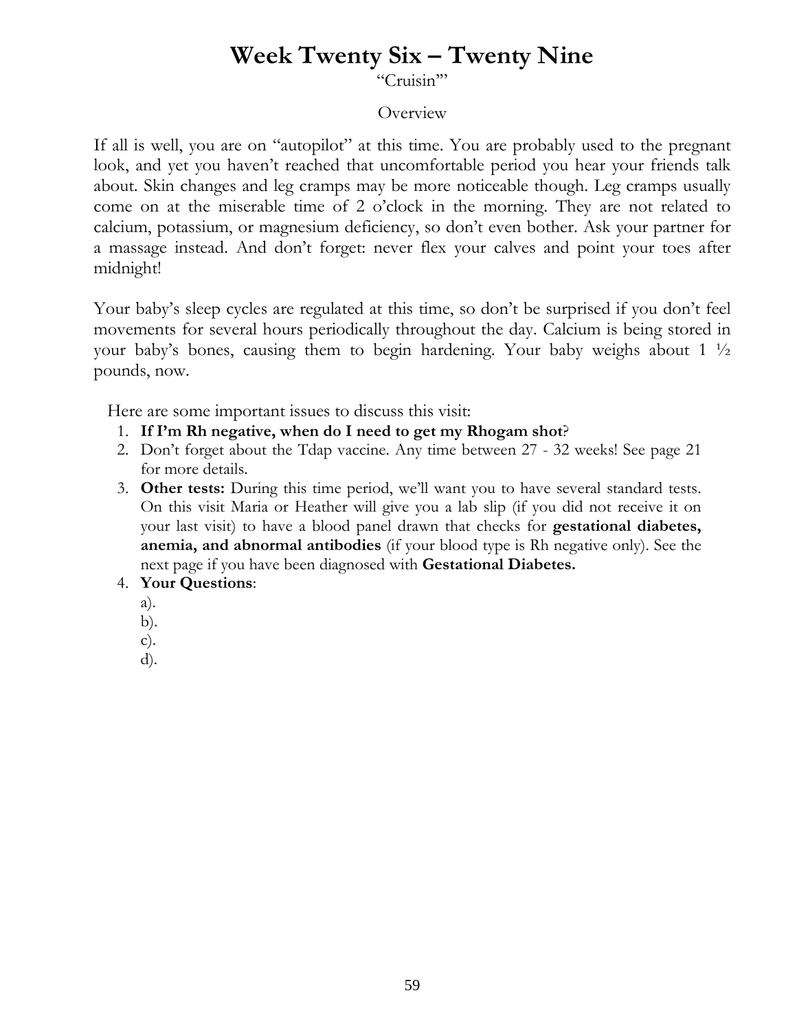# Week Twenty Six – Twenty Nine

"Cruisin'"

Overview

If all is well, you are on "autopilot" at this time. You are probably used to the pregnant look, and yet you haven't reached that uncomfortable period you hear your friends talk about. Skin changes and leg cramps may be more noticeable though. Leg cramps usually come on at the miserable time of 2 o'clock in the morning. They are not related to calcium, potassium, or magnesium deficiency, so don't even bother. Ask your partner for a massage instead. And don't forget: never flex your calves and point your toes after midnight!

Your baby's sleep cycles are regulated at this time, so don't be surprised if you don't feel movements for several hours periodically throughout the day. Calcium is being stored in your baby's bones, causing them to begin hardening. Your baby weighs about 1 ½ pounds, now.

Here are some important issues to discuss this visit:

1. **If I'm Rh negative, when do I need to get my Rhogam shot**?
2. Don't forget about the Tdap vaccine. Any time between 27 - 32 weeks! See page 21 for more details.
3. **Other tests:** During this time period, we'll want you to have several standard tests. On this visit Maria or Heather will give you a lab slip (if you did not receive it on your last visit) to have a blood panel drawn that checks for **gestational diabetes, anemia, and abnormal antibodies** (if your blood type is Rh negative only). See the next page if you have been diagnosed with **Gestational Diabetes.**
4. **Your Questions**:
   a).
   b).
   c).
   d).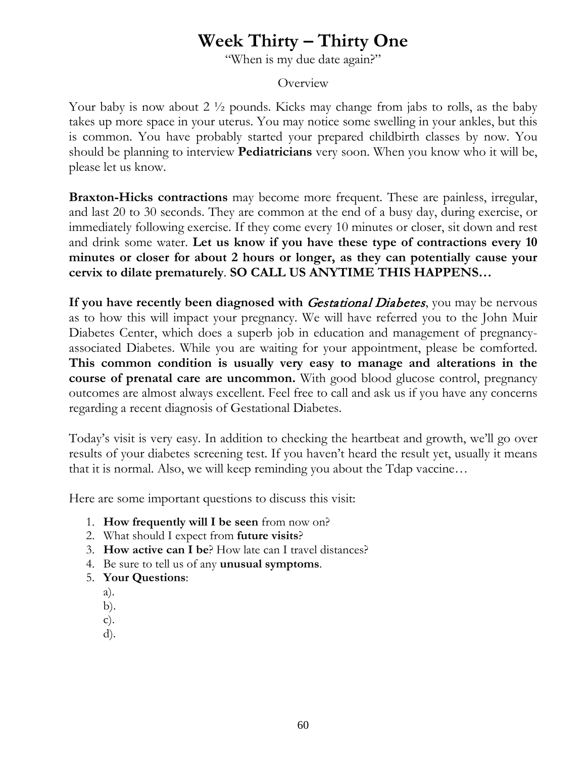# Week Thirty – Thirty One

"When is my due date again?"

Overview

Your baby is now about 2 ½ pounds. Kicks may change from jabs to rolls, as the baby takes up more space in your uterus. You may notice some swelling in your ankles, but this is common. You have probably started your prepared childbirth classes by now. You should be planning to interview **Pediatricians** very soon. When you know who it will be, please let us know.

**Braxton-Hicks contractions** may become more frequent. These are painless, irregular, and last 20 to 30 seconds. They are common at the end of a busy day, during exercise, or immediately following exercise. If they come every 10 minutes or closer, sit down and rest and drink some water. **Let us know if you have these type of contractions every 10 minutes or closer for about 2 hours or longer, as they can potentially cause your cervix to dilate prematurely**. **SO CALL US ANYTIME THIS HAPPENS…**

**If you have recently been diagnosed with *Gestational Diabetes***, you may be nervous as to how this will impact your pregnancy. We will have referred you to the John Muir Diabetes Center, which does a superb job in education and management of pregnancy-associated Diabetes. While you are waiting for your appointment, please be comforted. **This common condition is usually very easy to manage and alterations in the course of prenatal care are uncommon.** With good blood glucose control, pregnancy outcomes are almost always excellent. Feel free to call and ask us if you have any concerns regarding a recent diagnosis of Gestational Diabetes.

Today's visit is very easy. In addition to checking the heartbeat and growth, we'll go over results of your diabetes screening test. If you haven't heard the result yet, usually it means that it is normal. Also, we will keep reminding you about the Tdap vaccine…

Here are some important questions to discuss this visit:

1. **How frequently will I be seen** from now on?
2. What should I expect from **future visits**?
3. **How active can I be**? How late can I travel distances?
4. Be sure to tell us of any **unusual symptoms**.
5. **Your Questions**:
   a).
   b).
   c).
   d).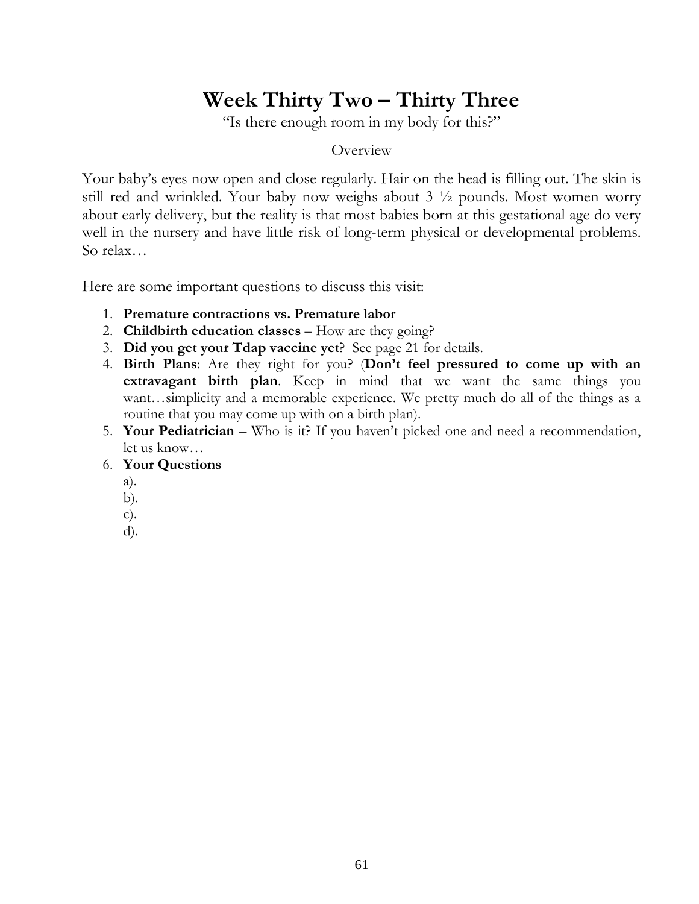# Week Thirty Two – Thirty Three

"Is there enough room in my body for this?"

Overview

Your baby's eyes now open and close regularly. Hair on the head is filling out. The skin is still red and wrinkled. Your baby now weighs about 3 ½ pounds. Most women worry about early delivery, but the reality is that most babies born at this gestational age do very well in the nursery and have little risk of long-term physical or developmental problems. So relax…

Here are some important questions to discuss this visit:

1. **Premature contractions vs. Premature labor**
2. **Childbirth education classes** – How are they going?
3. **Did you get your Tdap vaccine yet**? See page 21 for details.
4. **Birth Plans**: Are they right for you? (**Don't feel pressured to come up with an extravagant birth plan**. Keep in mind that we want the same things you want…simplicity and a memorable experience. We pretty much do all of the things as a routine that you may come up with on a birth plan).
5. **Your Pediatrician** – Who is it? If you haven't picked one and need a recommendation, let us know…
6. **Your Questions**
   a).
   b).
   c).
   d).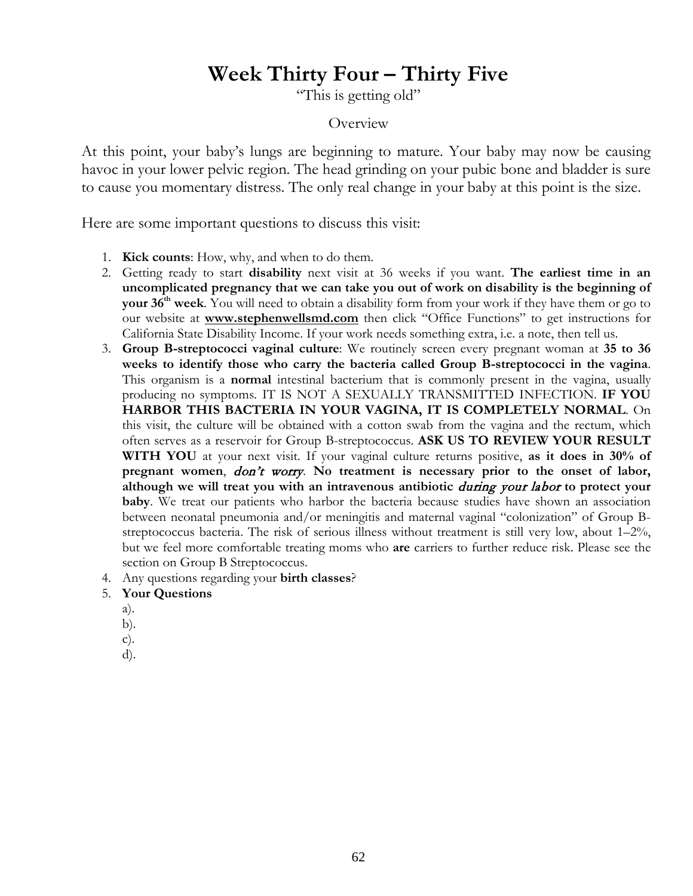# Week Thirty Four – Thirty Five

"This is getting old"

Overview

At this point, your baby's lungs are beginning to mature. Your baby may now be causing havoc in your lower pelvic region. The head grinding on your pubic bone and bladder is sure to cause you momentary distress. The only real change in your baby at this point is the size.

Here are some important questions to discuss this visit:

1. **Kick counts**: How, why, and when to do them.
2. Getting ready to start **disability** next visit at 36 weeks if you want. **The earliest time in an uncomplicated pregnancy that we can take you out of work on disability is the beginning of your 36th week**. You will need to obtain a disability form from your work if they have them or go to our website at **www.stephenwellsmd.com** then click "Office Functions" to get instructions for California State Disability Income. If your work needs something extra, i.e. a note, then tell us.
3. **Group B-streptococci vaginal culture**: We routinely screen every pregnant woman at **35 to 36 weeks to identify those who carry the bacteria called Group B-streptococci in the vagina**. This organism is a **normal** intestinal bacterium that is commonly present in the vagina, usually producing no symptoms. IT IS NOT A SEXUALLY TRANSMITTED INFECTION. **IF YOU HARBOR THIS BACTERIA IN YOUR VAGINA, IT IS COMPLETELY NORMAL**. On this visit, the culture will be obtained with a cotton swab from the vagina and the rectum, which often serves as a reservoir for Group B-streptococcus. **ASK US TO REVIEW YOUR RESULT WITH YOU** at your next visit. If your vaginal culture returns positive, **as it does in 30% of pregnant women**, ***don't worry***. **No treatment is necessary prior to the onset of labor, although we will treat you with an intravenous antibiotic *during your labor* to protect your baby**. We treat our patients who harbor the bacteria because studies have shown an association between neonatal pneumonia and/or meningitis and maternal vaginal "colonization" of Group B-streptococcus bacteria. The risk of serious illness without treatment is still very low, about 1–2%, but we feel more comfortable treating moms who **are** carriers to further reduce risk. Please see the section on Group B Streptococcus.
4. Any questions regarding your **birth classes**?
5. **Your Questions**
   a).
   b).
   c).
   d).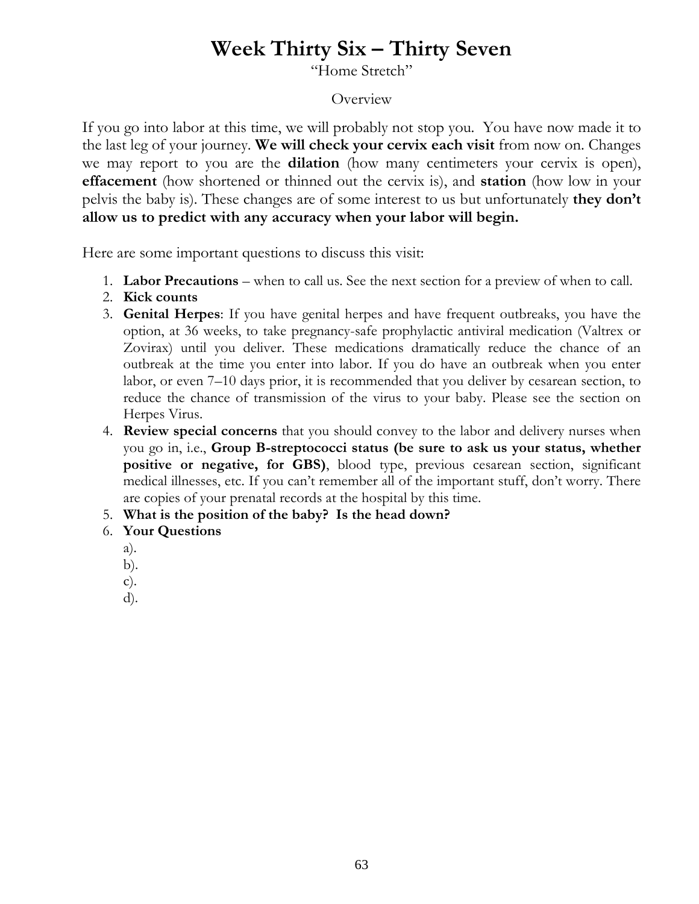# Week Thirty Six – Thirty Seven

“Home Stretch”

Overview

If you go into labor at this time, we will probably not stop you. You have now made it to the last leg of your journey. **We will check your cervix each visit** from now on. Changes we may report to you are the **dilation** (how many centimeters your cervix is open), **effacement** (how shortened or thinned out the cervix is), and **station** (how low in your pelvis the baby is). These changes are of some interest to us but unfortunately **they don’t allow us to predict with any accuracy when your labor will begin.**

Here are some important questions to discuss this visit:

1. **Labor Precautions** – when to call us. See the next section for a preview of when to call.
2. **Kick counts**
3. **Genital Herpes**: If you have genital herpes and have frequent outbreaks, you have the option, at 36 weeks, to take pregnancy-safe prophylactic antiviral medication (Valtrex or Zovirax) until you deliver. These medications dramatically reduce the chance of an outbreak at the time you enter into labor. If you do have an outbreak when you enter labor, or even 7–10 days prior, it is recommended that you deliver by cesarean section, to reduce the chance of transmission of the virus to your baby. Please see the section on Herpes Virus.
4. **Review special concerns** that you should convey to the labor and delivery nurses when you go in, i.e., **Group B-streptococci status (be sure to ask us your status, whether positive or negative, for GBS)**, blood type, previous cesarean section, significant medical illnesses, etc. If you can’t remember all of the important stuff, don’t worry. There are copies of your prenatal records at the hospital by this time.
5. **What is the position of the baby? Is the head down?**
6. **Your Questions**
   a).
   b).
   c).
   d).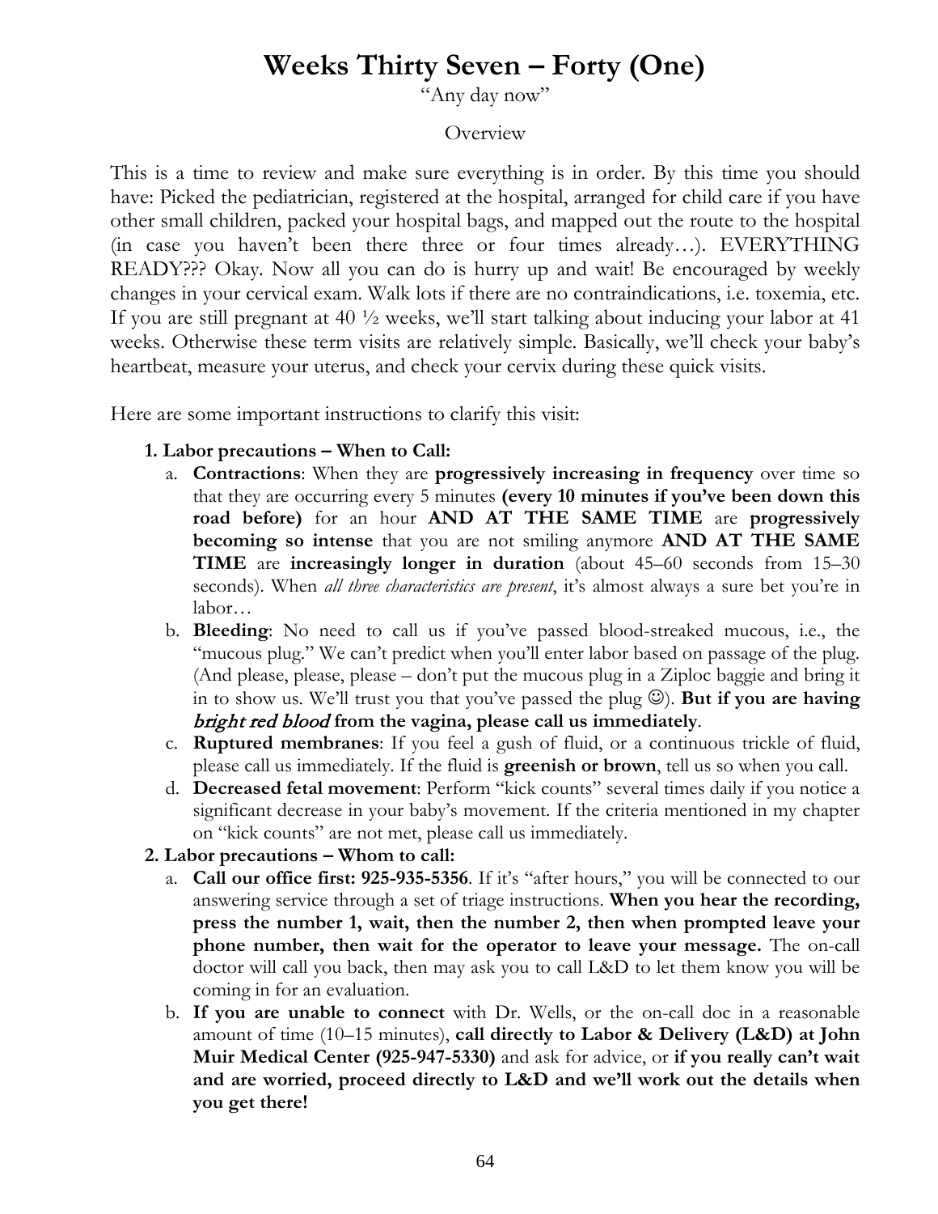# Weeks Thirty Seven – Forty (One)

"Any day now"

Overview

This is a time to review and make sure everything is in order. By this time you should have: Picked the pediatrician, registered at the hospital, arranged for child care if you have other small children, packed your hospital bags, and mapped out the route to the hospital (in case you haven't been there three or four times already…). EVERYTHING READY??? Okay. Now all you can do is hurry up and wait! Be encouraged by weekly changes in your cervical exam. Walk lots if there are no contraindications, i.e. toxemia, etc. If you are still pregnant at 40 ½ weeks, we'll start talking about inducing your labor at 41 weeks. Otherwise these term visits are relatively simple. Basically, we'll check your baby's heartbeat, measure your uterus, and check your cervix during these quick visits.

Here are some important instructions to clarify this visit:

**1. Labor precautions – When to Call:**

a. **Contractions**: When they are **progressively increasing in frequency** over time so that they are occurring every 5 minutes **(every 10 minutes if you've been down this road before)** for an hour **AND AT THE SAME TIME** are **progressively becoming so intense** that you are not smiling anymore **AND AT THE SAME TIME** are **increasingly longer in duration** (about 45–60 seconds from 15–30 seconds). When *all three characteristics are present*, it's almost always a sure bet you're in labor…

b. **Bleeding**: No need to call us if you've passed blood-streaked mucous, i.e., the "mucous plug." We can't predict when you'll enter labor based on passage of the plug. (And please, please, please – don't put the mucous plug in a Ziploc baggie and bring it in to show us. We'll trust you that you've passed the plug ☺). **But if you are having *bright red blood* from the vagina, please call us immediately**.

c. **Ruptured membranes**: If you feel a gush of fluid, or a continuous trickle of fluid, please call us immediately. If the fluid is **greenish or brown**, tell us so when you call.

d. **Decreased fetal movement**: Perform "kick counts" several times daily if you notice a significant decrease in your baby's movement. If the criteria mentioned in my chapter on "kick counts" are not met, please call us immediately.

**2. Labor precautions – Whom to call:**

a. **Call our office first: 925-935-5356**. If it's "after hours," you will be connected to our answering service through a set of triage instructions. **When you hear the recording, press the number 1, wait, then the number 2, then when prompted leave your phone number, then wait for the operator to leave your message.** The on-call doctor will call you back, then may ask you to call L&D to let them know you will be coming in for an evaluation.

b. **If you are unable to connect** with Dr. Wells, or the on-call doc in a reasonable amount of time (10–15 minutes), **call directly to Labor & Delivery (L&D) at John Muir Medical Center (925-947-5330)** and ask for advice, or **if you really can't wait and are worried, proceed directly to L&D and we'll work out the details when you get there!**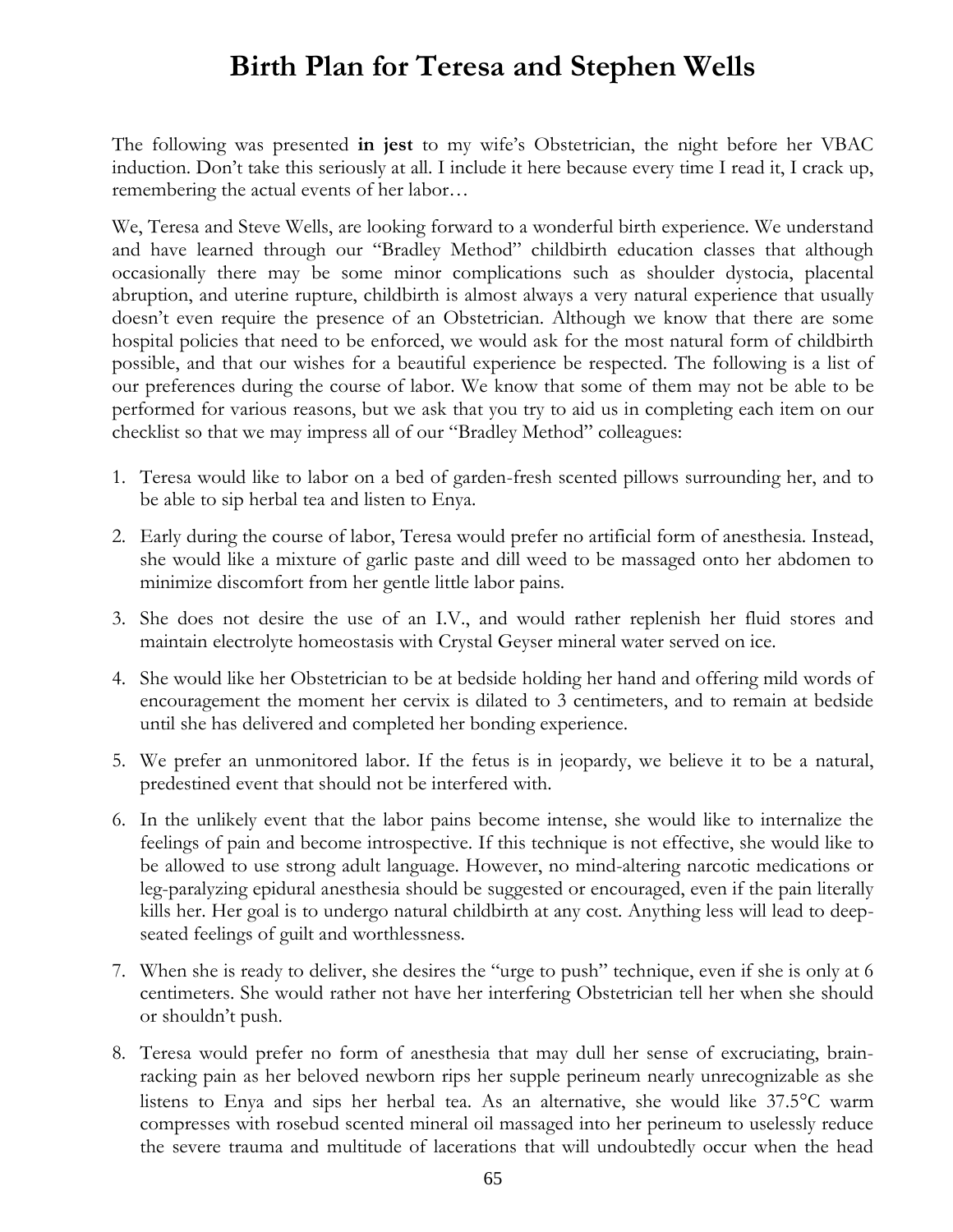# Birth Plan for Teresa and Stephen Wells

The following was presented **in jest** to my wife's Obstetrician, the night before her VBAC induction. Don't take this seriously at all. I include it here because every time I read it, I crack up, remembering the actual events of her labor…

We, Teresa and Steve Wells, are looking forward to a wonderful birth experience. We understand and have learned through our "Bradley Method" childbirth education classes that although occasionally there may be some minor complications such as shoulder dystocia, placental abruption, and uterine rupture, childbirth is almost always a very natural experience that usually doesn't even require the presence of an Obstetrician. Although we know that there are some hospital policies that need to be enforced, we would ask for the most natural form of childbirth possible, and that our wishes for a beautiful experience be respected. The following is a list of our preferences during the course of labor. We know that some of them may not be able to be performed for various reasons, but we ask that you try to aid us in completing each item on our checklist so that we may impress all of our "Bradley Method" colleagues:

1. Teresa would like to labor on a bed of garden-fresh scented pillows surrounding her, and to be able to sip herbal tea and listen to Enya.
2. Early during the course of labor, Teresa would prefer no artificial form of anesthesia. Instead, she would like a mixture of garlic paste and dill weed to be massaged onto her abdomen to minimize discomfort from her gentle little labor pains.
3. She does not desire the use of an I.V., and would rather replenish her fluid stores and maintain electrolyte homeostasis with Crystal Geyser mineral water served on ice.
4. She would like her Obstetrician to be at bedside holding her hand and offering mild words of encouragement the moment her cervix is dilated to 3 centimeters, and to remain at bedside until she has delivered and completed her bonding experience.
5. We prefer an unmonitored labor. If the fetus is in jeopardy, we believe it to be a natural, predestined event that should not be interfered with.
6. In the unlikely event that the labor pains become intense, she would like to internalize the feelings of pain and become introspective. If this technique is not effective, she would like to be allowed to use strong adult language. However, no mind-altering narcotic medications or leg-paralyzing epidural anesthesia should be suggested or encouraged, even if the pain literally kills her. Her goal is to undergo natural childbirth at any cost. Anything less will lead to deep-seated feelings of guilt and worthlessness.
7. When she is ready to deliver, she desires the "urge to push" technique, even if she is only at 6 centimeters. She would rather not have her interfering Obstetrician tell her when she should or shouldn't push.
8. Teresa would prefer no form of anesthesia that may dull her sense of excruciating, brain-racking pain as her beloved newborn rips her supple perineum nearly unrecognizable as she listens to Enya and sips her herbal tea. As an alternative, she would like 37.5°C warm compresses with rosebud scented mineral oil massaged into her perineum to uselessly reduce the severe trauma and multitude of lacerations that will undoubtedly occur when the head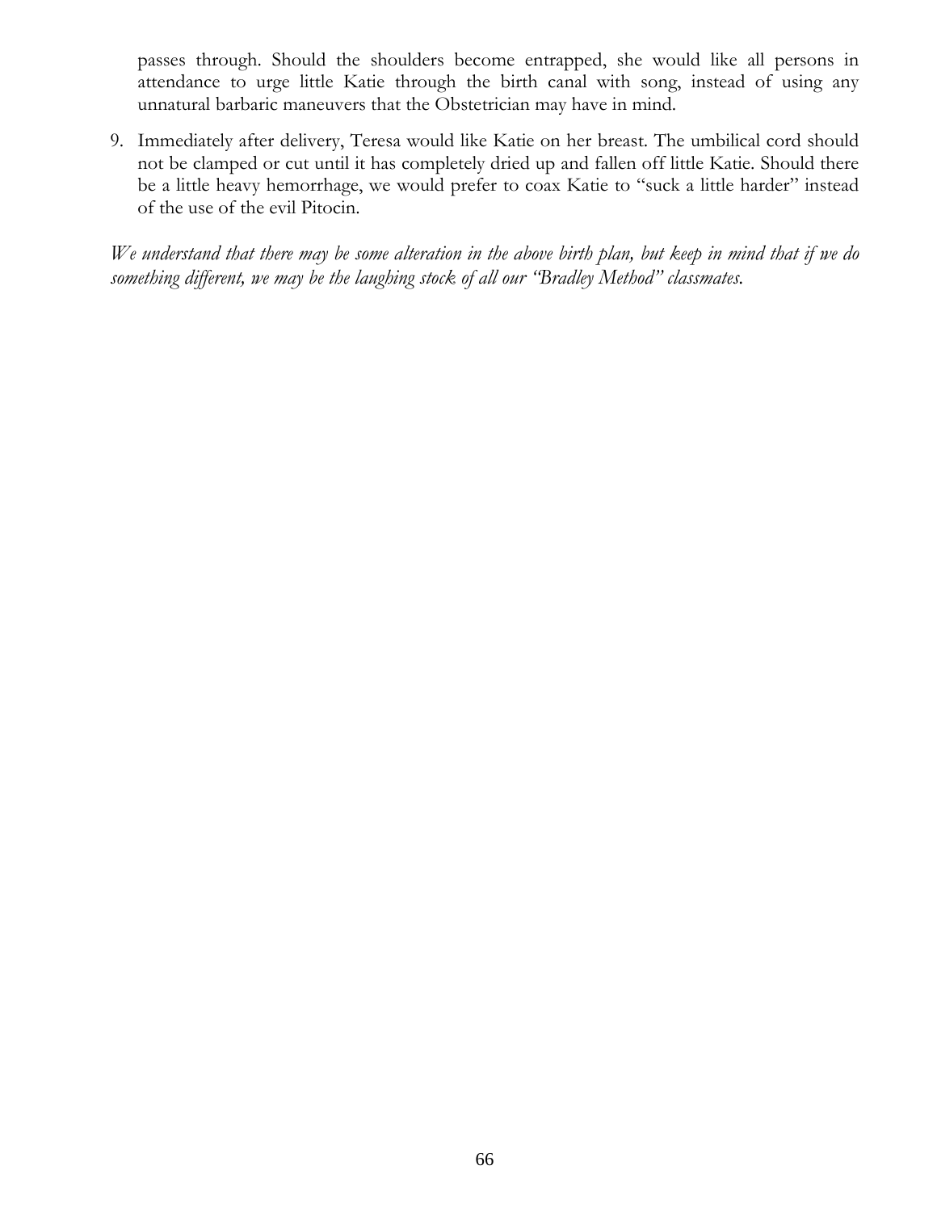passes through. Should the shoulders become entrapped, she would like all persons in attendance to urge little Katie through the birth canal with song, instead of using any unnatural barbaric maneuvers that the Obstetrician may have in mind.

9. Immediately after delivery, Teresa would like Katie on her breast. The umbilical cord should not be clamped or cut until it has completely dried up and fallen off little Katie. Should there be a little heavy hemorrhage, we would prefer to coax Katie to "suck a little harder" instead of the use of the evil Pitocin.

*We understand that there may be some alteration in the above birth plan, but keep in mind that if we do something different, we may be the laughing stock of all our "Bradley Method" classmates.*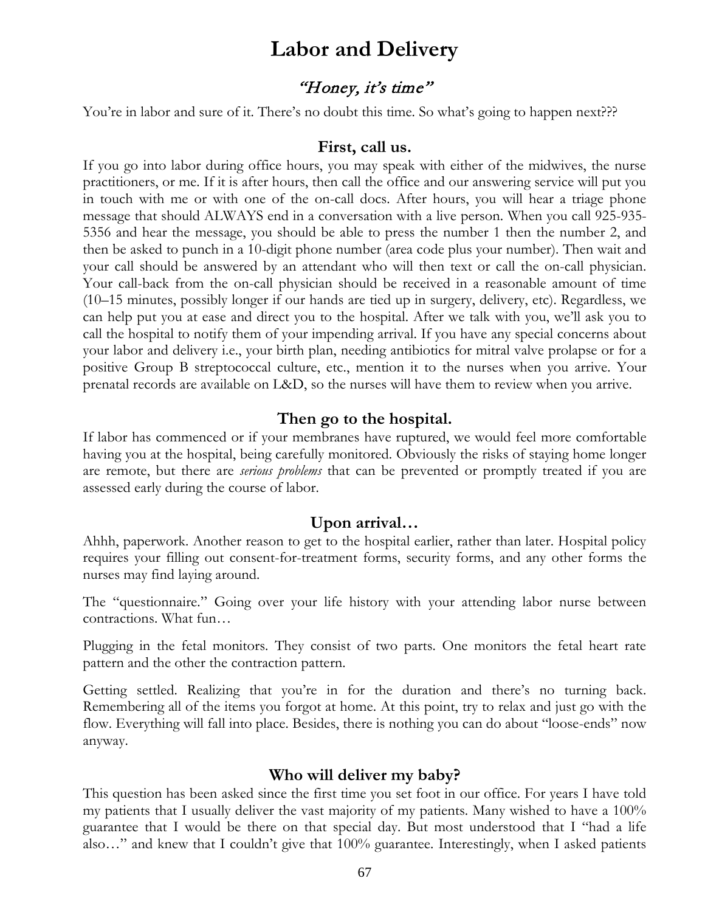# Labor and Delivery

## *"Honey, it's time"*

You're in labor and sure of it. There's no doubt this time. So what's going to happen next???

### First, call us.

If you go into labor during office hours, you may speak with either of the midwives, the nurse practitioners, or me. If it is after hours, then call the office and our answering service will put you in touch with me or with one of the on-call docs. After hours, you will hear a triage phone message that should ALWAYS end in a conversation with a live person. When you call 925-935-5356 and hear the message, you should be able to press the number 1 then the number 2, and then be asked to punch in a 10-digit phone number (area code plus your number). Then wait and your call should be answered by an attendant who will then text or call the on-call physician. Your call-back from the on-call physician should be received in a reasonable amount of time (10–15 minutes, possibly longer if our hands are tied up in surgery, delivery, etc). Regardless, we can help put you at ease and direct you to the hospital. After we talk with you, we'll ask you to call the hospital to notify them of your impending arrival. If you have any special concerns about your labor and delivery i.e., your birth plan, needing antibiotics for mitral valve prolapse or for a positive Group B streptococcal culture, etc., mention it to the nurses when you arrive. Your prenatal records are available on L&D, so the nurses will have them to review when you arrive.

### Then go to the hospital.

If labor has commenced or if your membranes have ruptured, we would feel more comfortable having you at the hospital, being carefully monitored. Obviously the risks of staying home longer are remote, but there are *serious problems* that can be prevented or promptly treated if you are assessed early during the course of labor.

### Upon arrival…

Ahhh, paperwork. Another reason to get to the hospital earlier, rather than later. Hospital policy requires your filling out consent-for-treatment forms, security forms, and any other forms the nurses may find laying around.

The "questionnaire." Going over your life history with your attending labor nurse between contractions. What fun…

Plugging in the fetal monitors. They consist of two parts. One monitors the fetal heart rate pattern and the other the contraction pattern.

Getting settled. Realizing that you're in for the duration and there's no turning back. Remembering all of the items you forgot at home. At this point, try to relax and just go with the flow. Everything will fall into place. Besides, there is nothing you can do about "loose-ends" now anyway.

### Who will deliver my baby?

This question has been asked since the first time you set foot in our office. For years I have told my patients that I usually deliver the vast majority of my patients. Many wished to have a 100% guarantee that I would be there on that special day. But most understood that I "had a life also…" and knew that I couldn't give that 100% guarantee. Interestingly, when I asked patients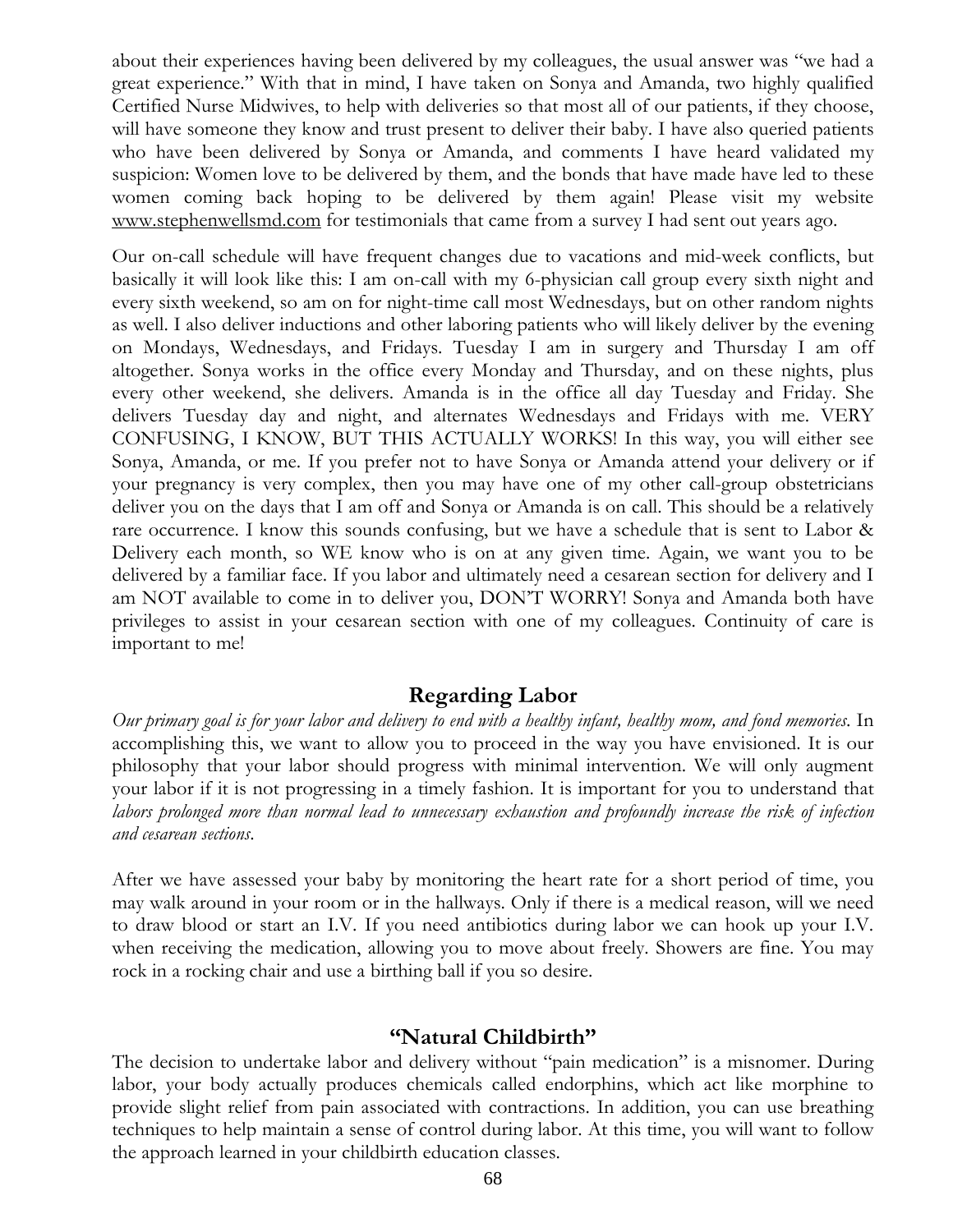about their experiences having been delivered by my colleagues, the usual answer was "we had a great experience." With that in mind, I have taken on Sonya and Amanda, two highly qualified Certified Nurse Midwives, to help with deliveries so that most all of our patients, if they choose, will have someone they know and trust present to deliver their baby. I have also queried patients who have been delivered by Sonya or Amanda, and comments I have heard validated my suspicion: Women love to be delivered by them, and the bonds that have made have led to these women coming back hoping to be delivered by them again! Please visit my website www.stephenwellsmd.com for testimonials that came from a survey I had sent out years ago.

Our on-call schedule will have frequent changes due to vacations and mid-week conflicts, but basically it will look like this: I am on-call with my 6-physician call group every sixth night and every sixth weekend, so am on for night-time call most Wednesdays, but on other random nights as well. I also deliver inductions and other laboring patients who will likely deliver by the evening on Mondays, Wednesdays, and Fridays. Tuesday I am in surgery and Thursday I am off altogether. Sonya works in the office every Monday and Thursday, and on these nights, plus every other weekend, she delivers. Amanda is in the office all day Tuesday and Friday. She delivers Tuesday day and night, and alternates Wednesdays and Fridays with me. VERY CONFUSING, I KNOW, BUT THIS ACTUALLY WORKS! In this way, you will either see Sonya, Amanda, or me. If you prefer not to have Sonya or Amanda attend your delivery or if your pregnancy is very complex, then you may have one of my other call-group obstetricians deliver you on the days that I am off and Sonya or Amanda is on call. This should be a relatively rare occurrence. I know this sounds confusing, but we have a schedule that is sent to Labor & Delivery each month, so WE know who is on at any given time. Again, we want you to be delivered by a familiar face. If you labor and ultimately need a cesarean section for delivery and I am NOT available to come in to deliver you, DON'T WORRY! Sonya and Amanda both have privileges to assist in your cesarean section with one of my colleagues. Continuity of care is important to me!

## Regarding Labor

*Our primary goal is for your labor and delivery to end with a healthy infant, healthy mom, and fond memories.* In accomplishing this, we want to allow you to proceed in the way you have envisioned. It is our philosophy that your labor should progress with minimal intervention. We will only augment your labor if it is not progressing in a timely fashion. It is important for you to understand that *labors prolonged more than normal lead to unnecessary exhaustion and profoundly increase the risk of infection and cesarean sections.*

After we have assessed your baby by monitoring the heart rate for a short period of time, you may walk around in your room or in the hallways. Only if there is a medical reason, will we need to draw blood or start an I.V. If you need antibiotics during labor we can hook up your I.V. when receiving the medication, allowing you to move about freely. Showers are fine. You may rock in a rocking chair and use a birthing ball if you so desire.

## "Natural Childbirth"

The decision to undertake labor and delivery without "pain medication" is a misnomer. During labor, your body actually produces chemicals called endorphins, which act like morphine to provide slight relief from pain associated with contractions. In addition, you can use breathing techniques to help maintain a sense of control during labor. At this time, you will want to follow the approach learned in your childbirth education classes.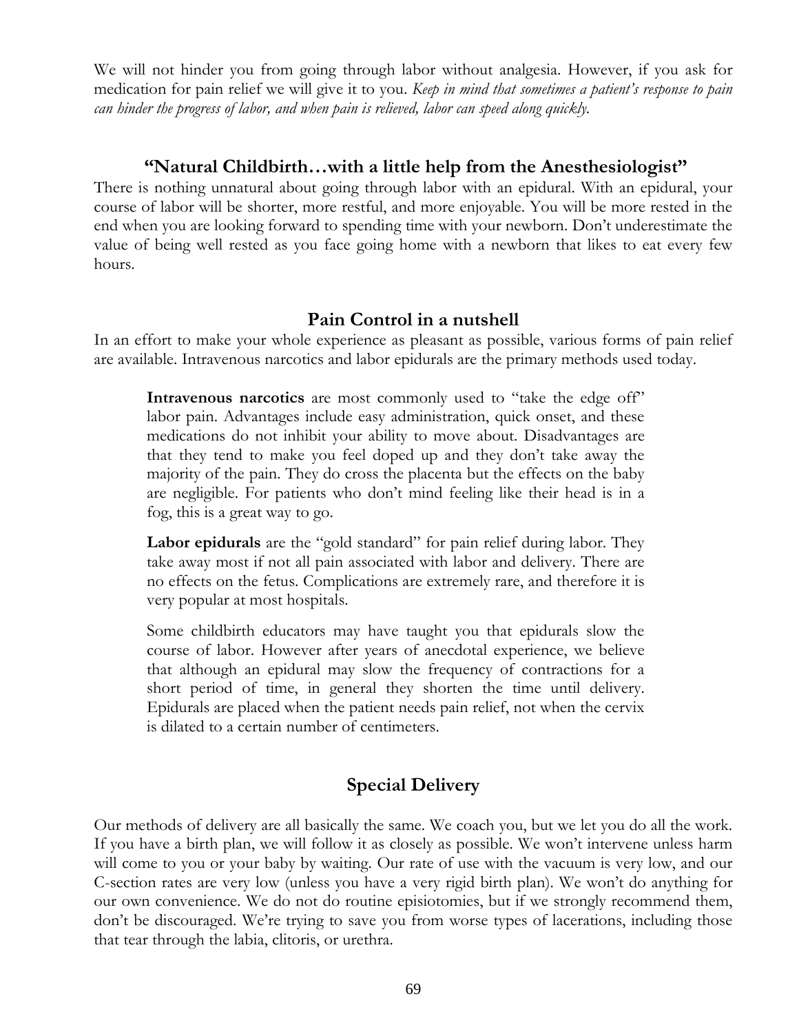We will not hinder you from going through labor without analgesia. However, if you ask for medication for pain relief we will give it to you. *Keep in mind that sometimes a patient's response to pain can hinder the progress of labor, and when pain is relieved, labor can speed along quickly.*

## "Natural Childbirth…with a little help from the Anesthesiologist"

There is nothing unnatural about going through labor with an epidural. With an epidural, your course of labor will be shorter, more restful, and more enjoyable. You will be more rested in the end when you are looking forward to spending time with your newborn. Don't underestimate the value of being well rested as you face going home with a newborn that likes to eat every few hours.

## Pain Control in a nutshell

In an effort to make your whole experience as pleasant as possible, various forms of pain relief are available. Intravenous narcotics and labor epidurals are the primary methods used today.

> **Intravenous narcotics** are most commonly used to "take the edge off" labor pain. Advantages include easy administration, quick onset, and these medications do not inhibit your ability to move about. Disadvantages are that they tend to make you feel doped up and they don't take away the majority of the pain. They do cross the placenta but the effects on the baby are negligible. For patients who don't mind feeling like their head is in a fog, this is a great way to go.
>
> **Labor epidurals** are the "gold standard" for pain relief during labor. They take away most if not all pain associated with labor and delivery. There are no effects on the fetus. Complications are extremely rare, and therefore it is very popular at most hospitals.
>
> Some childbirth educators may have taught you that epidurals slow the course of labor. However after years of anecdotal experience, we believe that although an epidural may slow the frequency of contractions for a short period of time, in general they shorten the time until delivery. Epidurals are placed when the patient needs pain relief, not when the cervix is dilated to a certain number of centimeters.

## Special Delivery

Our methods of delivery are all basically the same. We coach you, but we let you do all the work. If you have a birth plan, we will follow it as closely as possible. We won't intervene unless harm will come to you or your baby by waiting. Our rate of use with the vacuum is very low, and our C-section rates are very low (unless you have a very rigid birth plan). We won't do anything for our own convenience. We do not do routine episiotomies, but if we strongly recommend them, don't be discouraged. We're trying to save you from worse types of lacerations, including those that tear through the labia, clitoris, or urethra.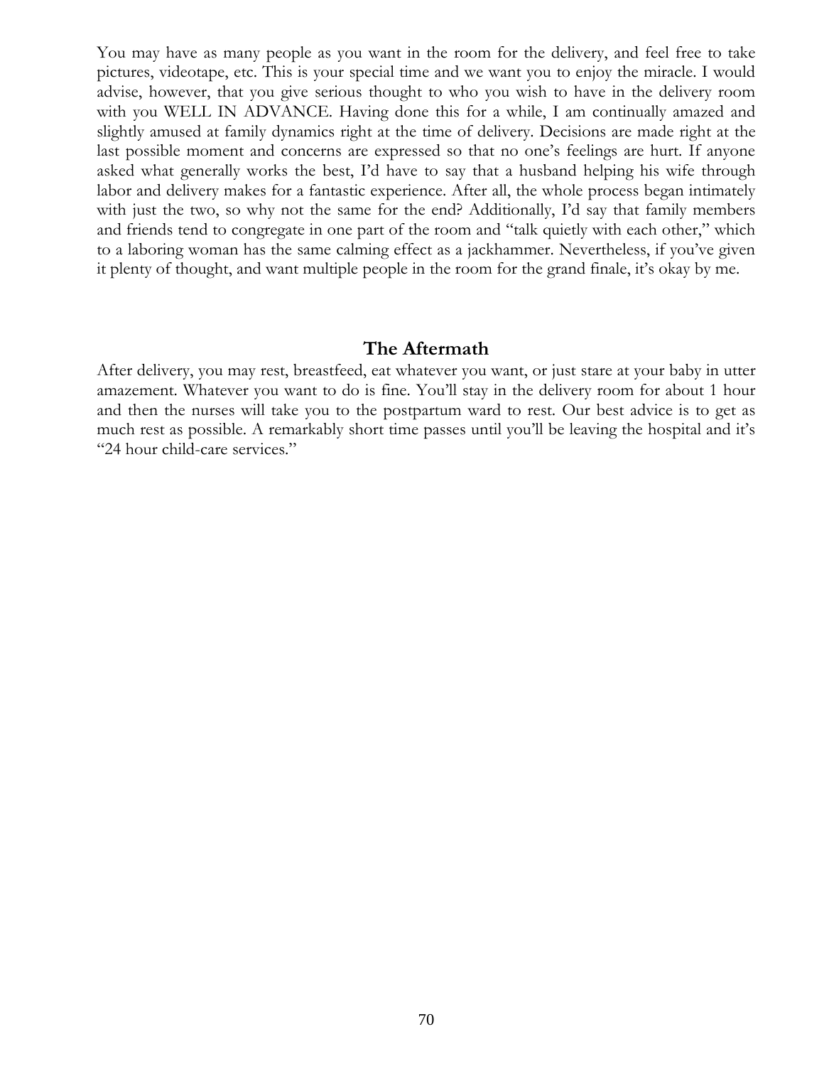You may have as many people as you want in the room for the delivery, and feel free to take pictures, videotape, etc. This is your special time and we want you to enjoy the miracle. I would advise, however, that you give serious thought to who you wish to have in the delivery room with you WELL IN ADVANCE. Having done this for a while, I am continually amazed and slightly amused at family dynamics right at the time of delivery. Decisions are made right at the last possible moment and concerns are expressed so that no one's feelings are hurt. If anyone asked what generally works the best, I'd have to say that a husband helping his wife through labor and delivery makes for a fantastic experience. After all, the whole process began intimately with just the two, so why not the same for the end? Additionally, I'd say that family members and friends tend to congregate in one part of the room and "talk quietly with each other," which to a laboring woman has the same calming effect as a jackhammer. Nevertheless, if you've given it plenty of thought, and want multiple people in the room for the grand finale, it's okay by me.

## The Aftermath

After delivery, you may rest, breastfeed, eat whatever you want, or just stare at your baby in utter amazement. Whatever you want to do is fine. You'll stay in the delivery room for about 1 hour and then the nurses will take you to the postpartum ward to rest. Our best advice is to get as much rest as possible. A remarkably short time passes until you'll be leaving the hospital and it's "24 hour child-care services."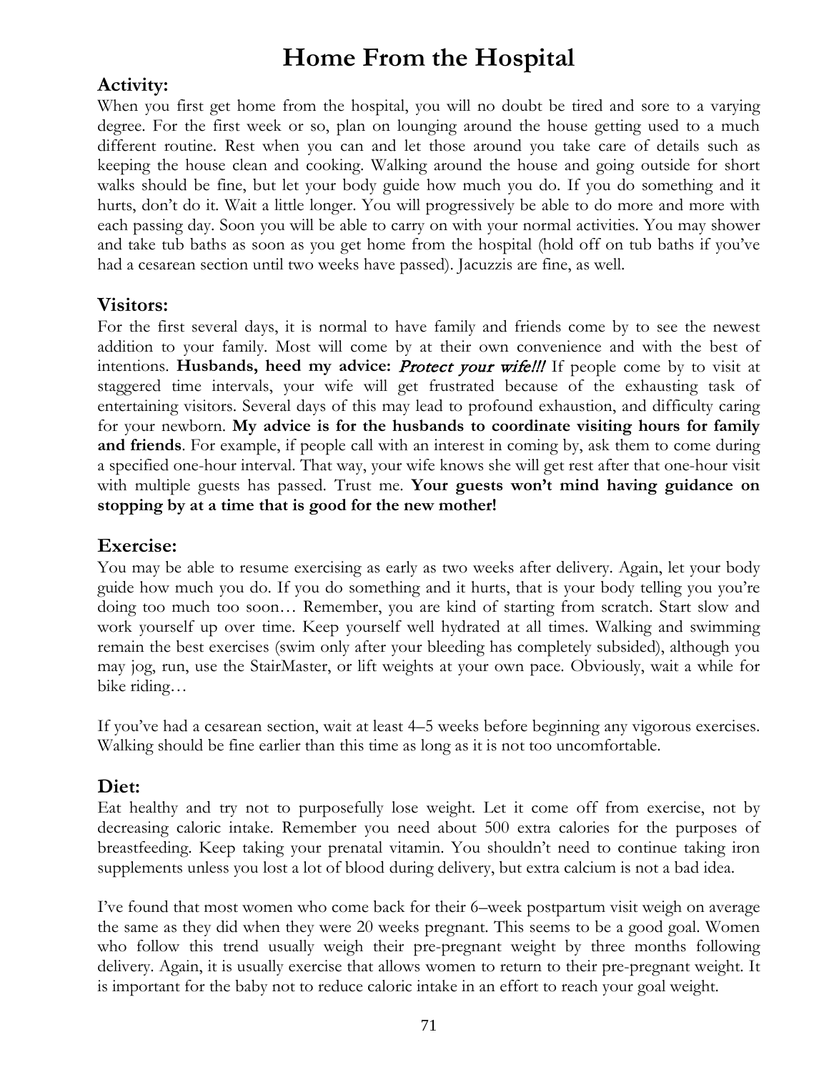# Home From the Hospital

## Activity:

When you first get home from the hospital, you will no doubt be tired and sore to a varying degree. For the first week or so, plan on lounging around the house getting used to a much different routine. Rest when you can and let those around you take care of details such as keeping the house clean and cooking. Walking around the house and going outside for short walks should be fine, but let your body guide how much you do. If you do something and it hurts, don't do it. Wait a little longer. You will progressively be able to do more and more with each passing day. Soon you will be able to carry on with your normal activities. You may shower and take tub baths as soon as you get home from the hospital (hold off on tub baths if you've had a cesarean section until two weeks have passed). Jacuzzis are fine, as well.

## Visitors:

For the first several days, it is normal to have family and friends come by to see the newest addition to your family. Most will come by at their own convenience and with the best of intentions. **Husbands, heed my advice:** ***Protect your wife!!!*** If people come by to visit at staggered time intervals, your wife will get frustrated because of the exhausting task of entertaining visitors. Several days of this may lead to profound exhaustion, and difficulty caring for your newborn. **My advice is for the husbands to coordinate visiting hours for family and friends**. For example, if people call with an interest in coming by, ask them to come during a specified one-hour interval. That way, your wife knows she will get rest after that one-hour visit with multiple guests has passed. Trust me. **Your guests won't mind having guidance on stopping by at a time that is good for the new mother!**

## Exercise:

You may be able to resume exercising as early as two weeks after delivery. Again, let your body guide how much you do. If you do something and it hurts, that is your body telling you you're doing too much too soon… Remember, you are kind of starting from scratch. Start slow and work yourself up over time. Keep yourself well hydrated at all times. Walking and swimming remain the best exercises (swim only after your bleeding has completely subsided), although you may jog, run, use the StairMaster, or lift weights at your own pace. Obviously, wait a while for bike riding…

If you've had a cesarean section, wait at least 4–5 weeks before beginning any vigorous exercises. Walking should be fine earlier than this time as long as it is not too uncomfortable.

## Diet:

Eat healthy and try not to purposefully lose weight. Let it come off from exercise, not by decreasing caloric intake. Remember you need about 500 extra calories for the purposes of breastfeeding. Keep taking your prenatal vitamin. You shouldn't need to continue taking iron supplements unless you lost a lot of blood during delivery, but extra calcium is not a bad idea.

I've found that most women who come back for their 6–week postpartum visit weigh on average the same as they did when they were 20 weeks pregnant. This seems to be a good goal. Women who follow this trend usually weigh their pre-pregnant weight by three months following delivery. Again, it is usually exercise that allows women to return to their pre-pregnant weight. It is important for the baby not to reduce caloric intake in an effort to reach your goal weight.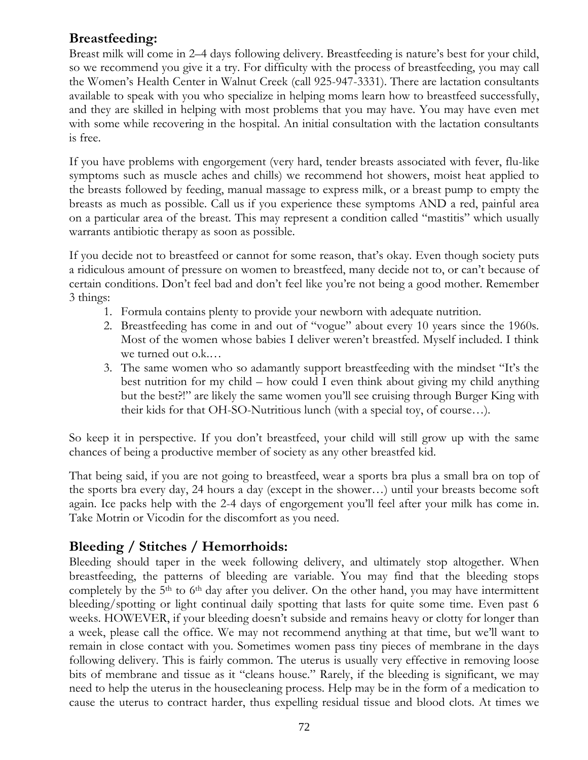## Breastfeeding:

Breast milk will come in 2–4 days following delivery. Breastfeeding is nature's best for your child, so we recommend you give it a try. For difficulty with the process of breastfeeding, you may call the Women's Health Center in Walnut Creek (call 925-947-3331). There are lactation consultants available to speak with you who specialize in helping moms learn how to breastfeed successfully, and they are skilled in helping with most problems that you may have. You may have even met with some while recovering in the hospital. An initial consultation with the lactation consultants is free.

If you have problems with engorgement (very hard, tender breasts associated with fever, flu-like symptoms such as muscle aches and chills) we recommend hot showers, moist heat applied to the breasts followed by feeding, manual massage to express milk, or a breast pump to empty the breasts as much as possible. Call us if you experience these symptoms AND a red, painful area on a particular area of the breast. This may represent a condition called "mastitis" which usually warrants antibiotic therapy as soon as possible.

If you decide not to breastfeed or cannot for some reason, that's okay. Even though society puts a ridiculous amount of pressure on women to breastfeed, many decide not to, or can't because of certain conditions. Don't feel bad and don't feel like you're not being a good mother. Remember 3 things:

1. Formula contains plenty to provide your newborn with adequate nutrition.
2. Breastfeeding has come in and out of "vogue" about every 10 years since the 1960s. Most of the women whose babies I deliver weren't breastfed. Myself included. I think we turned out o.k.…
3. The same women who so adamantly support breastfeeding with the mindset "It's the best nutrition for my child – how could I even think about giving my child anything but the best?!" are likely the same women you'll see cruising through Burger King with their kids for that OH-SO-Nutritious lunch (with a special toy, of course…).

So keep it in perspective. If you don't breastfeed, your child will still grow up with the same chances of being a productive member of society as any other breastfed kid.

That being said, if you are not going to breastfeed, wear a sports bra plus a small bra on top of the sports bra every day, 24 hours a day (except in the shower…) until your breasts become soft again. Ice packs help with the 2-4 days of engorgement you'll feel after your milk has come in. Take Motrin or Vicodin for the discomfort as you need.

## Bleeding / Stitches / Hemorrhoids:

Bleeding should taper in the week following delivery, and ultimately stop altogether. When breastfeeding, the patterns of bleeding are variable. You may find that the bleeding stops completely by the 5th to 6th day after you deliver. On the other hand, you may have intermittent bleeding/spotting or light continual daily spotting that lasts for quite some time. Even past 6 weeks. HOWEVER, if your bleeding doesn't subside and remains heavy or clotty for longer than a week, please call the office. We may not recommend anything at that time, but we'll want to remain in close contact with you. Sometimes women pass tiny pieces of membrane in the days following delivery. This is fairly common. The uterus is usually very effective in removing loose bits of membrane and tissue as it "cleans house." Rarely, if the bleeding is significant, we may need to help the uterus in the housecleaning process. Help may be in the form of a medication to cause the uterus to contract harder, thus expelling residual tissue and blood clots. At times we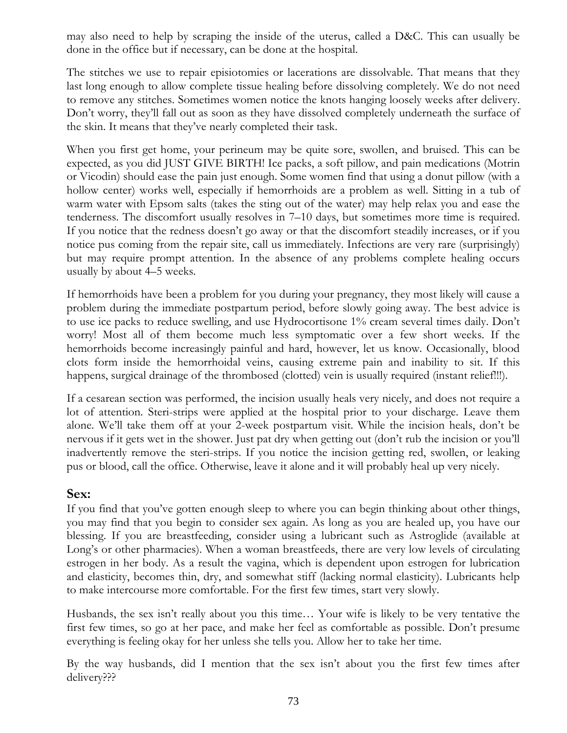may also need to help by scraping the inside of the uterus, called a D&C. This can usually be done in the office but if necessary, can be done at the hospital.

The stitches we use to repair episiotomies or lacerations are dissolvable. That means that they last long enough to allow complete tissue healing before dissolving completely. We do not need to remove any stitches. Sometimes women notice the knots hanging loosely weeks after delivery. Don't worry, they'll fall out as soon as they have dissolved completely underneath the surface of the skin. It means that they've nearly completed their task.

When you first get home, your perineum may be quite sore, swollen, and bruised. This can be expected, as you did JUST GIVE BIRTH! Ice packs, a soft pillow, and pain medications (Motrin or Vicodin) should ease the pain just enough. Some women find that using a donut pillow (with a hollow center) works well, especially if hemorrhoids are a problem as well. Sitting in a tub of warm water with Epsom salts (takes the sting out of the water) may help relax you and ease the tenderness. The discomfort usually resolves in 7–10 days, but sometimes more time is required. If you notice that the redness doesn't go away or that the discomfort steadily increases, or if you notice pus coming from the repair site, call us immediately. Infections are very rare (surprisingly) but may require prompt attention. In the absence of any problems complete healing occurs usually by about 4–5 weeks.

If hemorrhoids have been a problem for you during your pregnancy, they most likely will cause a problem during the immediate postpartum period, before slowly going away. The best advice is to use ice packs to reduce swelling, and use Hydrocortisone 1% cream several times daily. Don't worry! Most all of them become much less symptomatic over a few short weeks. If the hemorrhoids become increasingly painful and hard, however, let us know. Occasionally, blood clots form inside the hemorrhoidal veins, causing extreme pain and inability to sit. If this happens, surgical drainage of the thrombosed (clotted) vein is usually required (instant relief!!!).

If a cesarean section was performed, the incision usually heals very nicely, and does not require a lot of attention. Steri-strips were applied at the hospital prior to your discharge. Leave them alone. We'll take them off at your 2-week postpartum visit. While the incision heals, don't be nervous if it gets wet in the shower. Just pat dry when getting out (don't rub the incision or you'll inadvertently remove the steri-strips. If you notice the incision getting red, swollen, or leaking pus or blood, call the office. Otherwise, leave it alone and it will probably heal up very nicely.

## Sex:

If you find that you've gotten enough sleep to where you can begin thinking about other things, you may find that you begin to consider sex again. As long as you are healed up, you have our blessing. If you are breastfeeding, consider using a lubricant such as Astroglide (available at Long's or other pharmacies). When a woman breastfeeds, there are very low levels of circulating estrogen in her body. As a result the vagina, which is dependent upon estrogen for lubrication and elasticity, becomes thin, dry, and somewhat stiff (lacking normal elasticity). Lubricants help to make intercourse more comfortable. For the first few times, start very slowly.

Husbands, the sex isn't really about you this time… Your wife is likely to be very tentative the first few times, so go at her pace, and make her feel as comfortable as possible. Don't presume everything is feeling okay for her unless she tells you. Allow her to take her time.

By the way husbands, did I mention that the sex isn't about you the first few times after delivery???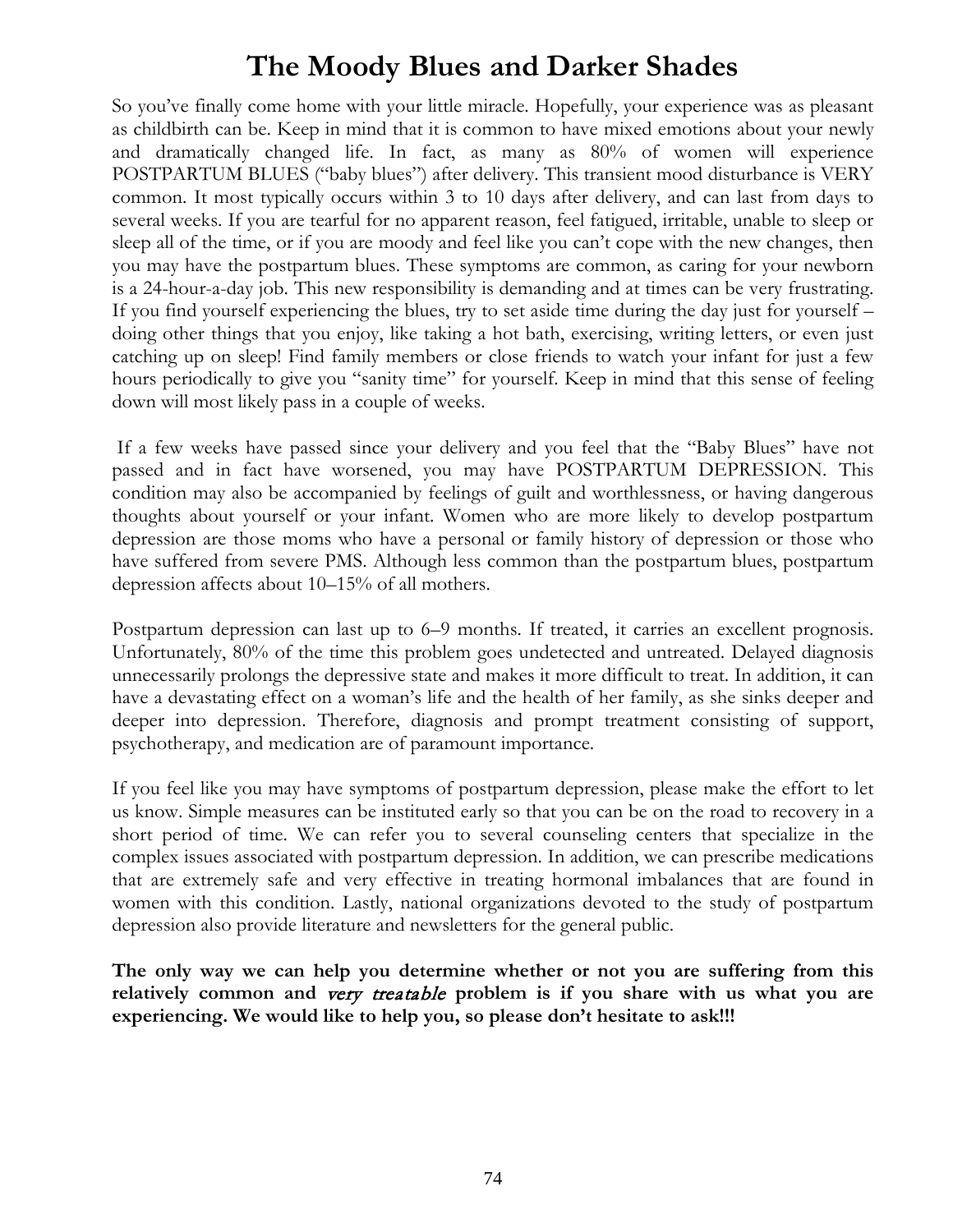# The Moody Blues and Darker Shades

So you've finally come home with your little miracle. Hopefully, your experience was as pleasant as childbirth can be. Keep in mind that it is common to have mixed emotions about your newly and dramatically changed life. In fact, as many as 80% of women will experience POSTPARTUM BLUES ("baby blues") after delivery. This transient mood disturbance is VERY common. It most typically occurs within 3 to 10 days after delivery, and can last from days to several weeks. If you are tearful for no apparent reason, feel fatigued, irritable, unable to sleep or sleep all of the time, or if you are moody and feel like you can't cope with the new changes, then you may have the postpartum blues. These symptoms are common, as caring for your newborn is a 24-hour-a-day job. This new responsibility is demanding and at times can be very frustrating. If you find yourself experiencing the blues, try to set aside time during the day just for yourself – doing other things that you enjoy, like taking a hot bath, exercising, writing letters, or even just catching up on sleep! Find family members or close friends to watch your infant for just a few hours periodically to give you "sanity time" for yourself. Keep in mind that this sense of feeling down will most likely pass in a couple of weeks.

If a few weeks have passed since your delivery and you feel that the "Baby Blues" have not passed and in fact have worsened, you may have POSTPARTUM DEPRESSION. This condition may also be accompanied by feelings of guilt and worthlessness, or having dangerous thoughts about yourself or your infant. Women who are more likely to develop postpartum depression are those moms who have a personal or family history of depression or those who have suffered from severe PMS. Although less common than the postpartum blues, postpartum depression affects about 10–15% of all mothers.

Postpartum depression can last up to 6–9 months. If treated, it carries an excellent prognosis. Unfortunately, 80% of the time this problem goes undetected and untreated. Delayed diagnosis unnecessarily prolongs the depressive state and makes it more difficult to treat. In addition, it can have a devastating effect on a woman's life and the health of her family, as she sinks deeper and deeper into depression. Therefore, diagnosis and prompt treatment consisting of support, psychotherapy, and medication are of paramount importance.

If you feel like you may have symptoms of postpartum depression, please make the effort to let us know. Simple measures can be instituted early so that you can be on the road to recovery in a short period of time. We can refer you to several counseling centers that specialize in the complex issues associated with postpartum depression. In addition, we can prescribe medications that are extremely safe and very effective in treating hormonal imbalances that are found in women with this condition. Lastly, national organizations devoted to the study of postpartum depression also provide literature and newsletters for the general public.

**The only way we can help you determine whether or not you are suffering from this relatively common and *very treatable* problem is if you share with us what you are experiencing. We would like to help you, so please don't hesitate to ask!!!**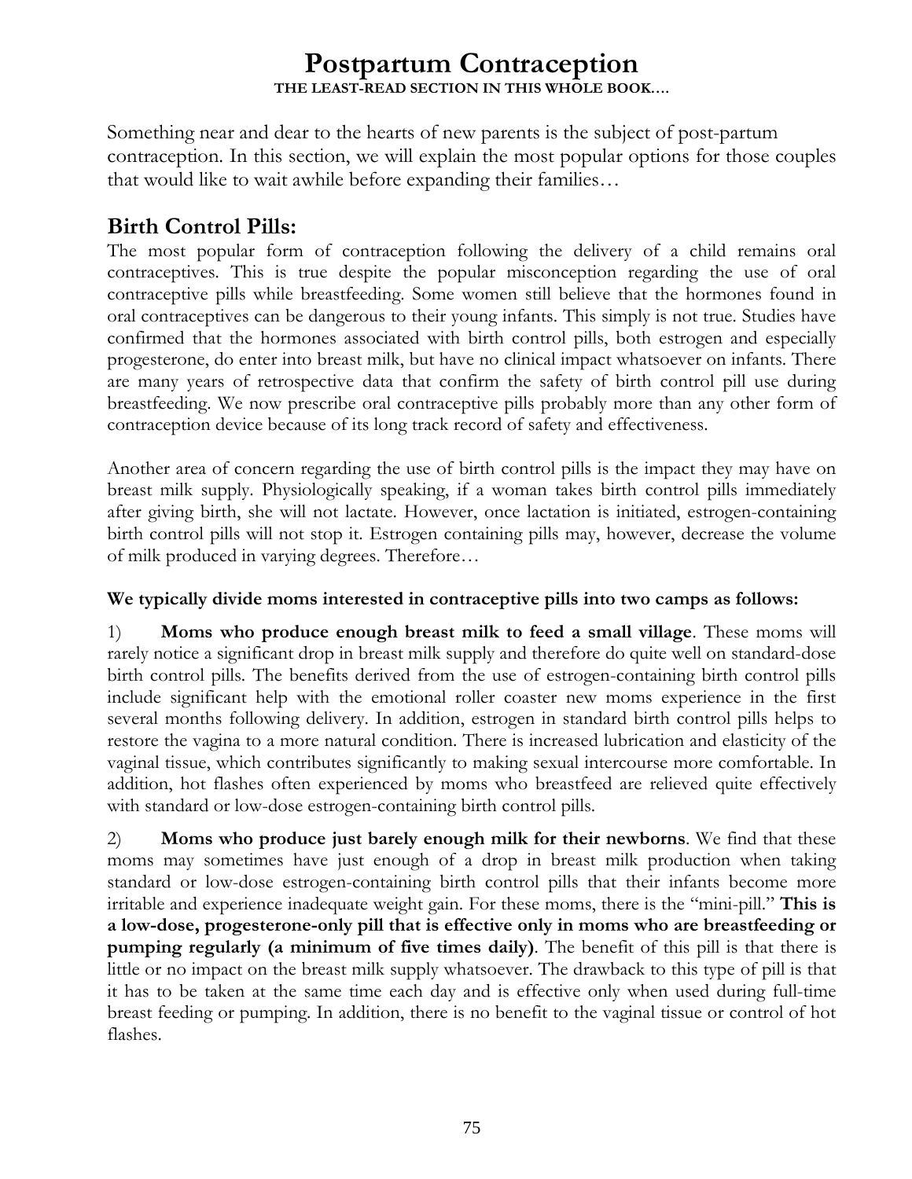# Postpartum Contraception

**THE LEAST-READ SECTION IN THIS WHOLE BOOK….**

Something near and dear to the hearts of new parents is the subject of post-partum contraception. In this section, we will explain the most popular options for those couples that would like to wait awhile before expanding their families…

## Birth Control Pills:

The most popular form of contraception following the delivery of a child remains oral contraceptives. This is true despite the popular misconception regarding the use of oral contraceptive pills while breastfeeding. Some women still believe that the hormones found in oral contraceptives can be dangerous to their young infants. This simply is not true. Studies have confirmed that the hormones associated with birth control pills, both estrogen and especially progesterone, do enter into breast milk, but have no clinical impact whatsoever on infants. There are many years of retrospective data that confirm the safety of birth control pill use during breastfeeding. We now prescribe oral contraceptive pills probably more than any other form of contraception device because of its long track record of safety and effectiveness.

Another area of concern regarding the use of birth control pills is the impact they may have on breast milk supply. Physiologically speaking, if a woman takes birth control pills immediately after giving birth, she will not lactate. However, once lactation is initiated, estrogen-containing birth control pills will not stop it. Estrogen containing pills may, however, decrease the volume of milk produced in varying degrees. Therefore…

**We typically divide moms interested in contraceptive pills into two camps as follows:**

1) **Moms who produce enough breast milk to feed a small village**. These moms will rarely notice a significant drop in breast milk supply and therefore do quite well on standard-dose birth control pills. The benefits derived from the use of estrogen-containing birth control pills include significant help with the emotional roller coaster new moms experience in the first several months following delivery. In addition, estrogen in standard birth control pills helps to restore the vagina to a more natural condition. There is increased lubrication and elasticity of the vaginal tissue, which contributes significantly to making sexual intercourse more comfortable. In addition, hot flashes often experienced by moms who breastfeed are relieved quite effectively with standard or low-dose estrogen-containing birth control pills.

2) **Moms who produce just barely enough milk for their newborns**. We find that these moms may sometimes have just enough of a drop in breast milk production when taking standard or low-dose estrogen-containing birth control pills that their infants become more irritable and experience inadequate weight gain. For these moms, there is the "mini-pill." **This is a low-dose, progesterone-only pill that is effective only in moms who are breastfeeding or pumping regularly (a minimum of five times daily)**. The benefit of this pill is that there is little or no impact on the breast milk supply whatsoever. The drawback to this type of pill is that it has to be taken at the same time each day and is effective only when used during full-time breast feeding or pumping. In addition, there is no benefit to the vaginal tissue or control of hot flashes.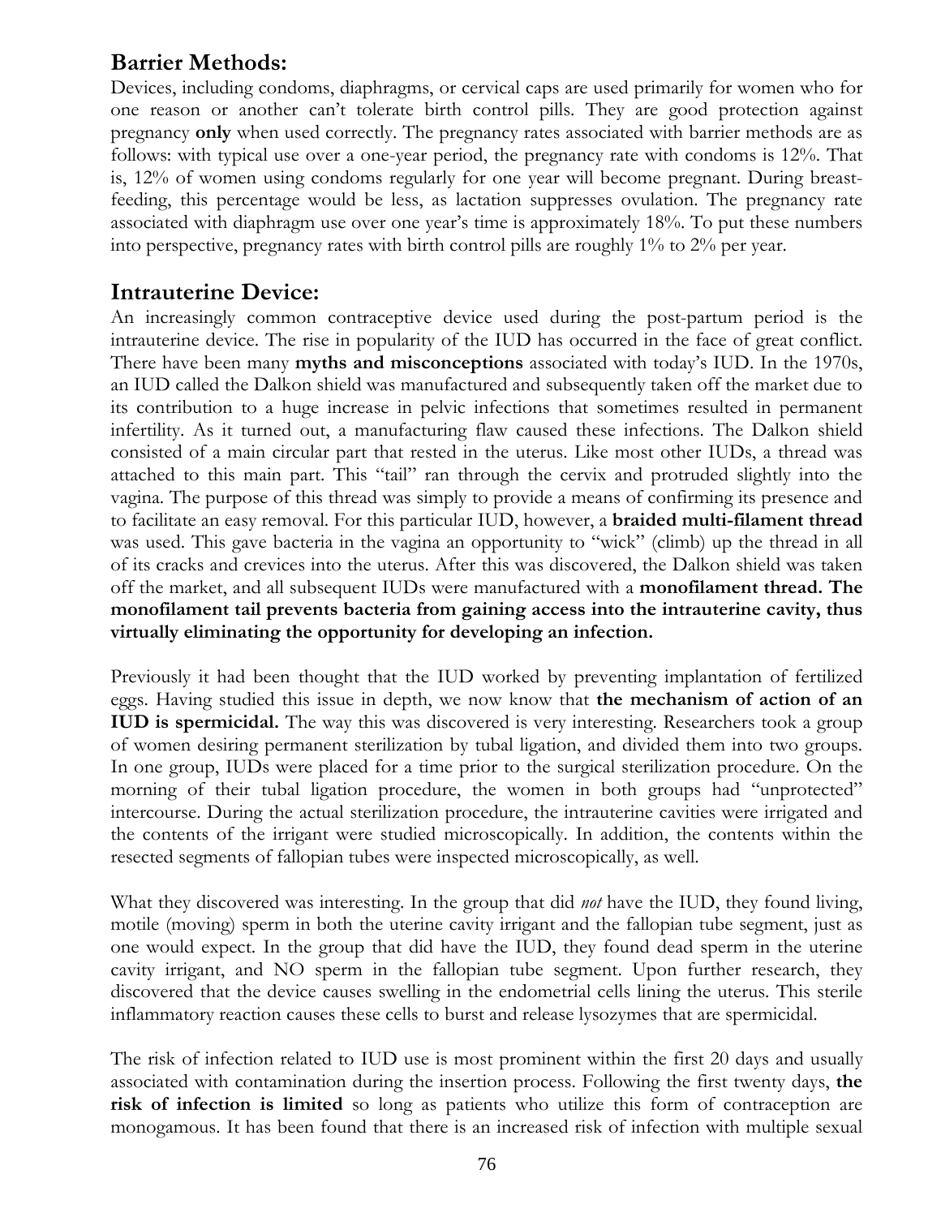## Barrier Methods:

Devices, including condoms, diaphragms, or cervical caps are used primarily for women who for one reason or another can't tolerate birth control pills. They are good protection against pregnancy **only** when used correctly. The pregnancy rates associated with barrier methods are as follows: with typical use over a one-year period, the pregnancy rate with condoms is 12%. That is, 12% of women using condoms regularly for one year will become pregnant. During breast-feeding, this percentage would be less, as lactation suppresses ovulation. The pregnancy rate associated with diaphragm use over one year's time is approximately 18%. To put these numbers into perspective, pregnancy rates with birth control pills are roughly 1% to 2% per year.

## Intrauterine Device:

An increasingly common contraceptive device used during the post-partum period is the intrauterine device. The rise in popularity of the IUD has occurred in the face of great conflict. There have been many **myths and misconceptions** associated with today's IUD. In the 1970s, an IUD called the Dalkon shield was manufactured and subsequently taken off the market due to its contribution to a huge increase in pelvic infections that sometimes resulted in permanent infertility. As it turned out, a manufacturing flaw caused these infections. The Dalkon shield consisted of a main circular part that rested in the uterus. Like most other IUDs, a thread was attached to this main part. This "tail" ran through the cervix and protruded slightly into the vagina. The purpose of this thread was simply to provide a means of confirming its presence and to facilitate an easy removal. For this particular IUD, however, a **braided multi-filament thread** was used. This gave bacteria in the vagina an opportunity to "wick" (climb) up the thread in all of its cracks and crevices into the uterus. After this was discovered, the Dalkon shield was taken off the market, and all subsequent IUDs were manufactured with a **monofilament thread. The monofilament tail prevents bacteria from gaining access into the intrauterine cavity, thus virtually eliminating the opportunity for developing an infection.**

Previously it had been thought that the IUD worked by preventing implantation of fertilized eggs. Having studied this issue in depth, we now know that **the mechanism of action of an IUD is spermicidal.** The way this was discovered is very interesting. Researchers took a group of women desiring permanent sterilization by tubal ligation, and divided them into two groups. In one group, IUDs were placed for a time prior to the surgical sterilization procedure. On the morning of their tubal ligation procedure, the women in both groups had "unprotected" intercourse. During the actual sterilization procedure, the intrauterine cavities were irrigated and the contents of the irrigant were studied microscopically. In addition, the contents within the resected segments of fallopian tubes were inspected microscopically, as well.

What they discovered was interesting. In the group that did *not* have the IUD, they found living, motile (moving) sperm in both the uterine cavity irrigant and the fallopian tube segment, just as one would expect. In the group that did have the IUD, they found dead sperm in the uterine cavity irrigant, and NO sperm in the fallopian tube segment. Upon further research, they discovered that the device causes swelling in the endometrial cells lining the uterus. This sterile inflammatory reaction causes these cells to burst and release lysozymes that are spermicidal.

The risk of infection related to IUD use is most prominent within the first 20 days and usually associated with contamination during the insertion process. Following the first twenty days, **the risk of infection is limited** so long as patients who utilize this form of contraception are monogamous. It has been found that there is an increased risk of infection with multiple sexual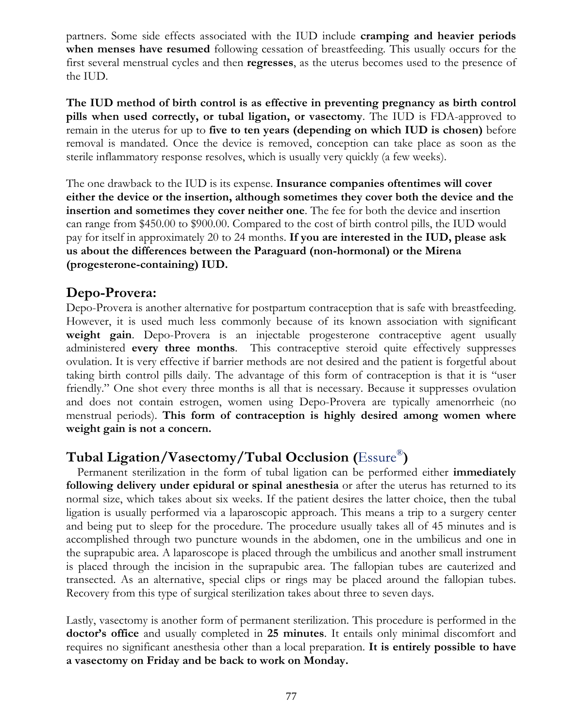partners. Some side effects associated with the IUD include **cramping and heavier periods when menses have resumed** following cessation of breastfeeding. This usually occurs for the first several menstrual cycles and then **regresses**, as the uterus becomes used to the presence of the IUD.

**The IUD method of birth control is as effective in preventing pregnancy as birth control pills when used correctly, or tubal ligation, or vasectomy**. The IUD is FDA-approved to remain in the uterus for up to **five to ten years (depending on which IUD is chosen)** before removal is mandated. Once the device is removed, conception can take place as soon as the sterile inflammatory response resolves, which is usually very quickly (a few weeks).

The one drawback to the IUD is its expense. **Insurance companies oftentimes will cover either the device or the insertion, although sometimes they cover both the device and the insertion and sometimes they cover neither one**. The fee for both the device and insertion can range from $450.00 to $900.00. Compared to the cost of birth control pills, the IUD would pay for itself in approximately 20 to 24 months. **If you are interested in the IUD, please ask us about the differences between the Paraguard (non-hormonal) or the Mirena (progesterone-containing) IUD.**

## Depo-Provera:

Depo-Provera is another alternative for postpartum contraception that is safe with breastfeeding. However, it is used much less commonly because of its known association with significant **weight gain**. Depo-Provera is an injectable progesterone contraceptive agent usually administered **every three months**. This contraceptive steroid quite effectively suppresses ovulation. It is very effective if barrier methods are not desired and the patient is forgetful about taking birth control pills daily. The advantage of this form of contraception is that it is "user friendly." One shot every three months is all that is necessary. Because it suppresses ovulation and does not contain estrogen, women using Depo-Provera are typically amenorrheic (no menstrual periods). **This form of contraception is highly desired among women where weight gain is not a concern.**

## Tubal Ligation/Vasectomy/Tubal Occlusion (Essure®)

Permanent sterilization in the form of tubal ligation can be performed either **immediately following delivery under epidural or spinal anesthesia** or after the uterus has returned to its normal size, which takes about six weeks. If the patient desires the latter choice, then the tubal ligation is usually performed via a laparoscopic approach. This means a trip to a surgery center and being put to sleep for the procedure. The procedure usually takes all of 45 minutes and is accomplished through two puncture wounds in the abdomen, one in the umbilicus and one in the suprapubic area. A laparoscope is placed through the umbilicus and another small instrument is placed through the incision in the suprapubic area. The fallopian tubes are cauterized and transected. As an alternative, special clips or rings may be placed around the fallopian tubes. Recovery from this type of surgical sterilization takes about three to seven days.

Lastly, vasectomy is another form of permanent sterilization. This procedure is performed in the **doctor's office** and usually completed in **25 minutes**. It entails only minimal discomfort and requires no significant anesthesia other than a local preparation. **It is entirely possible to have a vasectomy on Friday and be back to work on Monday.**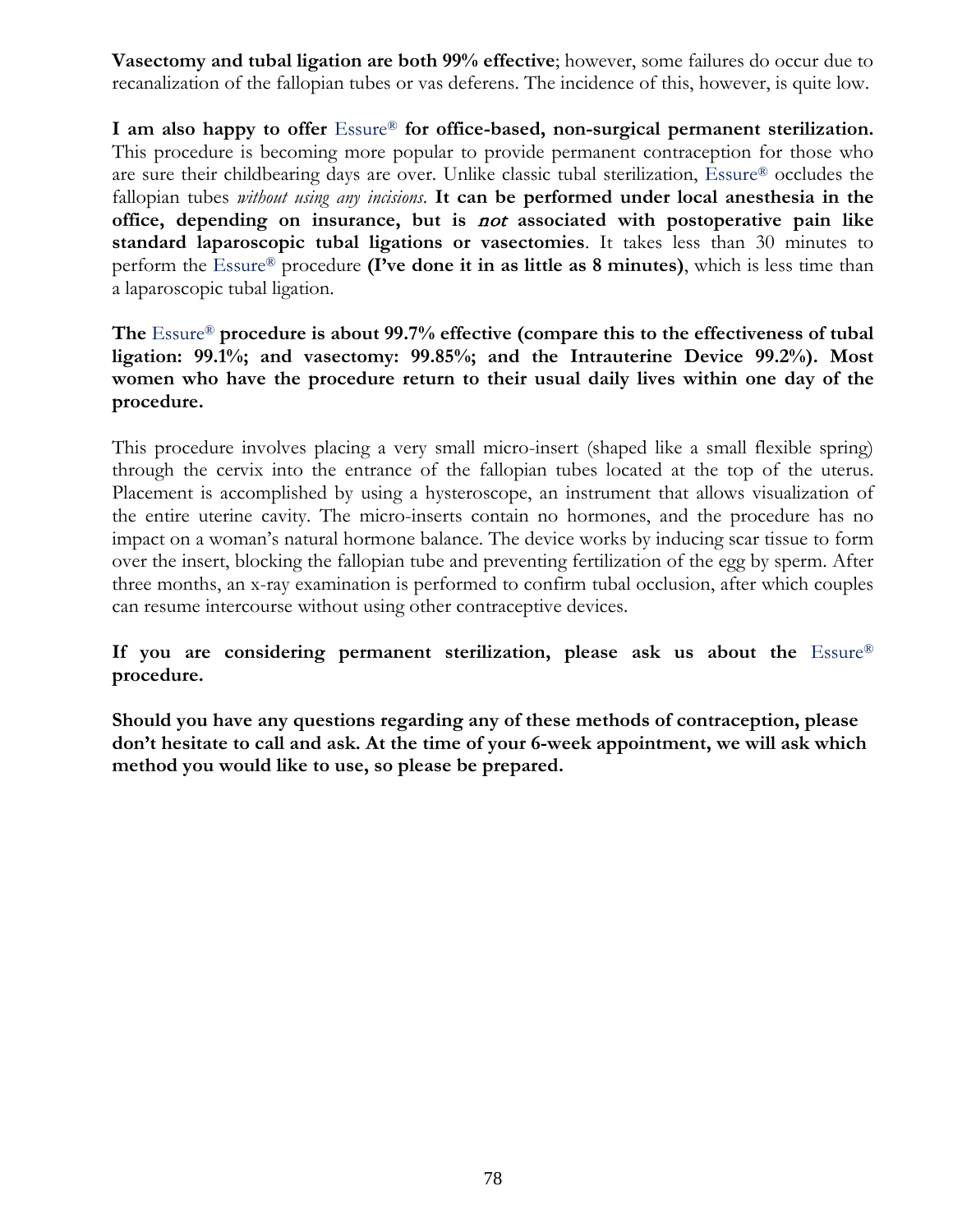**Vasectomy and tubal ligation are both 99% effective**; however, some failures do occur due to recanalization of the fallopian tubes or vas deferens. The incidence of this, however, is quite low.

**I am also happy to offer Essure® for office-based, non-surgical permanent sterilization.** This procedure is becoming more popular to provide permanent contraception for those who are sure their childbearing days are over. Unlike classic tubal sterilization, Essure® occludes the fallopian tubes *without using any incisions*. **It can be performed under local anesthesia in the office, depending on insurance, but is *not* associated with postoperative pain like standard laparoscopic tubal ligations or vasectomies**. It takes less than 30 minutes to perform the Essure® procedure **(I've done it in as little as 8 minutes)**, which is less time than a laparoscopic tubal ligation.

**The Essure® procedure is about 99.7% effective (compare this to the effectiveness of tubal ligation: 99.1%; and vasectomy: 99.85%; and the Intrauterine Device 99.2%). Most women who have the procedure return to their usual daily lives within one day of the procedure.**

This procedure involves placing a very small micro-insert (shaped like a small flexible spring) through the cervix into the entrance of the fallopian tubes located at the top of the uterus. Placement is accomplished by using a hysteroscope, an instrument that allows visualization of the entire uterine cavity. The micro-inserts contain no hormones, and the procedure has no impact on a woman's natural hormone balance. The device works by inducing scar tissue to form over the insert, blocking the fallopian tube and preventing fertilization of the egg by sperm. After three months, an x-ray examination is performed to confirm tubal occlusion, after which couples can resume intercourse without using other contraceptive devices.

**If you are considering permanent sterilization, please ask us about the Essure® procedure.**

**Should you have any questions regarding any of these methods of contraception, please don't hesitate to call and ask. At the time of your 6-week appointment, we will ask which method you would like to use, so please be prepared.**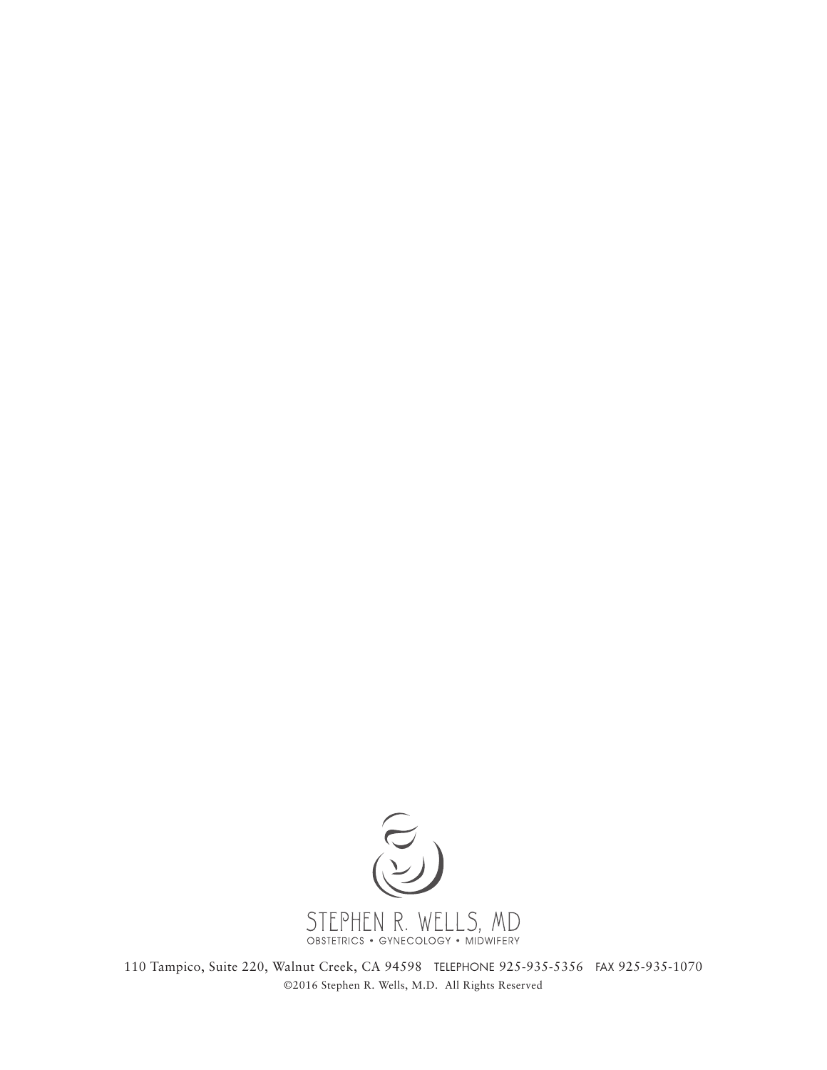STEPHEN R. WELLS, MD

OBSTETRICS • GYNECOLOGY • MIDWIFERY

110 Tampico, Suite 220, Walnut Creek, CA 94598 TELEPHONE 925-935-5356 FAX 925-935-1070

©2016 Stephen R. Wells, M.D. All Rights Reserved